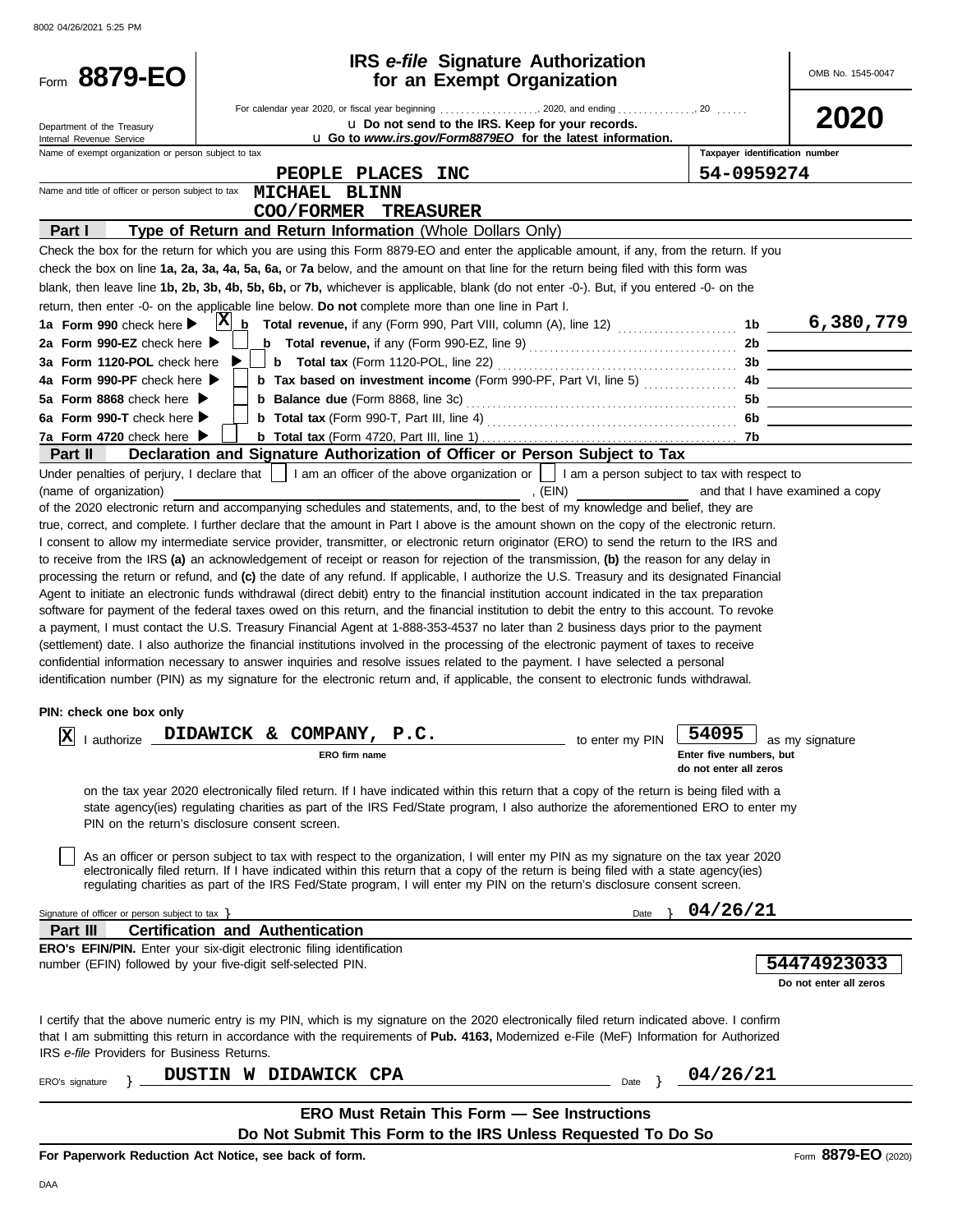8002 04/26/2021 5:25 PM

# Form 8879-EO

## IRS *e-file* Signature Authorization for an Exempt Organization

OMB No. 1545-0047

**2020**

Department of the Treasury
Internal Revenue Service

For calendar year 2020, or fiscal year beginning . . . . . . . . . . . . . . . . . . . , 2020, and ending . . . . . . . . . . . . . . . , 20 . . . . . .

u Do not send to the IRS. Keep for your records.

u Go to *www.irs.gov/Form8879EO* for the latest information.

Name of exempt organization or person subject to tax: **PEOPLE PLACES INC**

Taxpayer identification number: **54-0959274**

Name and title of officer or person subject to tax: **MICHAEL BLINN**
**COO/FORMER TREASURER**

### Part I — Type of Return and Return Information (Whole Dollars Only)

Check the box for the return for which you are using this Form 8879-EO and enter the applicable amount, if any, from the return. If you check the box on line **1a, 2a, 3a, 4a, 5a, 6a,** or **7a** below, and the amount on that line for the return being filed with this form was blank, then leave line **1b, 2b, 3b, 4b, 5b, 6b,** or **7b,** whichever is applicable, blank (do not enter -0-). But, if you entered -0- on the return, then enter -0- on the applicable line below. **Do not** complete more than one line in Part I.

| | | | |
|---|---|---|---|
| **1a Form 990** check here ▶ [X] | **b Total revenue,** if any (Form 990, Part VIII, column (A), line 12) | 1b | 6,380,779 |
| **2a Form 990-EZ** check here ▶ [ ] | **b Total revenue,** if any (Form 990-EZ, line 9) | 2b | |
| **3a Form 1120-POL** check here ▶ [ ] | **b Total tax** (Form 1120-POL, line 22) | 3b | |
| **4a Form 990-PF** check here ▶ [ ] | **b Tax based on investment income** (Form 990-PF, Part VI, line 5) | 4b | |
| **5a Form 8868** check here ▶ [ ] | **b Balance due** (Form 8868, line 3c) | 5b | |
| **6a Form 990-T** check here ▶ [ ] | **b Total tax** (Form 990-T, Part III, line 4) | 6b | |
| **7a Form 4720** check here ▶ [ ] | **b Total tax** (Form 4720, Part III, line 1) | 7b | |

### Part II — Declaration and Signature Authorization of Officer or Person Subject to Tax

Under penalties of perjury, I declare that [ ] I am an officer of the above organization or [ ] I am a person subject to tax with respect to (name of organization) ________________, (EIN) ____________ and that I have examined a copy of the 2020 electronic return and accompanying schedules and statements, and, to the best of my knowledge and belief, they are true, correct, and complete. I further declare that the amount in Part I above is the amount shown on the copy of the electronic return. I consent to allow my intermediate service provider, transmitter, or electronic return originator (ERO) to send the return to the IRS and to receive from the IRS **(a)** an acknowledgement of receipt or reason for rejection of the transmission, **(b)** the reason for any delay in processing the return or refund, and **(c)** the date of any refund. If applicable, I authorize the U.S. Treasury and its designated Financial Agent to initiate an electronic funds withdrawal (direct debit) entry to the financial institution account indicated in the tax preparation software for payment of the federal taxes owed on this return, and the financial institution to debit the entry to this account. To revoke a payment, I must contact the U.S. Treasury Financial Agent at 1-888-353-4537 no later than 2 business days prior to the payment (settlement) date. I also authorize the financial institutions involved in the processing of the electronic payment of taxes to receive confidential information necessary to answer inquiries and resolve issues related to the payment. I have selected a personal identification number (PIN) as my signature for the electronic return and, if applicable, the consent to electronic funds withdrawal.

**PIN: check one box only**

[X] I authorize **DIDAWICK & COMPANY, P.C.** (ERO firm name) to enter my PIN **54095** (Enter five numbers, but do not enter all zeros) as my signature on the tax year 2020 electronically filed return. If I have indicated within this return that a copy of the return is being filed with a state agency(ies) regulating charities as part of the IRS Fed/State program, I also authorize the aforementioned ERO to enter my PIN on the return's disclosure consent screen.

[ ] As an officer or person subject to tax with respect to the organization, I will enter my PIN as my signature on the tax year 2020 electronically filed return. If I have indicated within this return that a copy of the return is being filed with a state agency(ies) regulating charities as part of the IRS Fed/State program, I will enter my PIN on the return's disclosure consent screen.

Signature of officer or person subject to tax } ____________ Date } **04/26/21**

### Part III — Certification and Authentication

**ERO's EFIN/PIN.** Enter your six-digit electronic filing identification number (EFIN) followed by your five-digit self-selected PIN. **54474923033** (Do not enter all zeros)

I certify that the above numeric entry is my PIN, which is my signature on the 2020 electronically filed return indicated above. I confirm that I am submitting this return in accordance with the requirements of **Pub. 4163,** Modernized e-File (MeF) Information for Authorized IRS *e-file* Providers for Business Returns.

ERO's signature } **DUSTIN W DIDAWICK CPA** Date } **04/26/21**

**ERO Must Retain This Form — See Instructions**

**Do Not Submit This Form to the IRS Unless Requested To Do So**

**For Paperwork Reduction Act Notice, see back of form.** Form **8879-EO** (2020)

DAA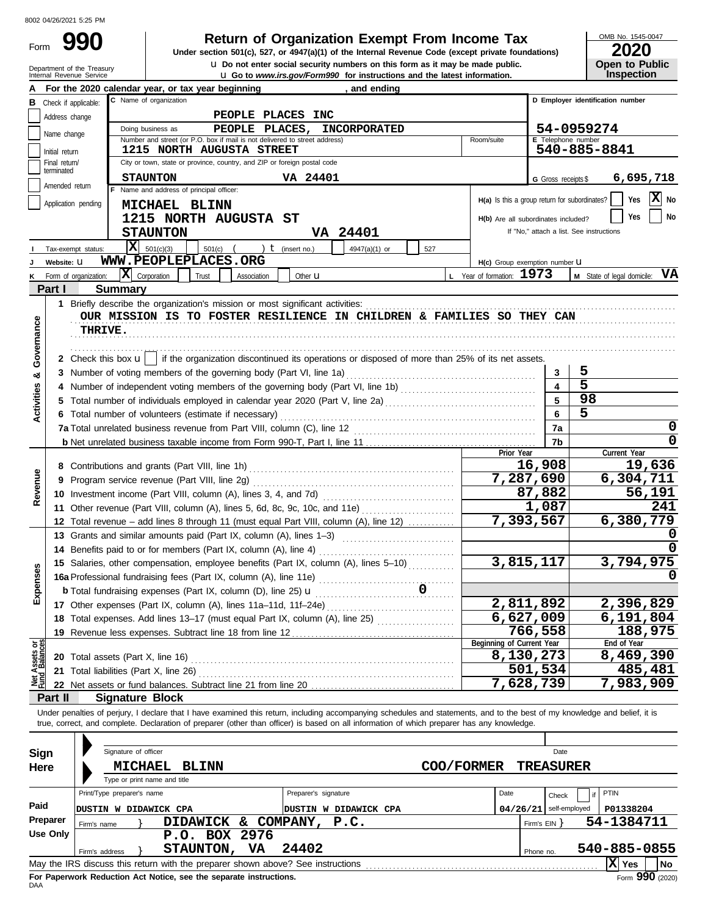8002 04/26/2021 5:25 PM

# Form 990 — Return of Organization Exempt From Income Tax

**Under section 501(c), 527, or 4947(a)(1) of the Internal Revenue Code (except private foundations)**

u Do not enter social security numbers on this form as it may be made public.
u Go to *www.irs.gov/Form990* for instructions and the latest information.

Department of the Treasury
Internal Revenue Service

OMB No. 1545-0047
**2020**
**Open to Public Inspection**

**A** For the 2020 calendar year, or tax year beginning , and ending

**B** Check if applicable:
- Address change
- Name change
- Initial return
- Final return/terminated
- Amended return
- Application pending

**C** Name of organization: PEOPLE PLACES INC
Doing business as: PEOPLE PLACES, INCORPORATED
Number and street (or P.O. box if mail is not delivered to street address): 1215 NORTH AUGUSTA STREET
Room/suite:
City or town, state or province, country, and ZIP or foreign postal code: STAUNTON VA 24401

**D** Employer identification number: 54-0959274
**E** Telephone number: 540-885-8841
**G** Gross receipts $ 6,695,718

**F** Name and address of principal officer:
MICHAEL BLINN
1215 NORTH AUGUSTA ST
STAUNTON VA 24401

**H(a)** Is this a group return for subordinates? Yes [ ] No [X]
**H(b)** Are all subordinates included? Yes [ ] No [ ]
If "No," attach a list. See instructions
**H(c)** Group exemption number u

**I** Tax-exempt status: [X] 501(c)(3) [ ] 501(c) ( ) t (insert no.) [ ] 4947(a)(1) or [ ] 527

**J** Website: u WWW.PEOPLEPLACES.ORG

**K** Form of organization: [X] Corporation [ ] Trust [ ] Association [ ] Other u

**L** Year of formation: 1973 **M** State of legal domicile: VA

## Part I Summary

**Activities & Governance**

1 Briefly describe the organization's mission or most significant activities:
OUR MISSION IS TO FOSTER RESILIENCE IN CHILDREN & FAMILIES SO THEY CAN THRIVE.

2 Check this box u [ ] if the organization discontinued its operations or disposed of more than 25% of its net assets.

| | | | |
|---|---|---|---|
| 3 | Number of voting members of the governing body (Part VI, line 1a) | 3 | 5 |
| 4 | Number of independent voting members of the governing body (Part VI, line 1b) | 4 | 5 |
| 5 | Total number of individuals employed in calendar year 2020 (Part V, line 2a) | 5 | 98 |
| 6 | Total number of volunteers (estimate if necessary) | 6 | 5 |
| 7a | Total unrelated business revenue from Part VIII, column (C), line 12 | 7a | 0 |
| b | Net unrelated business taxable income from Form 990-T, Part I, line 11 | 7b | 0 |

| | | | Prior Year | Current Year |
|---|---|---|---|---|
| **Revenue** | 8 | Contributions and grants (Part VIII, line 1h) | 16,908 | 19,636 |
| | 9 | Program service revenue (Part VIII, line 2g) | 7,287,690 | 6,304,711 |
| | 10 | Investment income (Part VIII, column (A), lines 3, 4, and 7d) | 87,882 | 56,191 |
| | 11 | Other revenue (Part VIII, column (A), lines 5, 6d, 8c, 9c, 10c, and 11e) | 1,087 | 241 |
| | 12 | Total revenue – add lines 8 through 11 (must equal Part VIII, column (A), line 12) | 7,393,567 | 6,380,779 |
| **Expenses** | 13 | Grants and similar amounts paid (Part IX, column (A), lines 1–3) | | 0 |
| | 14 | Benefits paid to or for members (Part IX, column (A), line 4) | | 0 |
| | 15 | Salaries, other compensation, employee benefits (Part IX, column (A), lines 5–10) | 3,815,117 | 3,794,975 |
| | 16a | Professional fundraising fees (Part IX, column (A), line 11e) | | 0 |
| | b | Total fundraising expenses (Part IX, column (D), line 25) u 0 | | |
| | 17 | Other expenses (Part IX, column (A), lines 11a–11d, 11f–24e) | 2,811,892 | 2,396,829 |
| | 18 | Total expenses. Add lines 13–17 (must equal Part IX, column (A), line 25) | 6,627,009 | 6,191,804 |
| | 19 | Revenue less expenses. Subtract line 18 from line 12 | 766,558 | 188,975 |

| | | | Beginning of Current Year | End of Year |
|---|---|---|---|---|
| **Net Assets or Fund Balances** | 20 | Total assets (Part X, line 16) | 8,130,273 | 8,469,390 |
| | 21 | Total liabilities (Part X, line 26) | 501,534 | 485,481 |
| | 22 | Net assets or fund balances. Subtract line 21 from line 20 | 7,628,739 | 7,983,909 |

## Part II Signature Block

Under penalties of perjury, I declare that I have examined this return, including accompanying schedules and statements, and to the best of my knowledge and belief, it is true, correct, and complete. Declaration of preparer (other than officer) is based on all information of which preparer has any knowledge.

**Sign Here**
Signature of officer — Date
MICHAEL BLINN COO/FORMER TREASURER
Type or print name and title

**Paid Preparer Use Only**

| Print/Type preparer's name | Preparer's signature | Date | Check [ ] if self-employed | PTIN |
|---|---|---|---|---|
| DUSTIN W DIDAWICK CPA | DUSTIN W DIDAWICK CPA | 04/26/21 | | P01338204 |

Firm's name } DIDAWICK & COMPANY, P.C. — Firm's EIN } 54-1384711
Firm's address } P.O. BOX 2976 STAUNTON, VA 24402 — Phone no. 540-885-0855

May the IRS discuss this return with the preparer shown above? See instructions [X] Yes [ ] No

**For Paperwork Reduction Act Notice, see the separate instructions.**
DAA Form **990** (2020)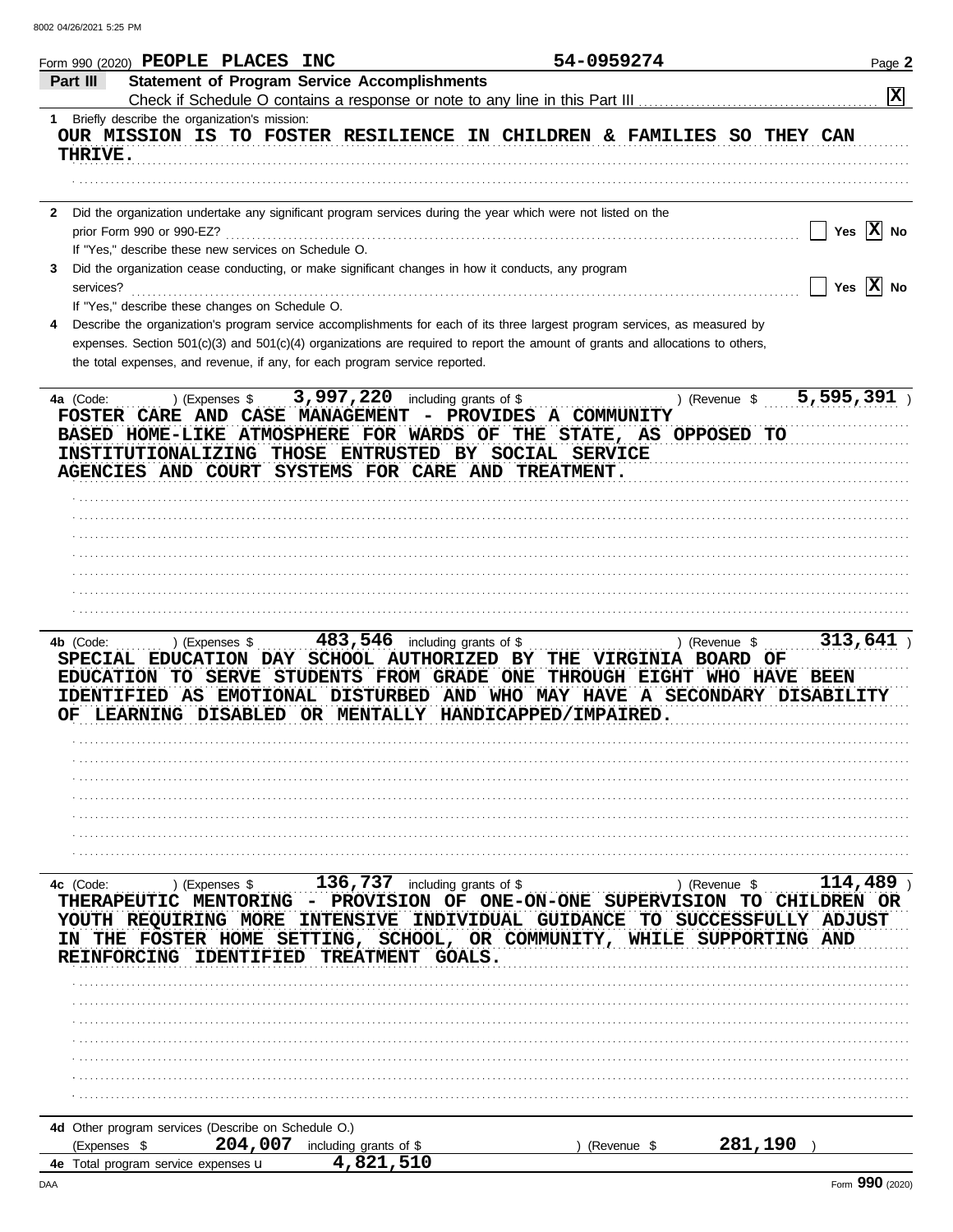Form 990 (2020) **PEOPLE PLACES INC** 54-0959274

## Part III Statement of Program Service Accomplishments

Check if Schedule O contains a response or note to any line in this Part III [X]

**1** Briefly describe the organization's mission:

OUR MISSION IS TO FOSTER RESILIENCE IN CHILDREN & FAMILIES SO THEY CAN THRIVE.

**2** Did the organization undertake any significant program services during the year which were not listed on the prior Form 990 or 990-EZ? [ ] Yes [X] No

If "Yes," describe these new services on Schedule O.

**3** Did the organization cease conducting, or make significant changes in how it conducts, any program services? [ ] Yes [X] No

If "Yes," describe these changes on Schedule O.

**4** Describe the organization's program service accomplishments for each of its three largest program services, as measured by expenses. Section 501(c)(3) and 501(c)(4) organizations are required to report the amount of grants and allocations to others, the total expenses, and revenue, if any, for each program service reported.

**4a** (Code: ) (Expenses $ 3,997,220 including grants of $ ) (Revenue $ 5,595,391 )

FOSTER CARE AND CASE MANAGEMENT - PROVIDES A COMMUNITY BASED HOME-LIKE ATMOSPHERE FOR WARDS OF THE STATE, AS OPPOSED TO INSTITUTIONALIZING THOSE ENTRUSTED BY SOCIAL SERVICE AGENCIES AND COURT SYSTEMS FOR CARE AND TREATMENT.

**4b** (Code: ) (Expenses $ 483,546 including grants of $ ) (Revenue $ 313,641 )

SPECIAL EDUCATION DAY SCHOOL AUTHORIZED BY THE VIRGINIA BOARD OF EDUCATION TO SERVE STUDENTS FROM GRADE ONE THROUGH EIGHT WHO HAVE BEEN IDENTIFIED AS EMOTIONAL DISTURBED AND WHO MAY HAVE A SECONDARY DISABILITY OF LEARNING DISABLED OR MENTALLY HANDICAPPED/IMPAIRED.

**4c** (Code: ) (Expenses $ 136,737 including grants of $ ) (Revenue $ 114,489 )

THERAPEUTIC MENTORING - PROVISION OF ONE-ON-ONE SUPERVISION TO CHILDREN OR YOUTH REQUIRING MORE INTENSIVE INDIVIDUAL GUIDANCE TO SUCCESSFULLY ADJUST IN THE FOSTER HOME SETTING, SCHOOL, OR COMMUNITY, WHILE SUPPORTING AND REINFORCING IDENTIFIED TREATMENT GOALS.

**4d** Other program services (Describe on Schedule O.)

(Expenses $ 204,007 including grants of $ ) (Revenue $ 281,190 )

**4e** Total program service expenses 4,821,510

Form **990** (2020)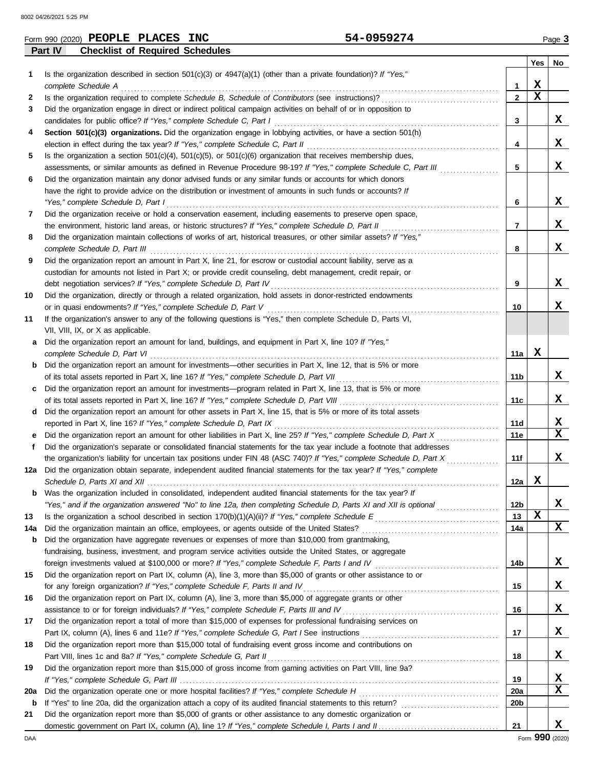Form 990 (2020) **PEOPLE PLACES INC** **54-0959274** Page **3**

**Part IV Checklist of Required Schedules**

| | | | Yes | No |
|---|---|---|---|---|
| **1** | Is the organization described in section 501(c)(3) or 4947(a)(1) (other than a private foundation)? *If "Yes," complete Schedule A* | **1** | X | |
| **2** | Is the organization required to complete *Schedule B, Schedule of Contributors* (see instructions)? | **2** | X | |
| **3** | Did the organization engage in direct or indirect political campaign activities on behalf of or in opposition to candidates for public office? *If "Yes," complete Schedule C, Part I* | **3** | | X |
| **4** | **Section 501(c)(3) organizations.** Did the organization engage in lobbying activities, or have a section 501(h) election in effect during the tax year? *If "Yes," complete Schedule C, Part II* | **4** | | X |
| **5** | Is the organization a section 501(c)(4), 501(c)(5), or 501(c)(6) organization that receives membership dues, assessments, or similar amounts as defined in Revenue Procedure 98-19? *If "Yes," complete Schedule C, Part III* | **5** | | X |
| **6** | Did the organization maintain any donor advised funds or any similar funds or accounts for which donors have the right to provide advice on the distribution or investment of amounts in such funds or accounts? *If "Yes," complete Schedule D, Part I* | **6** | | X |
| **7** | Did the organization receive or hold a conservation easement, including easements to preserve open space, the environment, historic land areas, or historic structures? *If "Yes," complete Schedule D, Part II* | **7** | | X |
| **8** | Did the organization maintain collections of works of art, historical treasures, or other similar assets? *If "Yes," complete Schedule D, Part III* | **8** | | X |
| **9** | Did the organization report an amount in Part X, line 21, for escrow or custodial account liability, serve as a custodian for amounts not listed in Part X; or provide credit counseling, debt management, credit repair, or debt negotiation services? *If "Yes," complete Schedule D, Part IV* | **9** | | X |
| **10** | Did the organization, directly or through a related organization, hold assets in donor-restricted endowments or in quasi endowments? *If "Yes," complete Schedule D, Part V* | **10** | | X |
| **11** | If the organization's answer to any of the following questions is "Yes," then complete Schedule D, Parts VI, VII, VIII, IX, or X as applicable. | | | |
| **a** | Did the organization report an amount for land, buildings, and equipment in Part X, line 10? *If "Yes," complete Schedule D, Part VI* | **11a** | X | |
| **b** | Did the organization report an amount for investments—other securities in Part X, line 12, that is 5% or more of its total assets reported in Part X, line 16? *If "Yes," complete Schedule D, Part VII* | **11b** | | X |
| **c** | Did the organization report an amount for investments—program related in Part X, line 13, that is 5% or more of its total assets reported in Part X, line 16? *If "Yes," complete Schedule D, Part VIII* | **11c** | | X |
| **d** | Did the organization report an amount for other assets in Part X, line 15, that is 5% or more of its total assets reported in Part X, line 16? *If "Yes," complete Schedule D, Part IX* | **11d** | | X |
| **e** | Did the organization report an amount for other liabilities in Part X, line 25? *If "Yes," complete Schedule D, Part X* | **11e** | | X |
| **f** | Did the organization's separate or consolidated financial statements for the tax year include a footnote that addresses the organization's liability for uncertain tax positions under FIN 48 (ASC 740)? *If "Yes," complete Schedule D, Part X* | **11f** | | X |
| **12a** | Did the organization obtain separate, independent audited financial statements for the tax year? *If "Yes," complete Schedule D, Parts XI and XII* | **12a** | X | |
| **b** | Was the organization included in consolidated, independent audited financial statements for the tax year? *If "Yes," and if the organization answered "No" to line 12a, then completing Schedule D, Parts XI and XII is optional* | **12b** | | X |
| **13** | Is the organization a school described in section 170(b)(1)(A)(ii)? *If "Yes," complete Schedule E* | **13** | X | |
| **14a** | Did the organization maintain an office, employees, or agents outside of the United States? | **14a** | | X |
| **b** | Did the organization have aggregate revenues or expenses of more than $10,000 from grantmaking, fundraising, business, investment, and program service activities outside the United States, or aggregate foreign investments valued at $100,000 or more? *If "Yes," complete Schedule F, Parts I and IV* | **14b** | | X |
| **15** | Did the organization report on Part IX, column (A), line 3, more than $5,000 of grants or other assistance to or for any foreign organization? *If "Yes," complete Schedule F, Parts II and IV* | **15** | | X |
| **16** | Did the organization report on Part IX, column (A), line 3, more than $5,000 of aggregate grants or other assistance to or for foreign individuals? *If "Yes," complete Schedule F, Parts III and IV* | **16** | | X |
| **17** | Did the organization report a total of more than $15,000 of expenses for professional fundraising services on Part IX, column (A), lines 6 and 11e? *If "Yes," complete Schedule G, Part I* See instructions | **17** | | X |
| **18** | Did the organization report more than $15,000 total of fundraising event gross income and contributions on Part VIII, lines 1c and 8a? *If "Yes," complete Schedule G, Part II* | **18** | | X |
| **19** | Did the organization report more than $15,000 of gross income from gaming activities on Part VIII, line 9a? *If "Yes," complete Schedule G, Part III* | **19** | | X |
| **20a** | Did the organization operate one or more hospital facilities? *If "Yes," complete Schedule H* | **20a** | | X |
| **b** | If "Yes" to line 20a, did the organization attach a copy of its audited financial statements to this return? | **20b** | | |
| **21** | Did the organization report more than $5,000 of grants or other assistance to any domestic organization or domestic government on Part IX, column (A), line 1? *If "Yes," complete Schedule I, Parts I and II* | **21** | | X |

Form **990** (2020)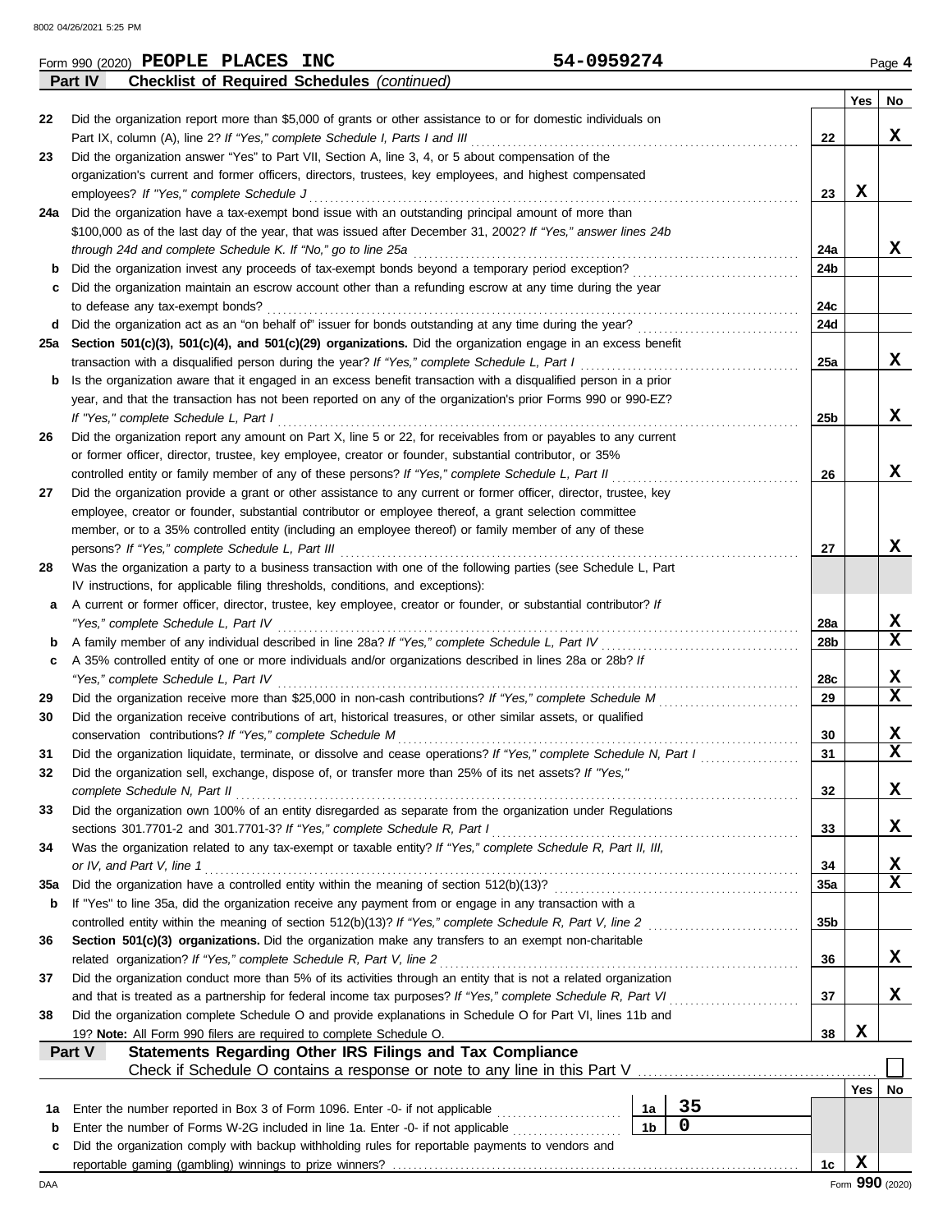Form 990 (2020) **PEOPLE PLACES INC** **54-0959274** Page **4**

**Part IV Checklist of Required Schedules** *(continued)*

| | | | Yes | No |
|---|---|---|---|---|
| 22 | Did the organization report more than $5,000 of grants or other assistance to or for domestic individuals on Part IX, column (A), line 2? *If "Yes," complete Schedule I, Parts I and III* | 22 | | X |
| 23 | Did the organization answer "Yes" to Part VII, Section A, line 3, 4, or 5 about compensation of the organization's current and former officers, directors, trustees, key employees, and highest compensated employees? *If "Yes," complete Schedule J* | 23 | X | |
| 24a | Did the organization have a tax-exempt bond issue with an outstanding principal amount of more than $100,000 as of the last day of the year, that was issued after December 31, 2002? *If "Yes," answer lines 24b through 24d and complete Schedule K. If "No," go to line 25a* | 24a | | X |
| b | Did the organization invest any proceeds of tax-exempt bonds beyond a temporary period exception? | 24b | | |
| c | Did the organization maintain an escrow account other than a refunding escrow at any time during the year to defease any tax-exempt bonds? | 24c | | |
| d | Did the organization act as an "on behalf of" issuer for bonds outstanding at any time during the year? | 24d | | |
| 25a | **Section 501(c)(3), 501(c)(4), and 501(c)(29) organizations.** Did the organization engage in an excess benefit transaction with a disqualified person during the year? *If "Yes," complete Schedule L, Part I* | 25a | | X |
| b | Is the organization aware that it engaged in an excess benefit transaction with a disqualified person in a prior year, and that the transaction has not been reported on any of the organization's prior Forms 990 or 990-EZ? *If "Yes," complete Schedule L, Part I* | 25b | | X |
| 26 | Did the organization report any amount on Part X, line 5 or 22, for receivables from or payables to any current or former officer, director, trustee, key employee, creator or founder, substantial contributor, or 35% controlled entity or family member of any of these persons? *If "Yes," complete Schedule L, Part II* | 26 | | X |
| 27 | Did the organization provide a grant or other assistance to any current or former officer, director, trustee, key employee, creator or founder, substantial contributor or employee thereof, a grant selection committee member, or to a 35% controlled entity (including an employee thereof) or family member of any of these persons? *If "Yes," complete Schedule L, Part III* | 27 | | X |
| 28 | Was the organization a party to a business transaction with one of the following parties (see Schedule L, Part IV instructions, for applicable filing thresholds, conditions, and exceptions): | | | |
| a | A current or former officer, director, trustee, key employee, creator or founder, or substantial contributor? *If "Yes," complete Schedule L, Part IV* | 28a | | X |
| b | A family member of any individual described in line 28a? *If "Yes," complete Schedule L, Part IV* | 28b | | X |
| c | A 35% controlled entity of one or more individuals and/or organizations described in lines 28a or 28b? *If "Yes," complete Schedule L, Part IV* | 28c | | X |
| 29 | Did the organization receive more than $25,000 in non-cash contributions? *If "Yes," complete Schedule M* | 29 | | X |
| 30 | Did the organization receive contributions of art, historical treasures, or other similar assets, or qualified conservation contributions? *If "Yes," complete Schedule M* | 30 | | X |
| 31 | Did the organization liquidate, terminate, or dissolve and cease operations? *If "Yes," complete Schedule N, Part I* | 31 | | X |
| 32 | Did the organization sell, exchange, dispose of, or transfer more than 25% of its net assets? *If "Yes," complete Schedule N, Part II* | 32 | | X |
| 33 | Did the organization own 100% of an entity disregarded as separate from the organization under Regulations sections 301.7701-2 and 301.7701-3? *If "Yes," complete Schedule R, Part I* | 33 | | X |
| 34 | Was the organization related to any tax-exempt or taxable entity? *If "Yes," complete Schedule R, Part II, III, or IV, and Part V, line 1* | 34 | | X |
| 35a | Did the organization have a controlled entity within the meaning of section 512(b)(13)? | 35a | | X |
| b | If "Yes" to line 35a, did the organization receive any payment from or engage in any transaction with a controlled entity within the meaning of section 512(b)(13)? *If "Yes," complete Schedule R, Part V, line 2* | 35b | | |
| 36 | **Section 501(c)(3) organizations.** Did the organization make any transfers to an exempt non-charitable related organization? *If "Yes," complete Schedule R, Part V, line 2* | 36 | | X |
| 37 | Did the organization conduct more than 5% of its activities through an entity that is not a related organization and that is treated as a partnership for federal income tax purposes? *If "Yes," complete Schedule R, Part VI* | 37 | | X |
| 38 | Did the organization complete Schedule O and provide explanations in Schedule O for Part VI, lines 11b and 19? **Note:** All Form 990 filers are required to complete Schedule O. | 38 | X | |

**Part V Statements Regarding Other IRS Filings and Tax Compliance**

Check if Schedule O contains a response or note to any line in this Part V ☐

| | | | | | Yes | No |
|---|---|---|---|---|---|---|
| 1a | Enter the number reported in Box 3 of Form 1096. Enter -0- if not applicable | 1a | 35 | | | |
| b | Enter the number of Forms W-2G included in line 1a. Enter -0- if not applicable | 1b | 0 | | | |
| c | Did the organization comply with backup withholding rules for reportable payments to vendors and reportable gaming (gambling) winnings to prize winners? | | | 1c | X | |

Form **990** (2020)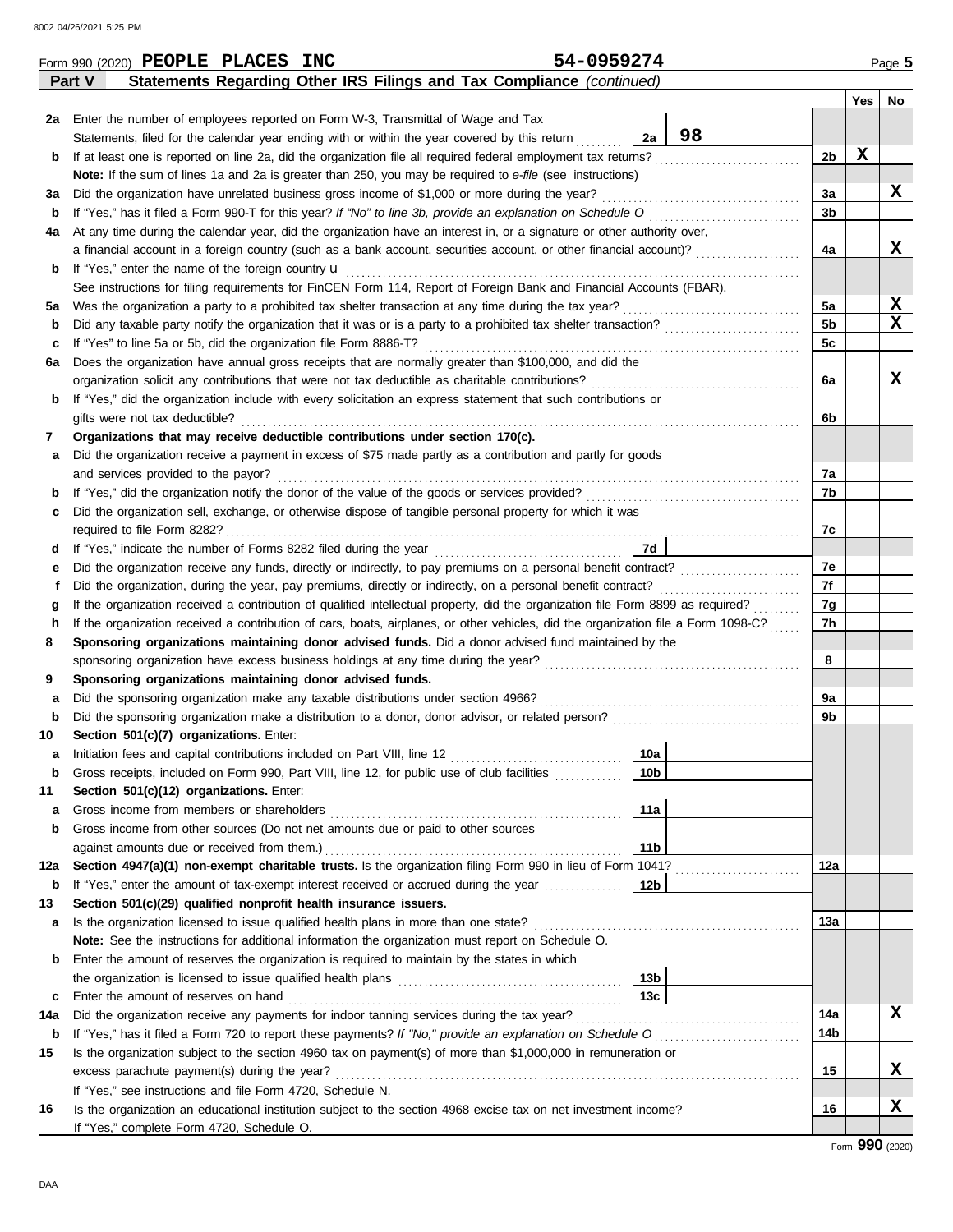Form 990 (2020) **PEOPLE PLACES INC** **54-0959274** Page **5**

## Part V Statements Regarding Other IRS Filings and Tax Compliance *(continued)*

| | | | | Yes | No |
|---|---|---|---|---|---|
| **2a** | Enter the number of employees reported on Form W-3, Transmittal of Wage and Tax Statements, filed for the calendar year ending with or within the year covered by this return | 2a | 98 | | |
| **b** | If at least one is reported on line 2a, did the organization file all required federal employment tax returns? | | 2b | X | |
| | **Note:** If the sum of lines 1a and 2a is greater than 250, you may be required to *e-file* (see instructions) | | | | |
| **3a** | Did the organization have unrelated business gross income of $1,000 or more during the year? | | 3a | | X |
| **b** | If "Yes," has it filed a Form 990-T for this year? *If "No" to line 3b, provide an explanation on Schedule O* | | 3b | | |
| **4a** | At any time during the calendar year, did the organization have an interest in, or a signature or other authority over, a financial account in a foreign country (such as a bank account, securities account, or other financial account)? | | 4a | | X |
| **b** | If "Yes," enter the name of the foreign country u | | | | |
| | See instructions for filing requirements for FinCEN Form 114, Report of Foreign Bank and Financial Accounts (FBAR). | | | | |
| **5a** | Was the organization a party to a prohibited tax shelter transaction at any time during the tax year? | | 5a | | X |
| **b** | Did any taxable party notify the organization that it was or is a party to a prohibited tax shelter transaction? | | 5b | | X |
| **c** | If "Yes" to line 5a or 5b, did the organization file Form 8886-T? | | 5c | | |
| **6a** | Does the organization have annual gross receipts that are normally greater than $100,000, and did the organization solicit any contributions that were not tax deductible as charitable contributions? | | 6a | | X |
| **b** | If "Yes," did the organization include with every solicitation an express statement that such contributions or gifts were not tax deductible? | | 6b | | |
| **7** | **Organizations that may receive deductible contributions under section 170(c).** | | | | |
| **a** | Did the organization receive a payment in excess of $75 made partly as a contribution and partly for goods and services provided to the payor? | | 7a | | |
| **b** | If "Yes," did the organization notify the donor of the value of the goods or services provided? | | 7b | | |
| **c** | Did the organization sell, exchange, or otherwise dispose of tangible personal property for which it was required to file Form 8282? | | 7c | | |
| **d** | If "Yes," indicate the number of Forms 8282 filed during the year | 7d | | | |
| **e** | Did the organization receive any funds, directly or indirectly, to pay premiums on a personal benefit contract? | | 7e | | |
| **f** | Did the organization, during the year, pay premiums, directly or indirectly, on a personal benefit contract? | | 7f | | |
| **g** | If the organization received a contribution of qualified intellectual property, did the organization file Form 8899 as required? | | 7g | | |
| **h** | If the organization received a contribution of cars, boats, airplanes, or other vehicles, did the organization file a Form 1098-C? | | 7h | | |
| **8** | **Sponsoring organizations maintaining donor advised funds.** Did a donor advised fund maintained by the sponsoring organization have excess business holdings at any time during the year? | | 8 | | |
| **9** | **Sponsoring organizations maintaining donor advised funds.** | | | | |
| **a** | Did the sponsoring organization make any taxable distributions under section 4966? | | 9a | | |
| **b** | Did the sponsoring organization make a distribution to a donor, donor advisor, or related person? | | 9b | | |
| **10** | **Section 501(c)(7) organizations.** Enter: | | | | |
| **a** | Initiation fees and capital contributions included on Part VIII, line 12 | 10a | | | |
| **b** | Gross receipts, included on Form 990, Part VIII, line 12, for public use of club facilities | 10b | | | |
| **11** | **Section 501(c)(12) organizations.** Enter: | | | | |
| **a** | Gross income from members or shareholders | 11a | | | |
| **b** | Gross income from other sources (Do not net amounts due or paid to other sources against amounts due or received from them.) | 11b | | | |
| **12a** | **Section 4947(a)(1) non-exempt charitable trusts.** Is the organization filing Form 990 in lieu of Form 1041? | | 12a | | |
| **b** | If "Yes," enter the amount of tax-exempt interest received or accrued during the year | 12b | | | |
| **13** | **Section 501(c)(29) qualified nonprofit health insurance issuers.** | | | | |
| **a** | Is the organization licensed to issue qualified health plans in more than one state? | | 13a | | |
| | **Note:** See the instructions for additional information the organization must report on Schedule O. | | | | |
| **b** | Enter the amount of reserves the organization is required to maintain by the states in which the organization is licensed to issue qualified health plans | 13b | | | |
| **c** | Enter the amount of reserves on hand | 13c | | | |
| **14a** | Did the organization receive any payments for indoor tanning services during the tax year? | | 14a | | X |
| **b** | If "Yes," has it filed a Form 720 to report these payments? *If "No," provide an explanation on Schedule O* | | 14b | | |
| **15** | Is the organization subject to the section 4960 tax on payment(s) of more than $1,000,000 in remuneration or excess parachute payment(s) during the year? | | 15 | | X |
| | If "Yes," see instructions and file Form 4720, Schedule N. | | | | |
| **16** | Is the organization an educational institution subject to the section 4968 excise tax on net investment income? | | 16 | | X |
| | If "Yes," complete Form 4720, Schedule O. | | | | |

Form **990** (2020)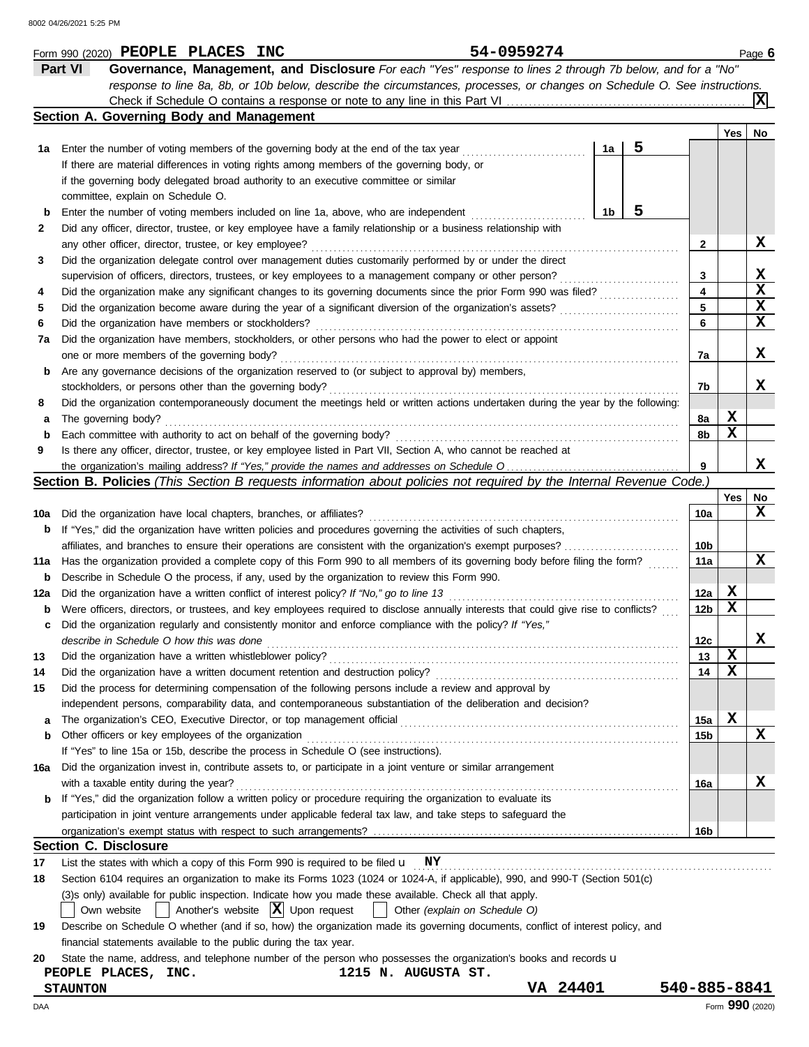Form 990 (2020) **PEOPLE PLACES INC** **54-0959274** Page **6**

## Part VI Governance, Management, and Disclosure

*For each "Yes" response to lines 2 through 7b below, and for a "No" response to line 8a, 8b, or 10b below, describe the circumstances, processes, or changes on Schedule O. See instructions.*

Check if Schedule O contains a response or note to any line in this Part VI .......... **[X]**

### Section A. Governing Body and Management

| | | | Yes | No |
|---|---|---|---|---|
| **1a** | Enter the number of voting members of the governing body at the end of the tax year ... **1a** 5 | | | |
| | If there are material differences in voting rights among members of the governing body, or if the governing body delegated broad authority to an executive committee or similar committee, explain on Schedule O. | | | |
| **b** | Enter the number of voting members included on line 1a, above, who are independent ... **1b** 5 | | | |
| **2** | Did any officer, director, trustee, or key employee have a family relationship or a business relationship with any other officer, director, trustee, or key employee? | 2 | | X |
| **3** | Did the organization delegate control over management duties customarily performed by or under the direct supervision of officers, directors, trustees, or key employees to a management company or other person? | 3 | | X |
| **4** | Did the organization make any significant changes to its governing documents since the prior Form 990 was filed? | 4 | | X |
| **5** | Did the organization become aware during the year of a significant diversion of the organization's assets? | 5 | | X |
| **6** | Did the organization have members or stockholders? | 6 | | X |
| **7a** | Did the organization have members, stockholders, or other persons who had the power to elect or appoint one or more members of the governing body? | 7a | | X |
| **b** | Are any governance decisions of the organization reserved to (or subject to approval by) members, stockholders, or persons other than the governing body? | 7b | | X |
| **8** | Did the organization contemporaneously document the meetings held or written actions undertaken during the year by the following: | | | |
| **a** | The governing body? | 8a | X | |
| **b** | Each committee with authority to act on behalf of the governing body? | 8b | X | |
| **9** | Is there any officer, director, trustee, or key employee listed in Part VII, Section A, who cannot be reached at the organization's mailing address? *If "Yes," provide the names and addresses on Schedule O* | 9 | | X |

### Section B. Policies *(This Section B requests information about policies not required by the Internal Revenue Code.)*

| | | | Yes | No |
|---|---|---|---|---|
| **10a** | Did the organization have local chapters, branches, or affiliates? | 10a | | X |
| **b** | If "Yes," did the organization have written policies and procedures governing the activities of such chapters, affiliates, and branches to ensure their operations are consistent with the organization's exempt purposes? | 10b | | |
| **11a** | Has the organization provided a complete copy of this Form 990 to all members of its governing body before filing the form? | 11a | | X |
| **b** | Describe in Schedule O the process, if any, used by the organization to review this Form 990. | | | |
| **12a** | Did the organization have a written conflict of interest policy? *If "No," go to line 13* | 12a | X | |
| **b** | Were officers, directors, or trustees, and key employees required to disclose annually interests that could give rise to conflicts? | 12b | X | |
| **c** | Did the organization regularly and consistently monitor and enforce compliance with the policy? *If "Yes," describe in Schedule O how this was done* | 12c | | X |
| **13** | Did the organization have a written whistleblower policy? | 13 | X | |
| **14** | Did the organization have a written document retention and destruction policy? | 14 | X | |
| **15** | Did the process for determining compensation of the following persons include a review and approval by independent persons, comparability data, and contemporaneous substantiation of the deliberation and decision? | | | |
| **a** | The organization's CEO, Executive Director, or top management official | 15a | X | |
| **b** | Other officers or key employees of the organization | 15b | | X |
| | If "Yes" to line 15a or 15b, describe the process in Schedule O (see instructions). | | | |
| **16a** | Did the organization invest in, contribute assets to, or participate in a joint venture or similar arrangement with a taxable entity during the year? | 16a | | X |
| **b** | If "Yes," did the organization follow a written policy or procedure requiring the organization to evaluate its participation in joint venture arrangements under applicable federal tax law, and take steps to safeguard the organization's exempt status with respect to such arrangements? | 16b | | |

### Section C. Disclosure

**17** List the states with which a copy of this Form 990 is required to be filed **NY**

**18** Section 6104 requires an organization to make its Forms 1023 (1024 or 1024-A, if applicable), 990, and 990-T (Section 501(c)(3)s only) available for public inspection. Indicate how you made these available. Check all that apply.

[ ] Own website [ ] Another's website [X] Upon request [ ] Other *(explain on Schedule O)*

**19** Describe on Schedule O whether (and if so, how) the organization made its governing documents, conflict of interest policy, and financial statements available to the public during the tax year.

**20** State the name, address, and telephone number of the person who possesses the organization's books and records

**PEOPLE PLACES, INC.** **1215 N. AUGUSTA ST.**
**STAUNTON** **VA 24401** **540-885-8841**

Form **990** (2020)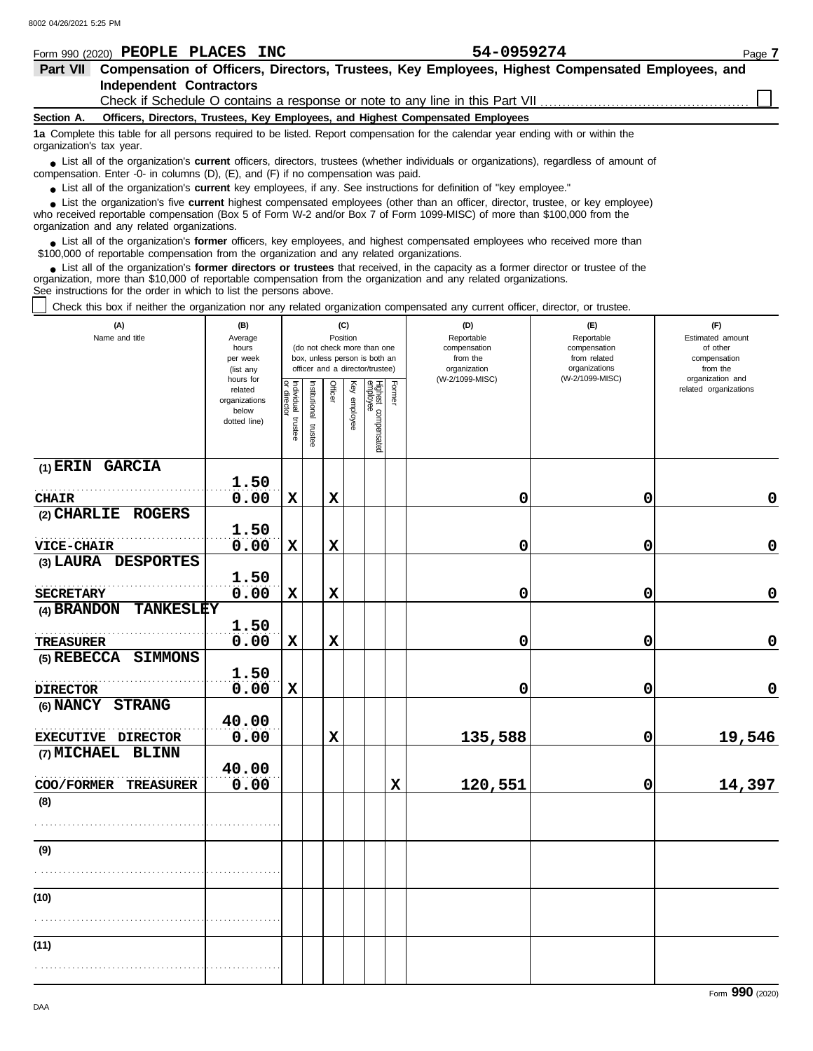Form 990 (2020) **PEOPLE PLACES INC** **54-0959274** Page **7**

## Part VII Compensation of Officers, Directors, Trustees, Key Employees, Highest Compensated Employees, and Independent Contractors

Check if Schedule O contains a response or note to any line in this Part VII ☐

**Section A. Officers, Directors, Trustees, Key Employees, and Highest Compensated Employees**

**1a** Complete this table for all persons required to be listed. Report compensation for the calendar year ending with or within the organization's tax year.

- List all of the organization's **current** officers, directors, trustees (whether individuals or organizations), regardless of amount of compensation. Enter -0- in columns (D), (E), and (F) if no compensation was paid.
- List all of the organization's **current** key employees, if any. See instructions for definition of "key employee."
- List the organization's five **current** highest compensated employees (other than an officer, director, trustee, or key employee) who received reportable compensation (Box 5 of Form W-2 and/or Box 7 of Form 1099-MISC) of more than $100,000 from the organization and any related organizations.
- List all of the organization's **former** officers, key employees, and highest compensated employees who received more than $100,000 of reportable compensation from the organization and any related organizations.
- List all of the organization's **former directors or trustees** that received, in the capacity as a former director or trustee of the organization, more than $10,000 of reportable compensation from the organization and any related organizations.

See instructions for the order in which to list the persons above.

☐ Check this box if neither the organization nor any related organization compensated any current officer, director, or trustee.

| (A) Name and title | (B) Average hours per week (list any hours for related organizations below dotted line) | (C) Position: Individual trustee or director | Institutional trustee | Officer | Key employee | Highest compensated employee | Former | (D) Reportable compensation from the organization (W-2/1099-MISC) | (E) Reportable compensation from related organizations (W-2/1099-MISC) | (F) Estimated amount of other compensation from the organization and related organizations |
|---|---|---|---|---|---|---|---|---|---|---|
| (1) ERIN GARCIA<br>CHAIR | 1.50<br>0.00 | X | | X | | | | 0 | 0 | 0 |
| (2) CHARLIE ROGERS<br>VICE-CHAIR | 1.50<br>0.00 | X | | X | | | | 0 | 0 | 0 |
| (3) LAURA DESPORTES<br>SECRETARY | 1.50<br>0.00 | X | | X | | | | 0 | 0 | 0 |
| (4) BRANDON TANKESLEY<br>TREASURER | 1.50<br>0.00 | X | | X | | | | 0 | 0 | 0 |
| (5) REBECCA SIMMONS<br>DIRECTOR | 1.50<br>0.00 | X | | | | | | 0 | 0 | 0 |
| (6) NANCY STRANG<br>EXECUTIVE DIRECTOR | 40.00<br>0.00 | | | X | | | | 135,588 | 0 | 19,546 |
| (7) MICHAEL BLINN<br>COO/FORMER TREASURER | 40.00<br>0.00 | | | | | | X | 120,551 | 0 | 14,397 |
| (8) | | | | | | | | | | |
| (9) | | | | | | | | | | |
| (10) | | | | | | | | | | |
| (11) | | | | | | | | | | |

Form **990** (2020)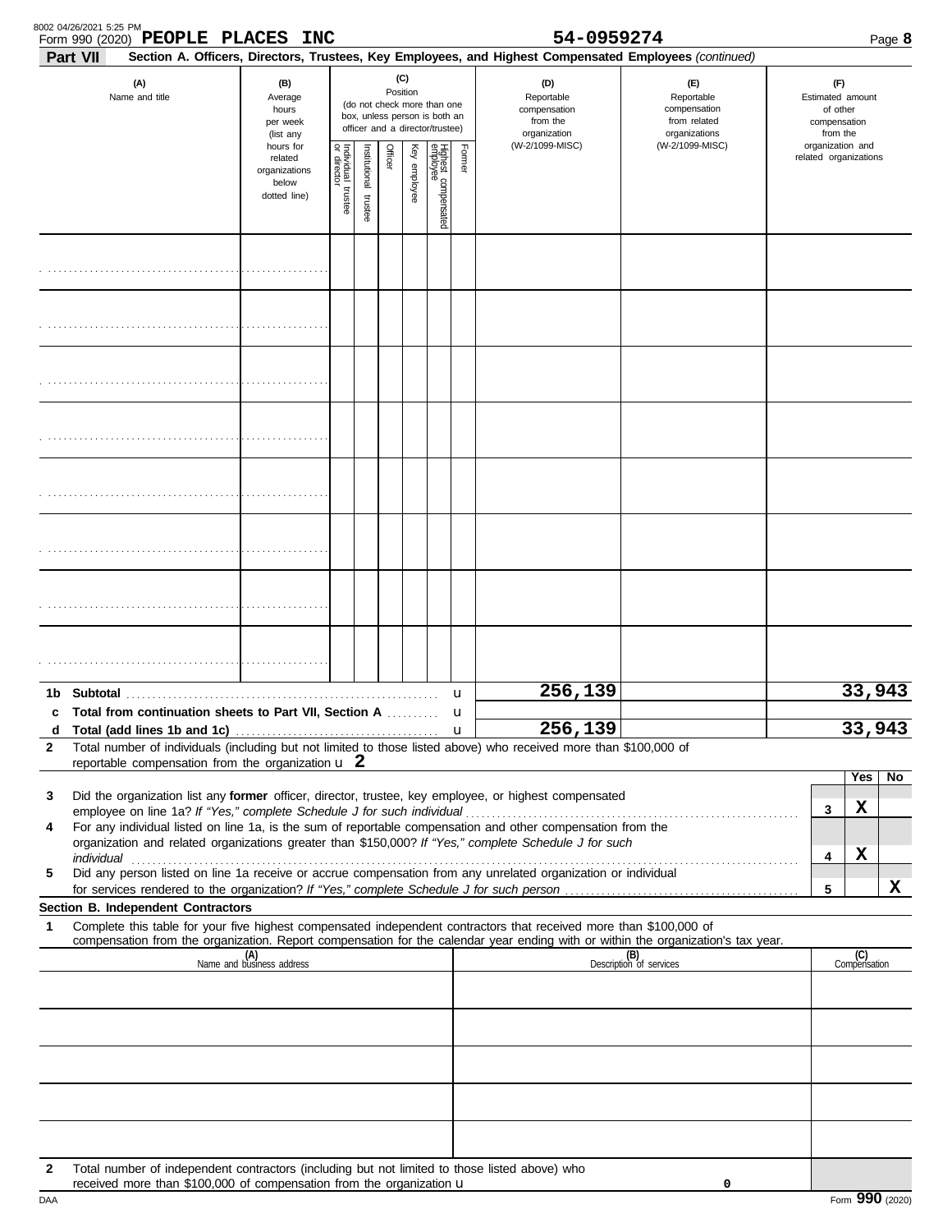Form 990 (2020) **PEOPLE PLACES INC** **54-0959274**

**Part VII** **Section A. Officers, Directors, Trustees, Key Employees, and Highest Compensated Employees** *(continued)*

| (A) Name and title | (B) Average hours per week (list any hours for related organizations below dotted line) | (C) Position (do not check more than one box, unless person is both an officer and a director/trustee) | | | | | | (D) Reportable compensation from the organization (W-2/1099-MISC) | (E) Reportable compensation from related organizations (W-2/1099-MISC) | (F) Estimated amount of other compensation from the organization and related organizations |
|---|---|---|---|---|---|---|---|---|---|---|
| | | Individual trustee or director | Institutional trustee | Officer | Key employee | Highest compensated employee | Former | | | |
| | | | | | | | | | | |
| | | | | | | | | | | |
| | | | | | | | | | | |
| | | | | | | | | | | |
| | | | | | | | | | | |
| | | | | | | | | | | |
| | | | | | | | | | | |
| | | | | | | | | | | |

| | | (D) | (E) | (F) |
|---|---|---|---|---|
| **1b** | **Subtotal** | 256,139 | | 33,943 |
| **c** | **Total from continuation sheets to Part VII, Section A** | | | |
| **d** | **Total (add lines 1b and 1c)** | 256,139 | | 33,943 |

**2** Total number of individuals (including but not limited to those listed above) who received more than $100,000 of reportable compensation from the organization u **2**

| | | | Yes | No |
|---|---|---|---|---|
| **3** | Did the organization list any **former** officer, director, trustee, key employee, or highest compensated employee on line 1a? *If "Yes," complete Schedule J for such individual* | 3 | X | |
| **4** | For any individual listed on line 1a, is the sum of reportable compensation and other compensation from the organization and related organizations greater than $150,000? *If "Yes," complete Schedule J for such individual* | 4 | X | |
| **5** | Did any person listed on line 1a receive or accrue compensation from any unrelated organization or individual for services rendered to the organization? *If "Yes," complete Schedule J for such person* | 5 | | X |

**Section B. Independent Contractors**

**1** Complete this table for your five highest compensated independent contractors that received more than $100,000 of compensation from the organization. Report compensation for the calendar year ending with or within the organization's tax year.

| (A) Name and business address | (B) Description of services | (C) Compensation |
|---|---|---|
| | | |
| | | |
| | | |
| | | |
| | | |

**2** Total number of independent contractors (including but not limited to those listed above) who received more than $100,000 of compensation from the organization u **0**

Form **990** (2020)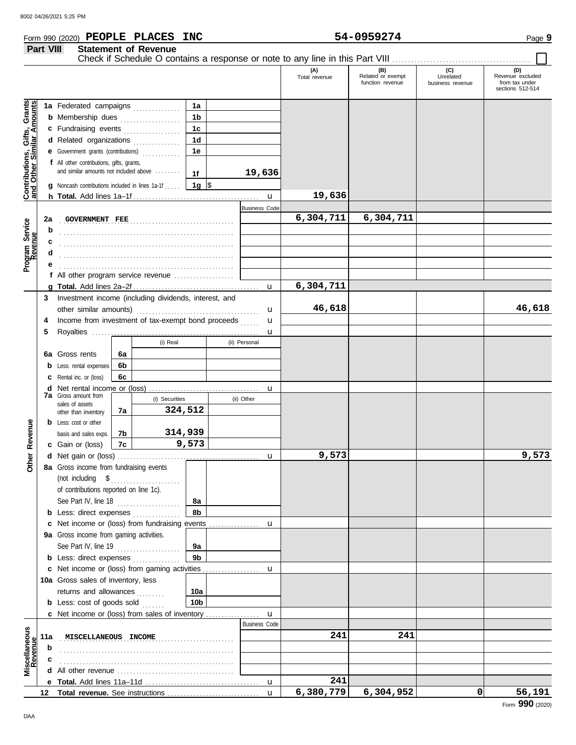Form 990 (2020) **PEOPLE PLACES INC** **54-0959274** Page **9**

## Part VIII Statement of Revenue

Check if Schedule O contains a response or note to any line in this Part VIII ☐

| | | | | (A) Total revenue | (B) Related or exempt function revenue | (C) Unrelated business revenue | (D) Revenue excluded from tax under sections 512-514 |
|---|---|---|---|---|---|---|---|
| **Contributions, Gifts, Grants and Other Similar Amounts** | **1a** Federated campaigns | 1a | | | | | |
| | **b** Membership dues | 1b | | | | | |
| | **c** Fundraising events | 1c | | | | | |
| | **d** Related organizations | 1d | | | | | |
| | **e** Government grants (contributions) | 1e | | | | | |
| | **f** All other contributions, gifts, grants, and similar amounts not included above | 1f | 19,636 | | | | |
| | **g** Noncash contributions included in lines 1a-1f | 1g | $ | | | | |
| | **h Total.** Add lines 1a–1f | | | 19,636 | | | |
| **Program Service Revenue** | | | Business Code | | | | |
| | **2a** GOVERNMENT FEE | | | 6,304,711 | 6,304,711 | | |
| | **b** | | | | | | |
| | **c** | | | | | | |
| | **d** | | | | | | |
| | **e** | | | | | | |
| | **f** All other program service revenue | | | | | | |
| | **g Total.** Add lines 2a–2f | | | 6,304,711 | | | |
| **Other Revenue** | **3** Investment income (including dividends, interest, and other similar amounts) | | | 46,618 | | | 46,618 |
| | **4** Income from investment of tax-exempt bond proceeds | | | | | | |
| | **5** Royalties | | | | | | |
| | | | (i) Real / (ii) Personal | | | | |
| | **6a** Gross rents | 6a | | | | | |
| | **b** Less: rental expenses | 6b | | | | | |
| | **c** Rental inc. or (loss) | 6c | | | | | |
| | **d** Net rental income or (loss) | | | | | | |
| | | | (i) Securities / (ii) Other | | | | |
| | **7a** Gross amount from sales of assets other than inventory | 7a | 324,512 | | | | |
| | **b** Less: cost or other basis and sales exps. | 7b | 314,939 | | | | |
| | **c** Gain or (loss) | 7c | 9,573 | | | | |
| | **d** Net gain or (loss) | | | 9,573 | | | 9,573 |
| | **8a** Gross income from fundraising events (not including $ of contributions reported on line 1c). See Part IV, line 18 | 8a | | | | | |
| | **b** Less: direct expenses | 8b | | | | | |
| | **c** Net income or (loss) from fundraising events | | | | | | |
| | **9a** Gross income from gaming activities. See Part IV, line 19 | 9a | | | | | |
| | **b** Less: direct expenses | 9b | | | | | |
| | **c** Net income or (loss) from gaming activities | | | | | | |
| | **10a** Gross sales of inventory, less returns and allowances | 10a | | | | | |
| | **b** Less: cost of goods sold | 10b | | | | | |
| | **c** Net income or (loss) from sales of inventory | | | | | | |
| **Miscellaneous Revenue** | | | Business Code | | | | |
| | **11a** MISCELLANEOUS INCOME | | | 241 | 241 | | |
| | **b** | | | | | | |
| | **c** | | | | | | |
| | **d** All other revenue | | | | | | |
| | **e Total.** Add lines 11a–11d | | | 241 | | | |
| | **12 Total revenue.** See instructions | | | 6,380,779 | 6,304,952 | 0 | 56,191 |

Form **990** (2020)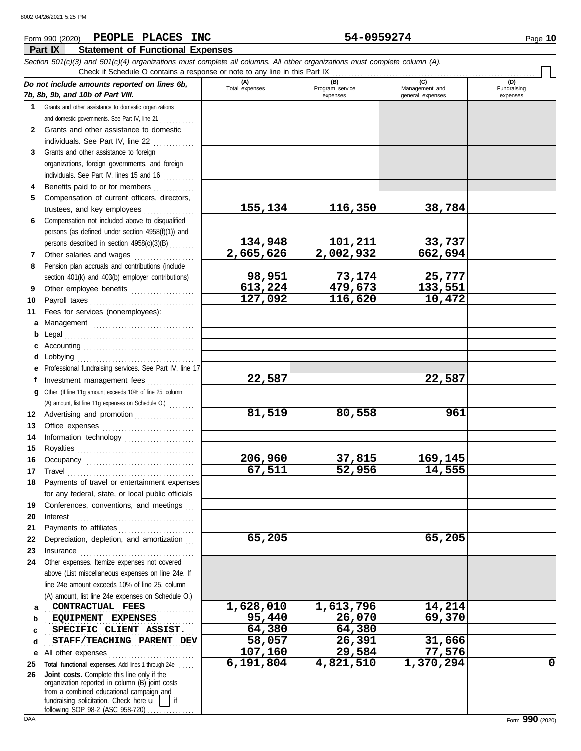Form 990 (2020) **PEOPLE PLACES INC** **54-0959274** Page **10**

## Part IX Statement of Functional Expenses

*Section 501(c)(3) and 501(c)(4) organizations must complete all columns. All other organizations must complete column (A).*

Check if Schedule O contains a response or note to any line in this Part IX

| *Do not include amounts reported on lines 6b, 7b, 8b, 9b, and 10b of Part VIII.* | (A) Total expenses | (B) Program service expenses | (C) Management and general expenses | (D) Fundraising expenses |
|---|---|---|---|---|
| **1** Grants and other assistance to domestic organizations and domestic governments. See Part IV, line 21 | | | | |
| **2** Grants and other assistance to domestic individuals. See Part IV, line 22 | | | | |
| **3** Grants and other assistance to foreign organizations, foreign governments, and foreign individuals. See Part IV, lines 15 and 16 | | | | |
| **4** Benefits paid to or for members | | | | |
| **5** Compensation of current officers, directors, trustees, and key employees | 155,134 | 116,350 | 38,784 | |
| **6** Compensation not included above to disqualified persons (as defined under section 4958(f)(1)) and persons described in section 4958(c)(3)(B) | 134,948 | 101,211 | 33,737 | |
| **7** Other salaries and wages | 2,665,626 | 2,002,932 | 662,694 | |
| **8** Pension plan accruals and contributions (include section 401(k) and 403(b) employer contributions) | 98,951 | 73,174 | 25,777 | |
| **9** Other employee benefits | 613,224 | 479,673 | 133,551 | |
| **10** Payroll taxes | 127,092 | 116,620 | 10,472 | |
| **11** Fees for services (nonemployees): | | | | |
| **a** Management | | | | |
| **b** Legal | | | | |
| **c** Accounting | | | | |
| **d** Lobbying | | | | |
| **e** Professional fundraising services. See Part IV, line 17 | | | | |
| **f** Investment management fees | 22,587 | | 22,587 | |
| **g** Other. (If line 11g amount exceeds 10% of line 25, column (A) amount, list line 11g expenses on Schedule O.) | | | | |
| **12** Advertising and promotion | 81,519 | 80,558 | 961 | |
| **13** Office expenses | | | | |
| **14** Information technology | | | | |
| **15** Royalties | | | | |
| **16** Occupancy | 206,960 | 37,815 | 169,145 | |
| **17** Travel | 67,511 | 52,956 | 14,555 | |
| **18** Payments of travel or entertainment expenses for any federal, state, or local public officials | | | | |
| **19** Conferences, conventions, and meetings | | | | |
| **20** Interest | | | | |
| **21** Payments to affiliates | | | | |
| **22** Depreciation, depletion, and amortization | 65,205 | | 65,205 | |
| **23** Insurance | | | | |
| **24** Other expenses. Itemize expenses not covered above (List miscellaneous expenses on line 24e. If line 24e amount exceeds 10% of line 25, column (A) amount, list line 24e expenses on Schedule O.) | | | | |
| **a** CONTRACTUAL FEES | 1,628,010 | 1,613,796 | 14,214 | |
| **b** EQUIPMENT EXPENSES | 95,440 | 26,070 | 69,370 | |
| **c** SPECIFIC CLIENT ASSIST. | 64,380 | 64,380 | | |
| **d** STAFF/TEACHING PARENT DEV | 58,057 | 26,391 | 31,666 | |
| **e** All other expenses | 107,160 | 29,584 | 77,576 | |
| **25** **Total functional expenses.** Add lines 1 through 24e | 6,191,804 | 4,821,510 | 1,370,294 | 0 |
| **26** **Joint costs.** Complete this line only if the organization reported in column (B) joint costs from a combined educational campaign and fundraising solicitation. Check here if following SOP 98-2 (ASC 958-720) | | | | |

Form **990** (2020)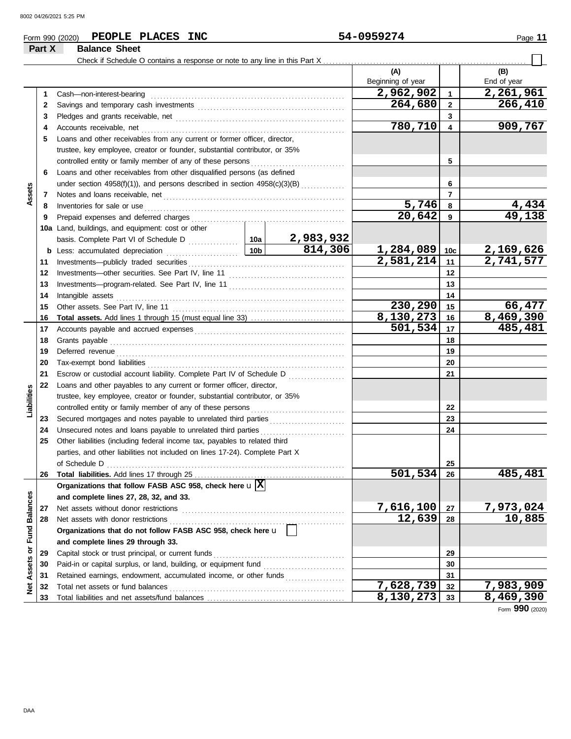Form 990 (2020) **PEOPLE PLACES INC** **54-0959274**

**Part X** **Balance Sheet**

Check if Schedule O contains a response or note to any line in this Part X

| | | | | (A) Beginning of year | | (B) End of year |
|---|---|---|---|---|---|---|
| **Assets** | 1 | Cash—non-interest-bearing | | 2,962,902 | 1 | 2,261,961 |
| | 2 | Savings and temporary cash investments | | 264,680 | 2 | 266,410 |
| | 3 | Pledges and grants receivable, net | | | 3 | |
| | 4 | Accounts receivable, net | | 780,710 | 4 | 909,767 |
| | 5 | Loans and other receivables from any current or former officer, director, trustee, key employee, creator or founder, substantial contributor, or 35% controlled entity or family member of any of these persons | | | 5 | |
| | 6 | Loans and other receivables from other disqualified persons (as defined under section 4958(f)(1)), and persons described in section 4958(c)(3)(B) | | | 6 | |
| | 7 | Notes and loans receivable, net | | | 7 | |
| | 8 | Inventories for sale or use | | 5,746 | 8 | 4,434 |
| | 9 | Prepaid expenses and deferred charges | | 20,642 | 9 | 49,138 |
| | 10a | Land, buildings, and equipment: cost or other basis. Complete Part VI of Schedule D | 10a 2,983,932 | | | |
| | b | Less: accumulated depreciation | 10b 814,306 | 1,284,089 | 10c | 2,169,626 |
| | 11 | Investments—publicly traded securities | | 2,581,214 | 11 | 2,741,577 |
| | 12 | Investments—other securities. See Part IV, line 11 | | | 12 | |
| | 13 | Investments—program-related. See Part IV, line 11 | | | 13 | |
| | 14 | Intangible assets | | | 14 | |
| | 15 | Other assets. See Part IV, line 11 | | 230,290 | 15 | 66,477 |
| | 16 | **Total assets.** Add lines 1 through 15 (must equal line 33) | | 8,130,273 | 16 | 8,469,390 |
| **Liabilities** | 17 | Accounts payable and accrued expenses | | 501,534 | 17 | 485,481 |
| | 18 | Grants payable | | | 18 | |
| | 19 | Deferred revenue | | | 19 | |
| | 20 | Tax-exempt bond liabilities | | | 20 | |
| | 21 | Escrow or custodial account liability. Complete Part IV of Schedule D | | | 21 | |
| | 22 | Loans and other payables to any current or former officer, director, trustee, key employee, creator or founder, substantial contributor, or 35% controlled entity or family member of any of these persons | | | 22 | |
| | 23 | Secured mortgages and notes payable to unrelated third parties | | | 23 | |
| | 24 | Unsecured notes and loans payable to unrelated third parties | | | 24 | |
| | 25 | Other liabilities (including federal income tax, payables to related third parties, and other liabilities not included on lines 17-24). Complete Part X of Schedule D | | | 25 | |
| | 26 | **Total liabilities.** Add lines 17 through 25 | | 501,534 | 26 | 485,481 |
| **Net Assets or Fund Balances** | | **Organizations that follow FASB ASC 958, check here** X **and complete lines 27, 28, 32, and 33.** | | | | |
| | 27 | Net assets without donor restrictions | | 7,616,100 | 27 | 7,973,024 |
| | 28 | Net assets with donor restrictions | | 12,639 | 28 | 10,885 |
| | | **Organizations that do not follow FASB ASC 958, check here** ☐ **and complete lines 29 through 33.** | | | | |
| | 29 | Capital stock or trust principal, or current funds | | | 29 | |
| | 30 | Paid-in or capital surplus, or land, building, or equipment fund | | | 30 | |
| | 31 | Retained earnings, endowment, accumulated income, or other funds | | | 31 | |
| | 32 | Total net assets or fund balances | | 7,628,739 | 32 | 7,983,909 |
| | 33 | Total liabilities and net assets/fund balances | | 8,130,273 | 33 | 8,469,390 |

Form **990** (2020)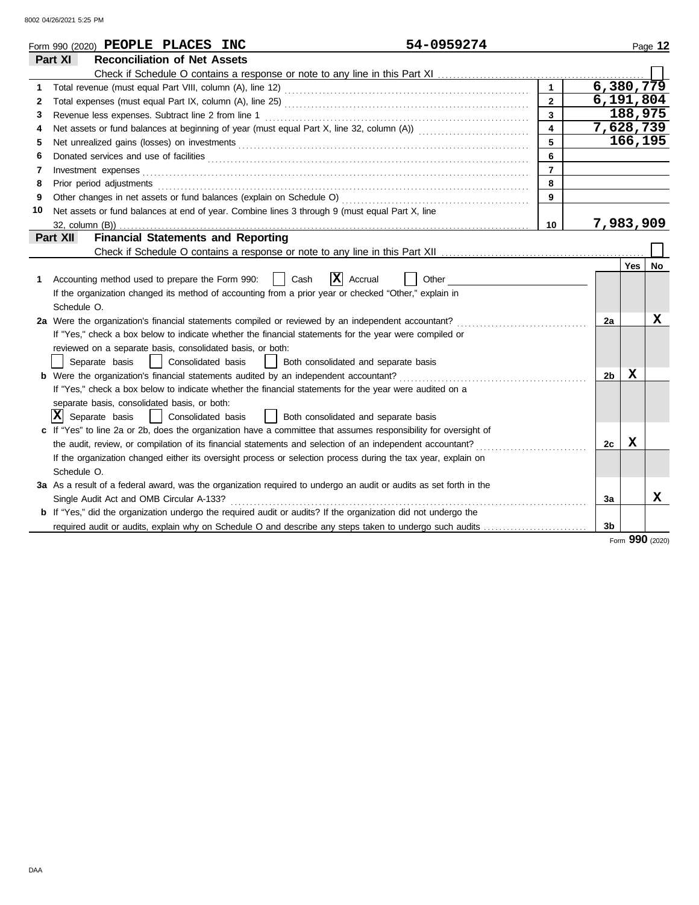Form 990 (2020) **PEOPLE PLACES INC** **54-0959274**

## Part XI Reconciliation of Net Assets

Check if Schedule O contains a response or note to any line in this Part XI ☐

| | | | |
|---|---|---|---|
| 1 | Total revenue (must equal Part VIII, column (A), line 12) | 1 | 6,380,779 |
| 2 | Total expenses (must equal Part IX, column (A), line 25) | 2 | 6,191,804 |
| 3 | Revenue less expenses. Subtract line 2 from line 1 | 3 | 188,975 |
| 4 | Net assets or fund balances at beginning of year (must equal Part X, line 32, column (A)) | 4 | 7,628,739 |
| 5 | Net unrealized gains (losses) on investments | 5 | 166,195 |
| 6 | Donated services and use of facilities | 6 | |
| 7 | Investment expenses | 7 | |
| 8 | Prior period adjustments | 8 | |
| 9 | Other changes in net assets or fund balances (explain on Schedule O) | 9 | |
| 10 | Net assets or fund balances at end of year. Combine lines 3 through 9 (must equal Part X, line 32, column (B)) | 10 | 7,983,909 |

## Part XII Financial Statements and Reporting

Check if Schedule O contains a response or note to any line in this Part XII ☐

| | | | Yes | No |
|---|---|---|---|---|
| 1 | Accounting method used to prepare the Form 990: ☐ Cash ☒ Accrual ☐ Other<br>If the organization changed its method of accounting from a prior year or checked "Other," explain in Schedule O. | | | |
| 2a | Were the organization's financial statements compiled or reviewed by an independent accountant?<br>If "Yes," check a box below to indicate whether the financial statements for the year were compiled or reviewed on a separate basis, consolidated basis, or both:<br>☐ Separate basis ☐ Consolidated basis ☐ Both consolidated and separate basis | 2a | | X |
| b | Were the organization's financial statements audited by an independent accountant?<br>If "Yes," check a box below to indicate whether the financial statements for the year were audited on a separate basis, consolidated basis, or both:<br>☒ Separate basis ☐ Consolidated basis ☐ Both consolidated and separate basis | 2b | X | |
| c | If "Yes" to line 2a or 2b, does the organization have a committee that assumes responsibility for oversight of the audit, review, or compilation of its financial statements and selection of an independent accountant?<br>If the organization changed either its oversight process or selection process during the tax year, explain on Schedule O. | 2c | X | |
| 3a | As a result of a federal award, was the organization required to undergo an audit or audits as set forth in the Single Audit Act and OMB Circular A-133? | 3a | | X |
| b | If "Yes," did the organization undergo the required audit or audits? If the organization did not undergo the required audit or audits, explain why on Schedule O and describe any steps taken to undergo such audits | 3b | | |

Form **990** (2020)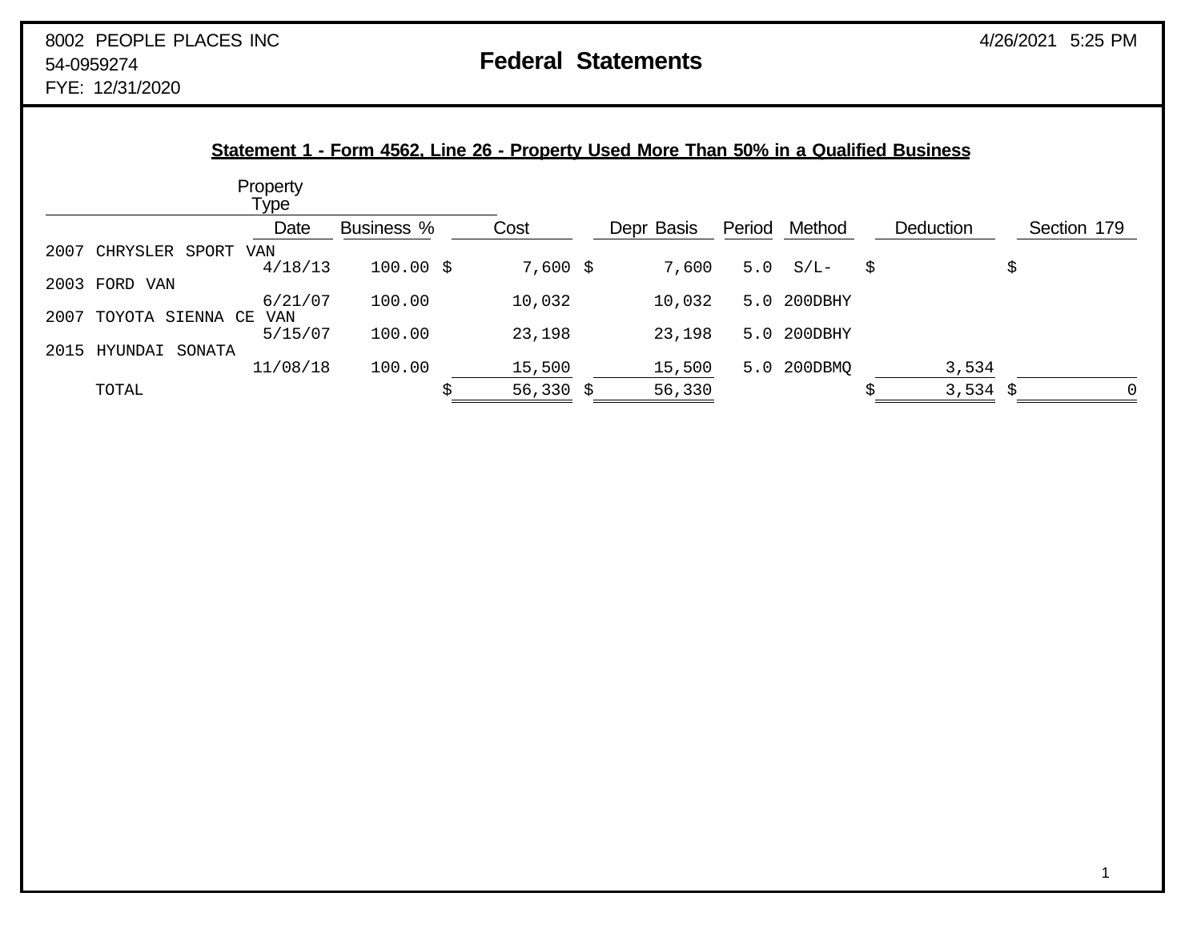8002 PEOPLE PLACES INC
54-0959274
FYE: 12/31/2020

## Federal Statements

4/26/2021 5:25 PM

### Statement 1 - Form 4562, Line 26 - Property Used More Than 50% in a Qualified Business

| Property Type | Date | Business % | Cost | Depr Basis | Period | Method | Deduction | Section 179 |
|---|---|---|---|---|---|---|---|---|
| 2007 CHRYSLER SPORT VAN | 4/18/13 | 100.00 | $ 7,600 | $ 7,600 | 5.0 | S/L- | $ | $ |
| 2003 FORD VAN | 6/21/07 | 100.00 | 10,032 | 10,032 | 5.0 | 200DBHY | | |
| 2007 TOYOTA SIENNA CE VAN | 5/15/07 | 100.00 | 23,198 | 23,198 | 5.0 | 200DBHY | | |
| 2015 HYUNDAI SONATA | 11/08/18 | 100.00 | 15,500 | 15,500 | 5.0 | 200DBMQ | 3,534 | |
| TOTAL | | | $ 56,330 | $ 56,330 | | | $ 3,534 | $ 0 |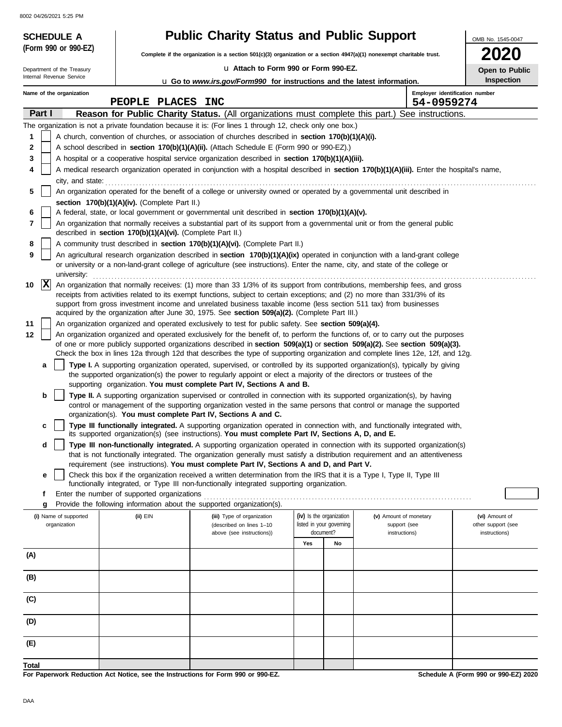**SCHEDULE A (Form 990 or 990-EZ)**

Department of the Treasury
Internal Revenue Service

# Public Charity Status and Public Support

**Complete if the organization is a section 501(c)(3) organization or a section 4947(a)(1) nonexempt charitable trust.**

u Attach to Form 990 or Form 990-EZ.

u Go to *www.irs.gov/Form990* for instructions and the latest information.

OMB No. 1545-0047

**2020**

**Open to Public Inspection**

Name of the organization: PEOPLE PLACES INC

Employer identification number: 54-0959274

## Part I — Reason for Public Charity Status. (All organizations must complete this part.) See instructions.

The organization is not a private foundation because it is: (For lines 1 through 12, check only one box.)

1. [ ] A church, convention of churches, or association of churches described in **section 170(b)(1)(A)(i).**
2. [ ] A school described in **section 170(b)(1)(A)(ii).** (Attach Schedule E (Form 990 or 990-EZ).)
3. [ ] A hospital or a cooperative hospital service organization described in **section 170(b)(1)(A)(iii).**
4. [ ] A medical research organization operated in conjunction with a hospital described in **section 170(b)(1)(A)(iii).** Enter the hospital's name, city, and state:
5. [ ] An organization operated for the benefit of a college or university owned or operated by a governmental unit described in **section 170(b)(1)(A)(iv).** (Complete Part II.)
6. [ ] A federal, state, or local government or governmental unit described in **section 170(b)(1)(A)(v).**
7. [ ] An organization that normally receives a substantial part of its support from a governmental unit or from the general public described in **section 170(b)(1)(A)(vi).** (Complete Part II.)
8. [ ] A community trust described in **section 170(b)(1)(A)(vi).** (Complete Part II.)
9. [ ] An agricultural research organization described in **section 170(b)(1)(A)(ix)** operated in conjunction with a land-grant college or university or a non-land-grant college of agriculture (see instructions). Enter the name, city, and state of the college or university:
10. [X] An organization that normally receives: (1) more than 33 1/3% of its support from contributions, membership fees, and gross receipts from activities related to its exempt functions, subject to certain exceptions; and (2) no more than 331/3% of its support from gross investment income and unrelated business taxable income (less section 511 tax) from businesses acquired by the organization after June 30, 1975. See **section 509(a)(2).** (Complete Part III.)
11. [ ] An organization organized and operated exclusively to test for public safety. See **section 509(a)(4).**
12. [ ] An organization organized and operated exclusively for the benefit of, to perform the functions of, or to carry out the purposes of one or more publicly supported organizations described in **section 509(a)(1)** or **section 509(a)(2).** See **section 509(a)(3).** Check the box in lines 12a through 12d that describes the type of supporting organization and complete lines 12e, 12f, and 12g.
   - **a** [ ] **Type I.** A supporting organization operated, supervised, or controlled by its supported organization(s), typically by giving the supported organization(s) the power to regularly appoint or elect a majority of the directors or trustees of the supporting organization. **You must complete Part IV, Sections A and B.**
   - **b** [ ] **Type II.** A supporting organization supervised or controlled in connection with its supported organization(s), by having control or management of the supporting organization vested in the same persons that control or manage the supported organization(s). **You must complete Part IV, Sections A and C.**
   - **c** [ ] **Type III functionally integrated.** A supporting organization operated in connection with, and functionally integrated with, its supported organization(s) (see instructions). **You must complete Part IV, Sections A, D, and E.**
   - **d** [ ] **Type III non-functionally integrated.** A supporting organization operated in connection with its supported organization(s) that is not functionally integrated. The organization generally must satisfy a distribution requirement and an attentiveness requirement (see instructions). **You must complete Part IV, Sections A and D, and Part V.**
   - **e** [ ] Check this box if the organization received a written determination from the IRS that it is a Type I, Type II, Type III functionally integrated, or Type III non-functionally integrated supporting organization.
   - **f** Enter the number of supported organizations
   - **g** Provide the following information about the supported organization(s).

| (i) Name of supported organization | (ii) EIN | (iii) Type of organization (described on lines 1–10 above (see instructions)) | (iv) Is the organization listed in your governing document? Yes | No | (v) Amount of monetary support (see instructions) | (vi) Amount of other support (see instructions) |
|---|---|---|---|---|---|---|
| (A) | | | | | | |
| (B) | | | | | | |
| (C) | | | | | | |
| (D) | | | | | | |
| (E) | | | | | | |
| **Total** | | | | | | |

**For Paperwork Reduction Act Notice, see the Instructions for Form 990 or 990-EZ.**

**Schedule A (Form 990 or 990-EZ) 2020**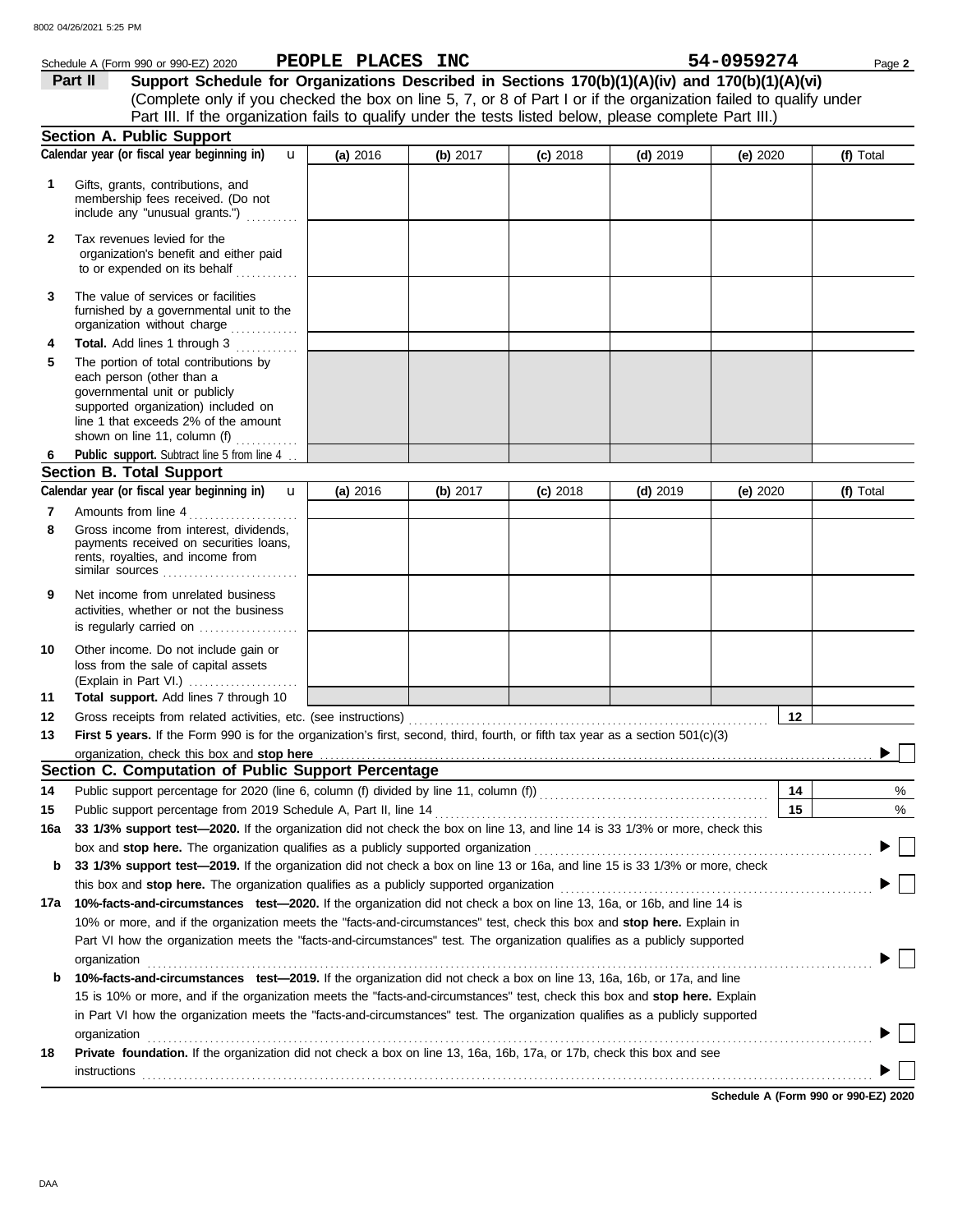Schedule A (Form 990 or 990-EZ) 2020 **PEOPLE PLACES INC** **54-0959274**

## Part II Support Schedule for Organizations Described in Sections 170(b)(1)(A)(iv) and 170(b)(1)(A)(vi)

(Complete only if you checked the box on line 5, 7, or 8 of Part I or if the organization failed to qualify under Part III. If the organization fails to qualify under the tests listed below, please complete Part III.)

### Section A. Public Support

| Calendar year (or fiscal year beginning in) | (a) 2016 | (b) 2017 | (c) 2018 | (d) 2019 | (e) 2020 | (f) Total |
|---|---|---|---|---|---|---|
| **1** Gifts, grants, contributions, and membership fees received. (Do not include any "unusual grants.") | | | | | | |
| **2** Tax revenues levied for the organization's benefit and either paid to or expended on its behalf | | | | | | |
| **3** The value of services or facilities furnished by a governmental unit to the organization without charge | | | | | | |
| **4** **Total.** Add lines 1 through 3 | | | | | | |
| **5** The portion of total contributions by each person (other than a governmental unit or publicly supported organization) included on line 1 that exceeds 2% of the amount shown on line 11, column (f) | | | | | | |
| **6** **Public support.** Subtract line 5 from line 4 | | | | | | |

### Section B. Total Support

| Calendar year (or fiscal year beginning in) | (a) 2016 | (b) 2017 | (c) 2018 | (d) 2019 | (e) 2020 | (f) Total |
|---|---|---|---|---|---|---|
| **7** Amounts from line 4 | | | | | | |
| **8** Gross income from interest, dividends, payments received on securities loans, rents, royalties, and income from similar sources | | | | | | |
| **9** Net income from unrelated business activities, whether or not the business is regularly carried on | | | | | | |
| **10** Other income. Do not include gain or loss from the sale of capital assets (Explain in Part VI.) | | | | | | |
| **11** **Total support.** Add lines 7 through 10 | | | | | | |

**12** Gross receipts from related activities, etc. (see instructions) **12**

**13** **First 5 years.** If the Form 990 is for the organization's first, second, third, fourth, or fifth tax year as a section 501(c)(3) organization, check this box and **stop here** ☐

### Section C. Computation of Public Support Percentage

**14** Public support percentage for 2020 (line 6, column (f) divided by line 11, column (f)) **14** %

**15** Public support percentage from 2019 Schedule A, Part II, line 14 **15** %

**16a** **33 1/3% support test—2020.** If the organization did not check the box on line 13, and line 14 is 33 1/3% or more, check this box and **stop here.** The organization qualifies as a publicly supported organization ☐

**b** **33 1/3% support test—2019.** If the organization did not check a box on line 13 or 16a, and line 15 is 33 1/3% or more, check this box and **stop here.** The organization qualifies as a publicly supported organization ☐

**17a** **10%-facts-and-circumstances test—2020.** If the organization did not check a box on line 13, 16a, or 16b, and line 14 is 10% or more, and if the organization meets the "facts-and-circumstances" test, check this box and **stop here.** Explain in Part VI how the organization meets the "facts-and-circumstances" test. The organization qualifies as a publicly supported organization ☐

**b** **10%-facts-and-circumstances test—2019.** If the organization did not check a box on line 13, 16a, 16b, or 17a, and line 15 is 10% or more, and if the organization meets the "facts-and-circumstances" test, check this box and **stop here.** Explain in Part VI how the organization meets the "facts-and-circumstances" test. The organization qualifies as a publicly supported organization ☐

**18** **Private foundation.** If the organization did not check a box on line 13, 16a, 16b, 17a, or 17b, check this box and see instructions ☐

**Schedule A (Form 990 or 990-EZ) 2020**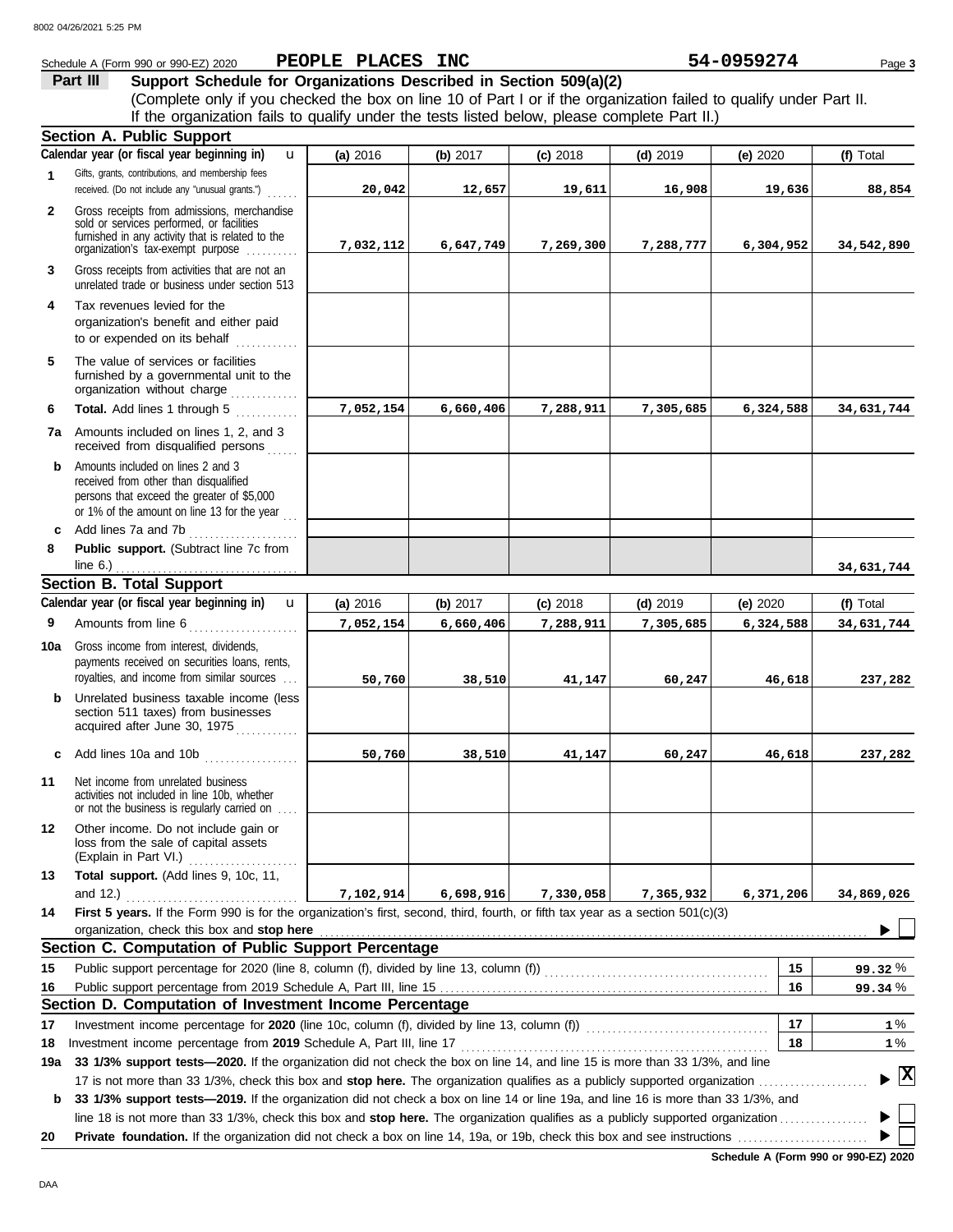Schedule A (Form 990 or 990-EZ) 2020 **PEOPLE PLACES INC** **54-0959274** Page **3**

## Part III Support Schedule for Organizations Described in Section 509(a)(2)

(Complete only if you checked the box on line 10 of Part I or if the organization failed to qualify under Part II. If the organization fails to qualify under the tests listed below, please complete Part II.)

### Section A. Public Support

| Calendar year (or fiscal year beginning in) | (a) 2016 | (b) 2017 | (c) 2018 | (d) 2019 | (e) 2020 | (f) Total |
|---|---|---|---|---|---|---|
| **1** Gifts, grants, contributions, and membership fees received. (Do not include any "unusual grants.") | 20,042 | 12,657 | 19,611 | 16,908 | 19,636 | 88,854 |
| **2** Gross receipts from admissions, merchandise sold or services performed, or facilities furnished in any activity that is related to the organization's tax-exempt purpose | 7,032,112 | 6,647,749 | 7,269,300 | 7,288,777 | 6,304,952 | 34,542,890 |
| **3** Gross receipts from activities that are not an unrelated trade or business under section 513 | | | | | | |
| **4** Tax revenues levied for the organization's benefit and either paid to or expended on its behalf | | | | | | |
| **5** The value of services or facilities furnished by a governmental unit to the organization without charge | | | | | | |
| **6** **Total.** Add lines 1 through 5 | 7,052,154 | 6,660,406 | 7,288,911 | 7,305,685 | 6,324,588 | 34,631,744 |
| **7a** Amounts included on lines 1, 2, and 3 received from disqualified persons | | | | | | |
| **b** Amounts included on lines 2 and 3 received from other than disqualified persons that exceed the greater of $5,000 or 1% of the amount on line 13 for the year | | | | | | |
| **c** Add lines 7a and 7b | | | | | | |
| **8** **Public support.** (Subtract line 7c from line 6.) | | | | | | 34,631,744 |

### Section B. Total Support

| Calendar year (or fiscal year beginning in) | (a) 2016 | (b) 2017 | (c) 2018 | (d) 2019 | (e) 2020 | (f) Total |
|---|---|---|---|---|---|---|
| **9** Amounts from line 6 | 7,052,154 | 6,660,406 | 7,288,911 | 7,305,685 | 6,324,588 | 34,631,744 |
| **10a** Gross income from interest, dividends, payments received on securities loans, rents, royalties, and income from similar sources | 50,760 | 38,510 | 41,147 | 60,247 | 46,618 | 237,282 |
| **b** Unrelated business taxable income (less section 511 taxes) from businesses acquired after June 30, 1975 | | | | | | |
| **c** Add lines 10a and 10b | 50,760 | 38,510 | 41,147 | 60,247 | 46,618 | 237,282 |
| **11** Net income from unrelated business activities not included in line 10b, whether or not the business is regularly carried on | | | | | | |
| **12** Other income. Do not include gain or loss from the sale of capital assets (Explain in Part VI.) | | | | | | |
| **13** **Total support.** (Add lines 9, 10c, 11, and 12.) | 7,102,914 | 6,698,916 | 7,330,058 | 7,365,932 | 6,371,206 | 34,869,026 |

**14** **First 5 years.** If the Form 990 is for the organization's first, second, third, fourth, or fifth tax year as a section 501(c)(3) organization, check this box and **stop here** ☐

### Section C. Computation of Public Support Percentage

| | | | |
|---|---|---|---|
| **15** | Public support percentage for 2020 (line 8, column (f), divided by line 13, column (f)) | 15 | 99.32 % |
| **16** | Public support percentage from 2019 Schedule A, Part III, line 15 | 16 | 99.34 % |

### Section D. Computation of Investment Income Percentage

| | | | |
|---|---|---|---|
| **17** | Investment income percentage for **2020** (line 10c, column (f), divided by line 13, column (f)) | 17 | 1 % |
| **18** | Investment income percentage from **2019** Schedule A, Part III, line 17 | 18 | 1 % |

**19a** **33 1/3% support tests—2020.** If the organization did not check the box on line 14, and line 15 is more than 33 1/3%, and line 17 is not more than 33 1/3%, check this box and **stop here.** The organization qualifies as a publicly supported organization ☒

**b** **33 1/3% support tests—2019.** If the organization did not check a box on line 14 or line 19a, and line 16 is more than 33 1/3%, and line 18 is not more than 33 1/3%, check this box and **stop here.** The organization qualifies as a publicly supported organization ☐

**20** **Private foundation.** If the organization did not check a box on line 14, 19a, or 19b, check this box and see instructions ☐

**Schedule A (Form 990 or 990-EZ) 2020**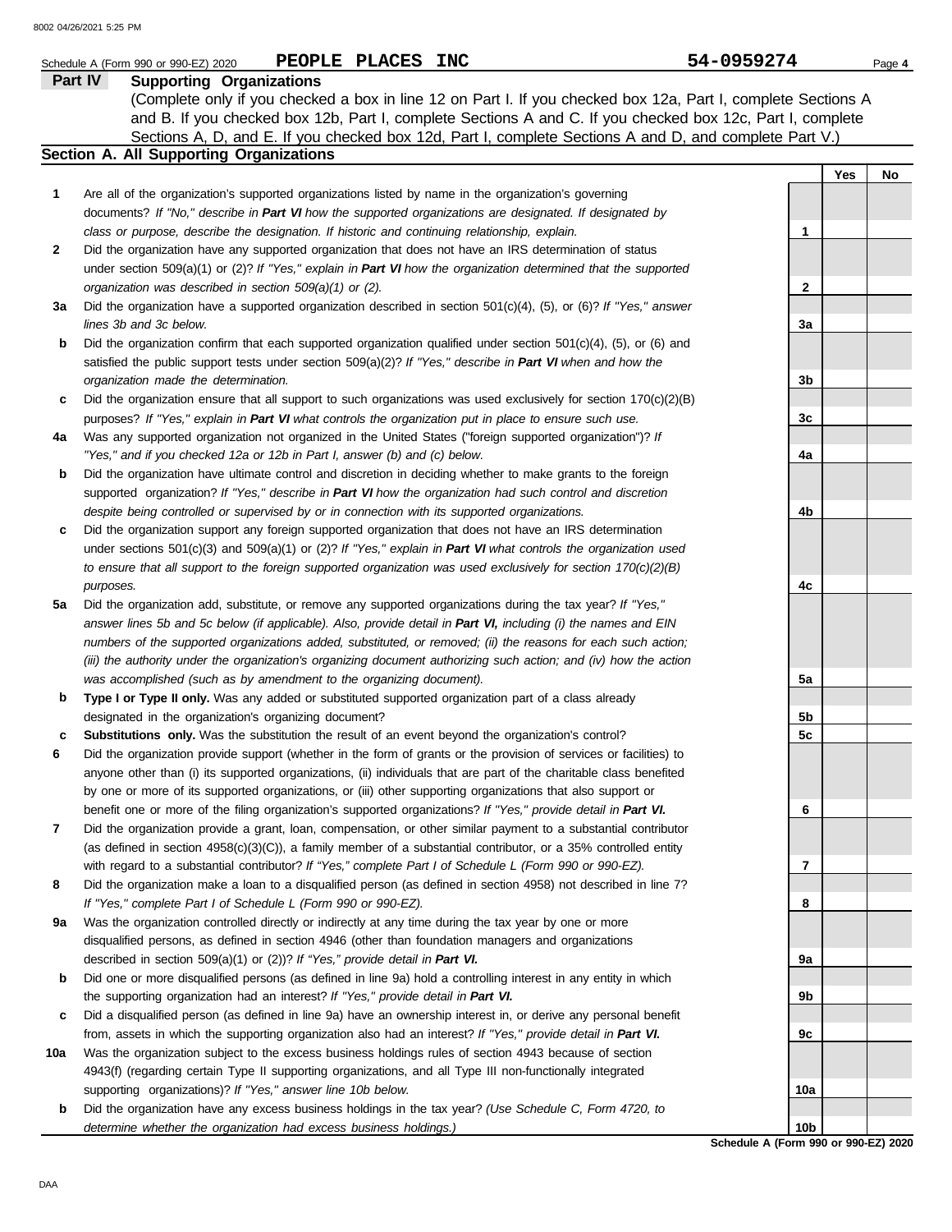Schedule A (Form 990 or 990-EZ) 2020 **PEOPLE PLACES INC** **54-0959274**

## Part IV Supporting Organizations

(Complete only if you checked a box in line 12 on Part I. If you checked box 12a, Part I, complete Sections A and B. If you checked box 12b, Part I, complete Sections A and C. If you checked box 12c, Part I, complete Sections A, D, and E. If you checked box 12d, Part I, complete Sections A and D, and complete Part V.)

### Section A. All Supporting Organizations

| | | | Yes | No |
|---|---|---|---|---|
| **1** | Are all of the organization's supported organizations listed by name in the organization's governing documents? *If "No," describe in **Part VI** how the supported organizations are designated. If designated by class or purpose, describe the designation. If historic and continuing relationship, explain.* | 1 | | |
| **2** | Did the organization have any supported organization that does not have an IRS determination of status under section 509(a)(1) or (2)? *If "Yes," explain in **Part VI** how the organization determined that the supported organization was described in section 509(a)(1) or (2).* | 2 | | |
| **3a** | Did the organization have a supported organization described in section 501(c)(4), (5), or (6)? *If "Yes," answer lines 3b and 3c below.* | 3a | | |
| **b** | Did the organization confirm that each supported organization qualified under section 501(c)(4), (5), or (6) and satisfied the public support tests under section 509(a)(2)? *If "Yes," describe in **Part VI** when and how the organization made the determination.* | 3b | | |
| **c** | Did the organization ensure that all support to such organizations was used exclusively for section 170(c)(2)(B) purposes? *If "Yes," explain in **Part VI** what controls the organization put in place to ensure such use.* | 3c | | |
| **4a** | Was any supported organization not organized in the United States ("foreign supported organization")? *If "Yes," and if you checked 12a or 12b in Part I, answer (b) and (c) below.* | 4a | | |
| **b** | Did the organization have ultimate control and discretion in deciding whether to make grants to the foreign supported organization? *If "Yes," describe in **Part VI** how the organization had such control and discretion despite being controlled or supervised by or in connection with its supported organizations.* | 4b | | |
| **c** | Did the organization support any foreign supported organization that does not have an IRS determination under sections 501(c)(3) and 509(a)(1) or (2)? *If "Yes," explain in **Part VI** what controls the organization used to ensure that all support to the foreign supported organization was used exclusively for section 170(c)(2)(B) purposes.* | 4c | | |
| **5a** | Did the organization add, substitute, or remove any supported organizations during the tax year? *If "Yes," answer lines 5b and 5c below (if applicable). Also, provide detail in **Part VI,** including (i) the names and EIN numbers of the supported organizations added, substituted, or removed; (ii) the reasons for each such action; (iii) the authority under the organization's organizing document authorizing such action; and (iv) how the action was accomplished (such as by amendment to the organizing document).* | 5a | | |
| **b** | **Type I or Type II only.** Was any added or substituted supported organization part of a class already designated in the organization's organizing document? | 5b | | |
| **c** | **Substitutions only.** Was the substitution the result of an event beyond the organization's control? | 5c | | |
| **6** | Did the organization provide support (whether in the form of grants or the provision of services or facilities) to anyone other than (i) its supported organizations, (ii) individuals that are part of the charitable class benefited by one or more of its supported organizations, or (iii) other supporting organizations that also support or benefit one or more of the filing organization's supported organizations? *If "Yes," provide detail in **Part VI.*** | 6 | | |
| **7** | Did the organization provide a grant, loan, compensation, or other similar payment to a substantial contributor (as defined in section 4958(c)(3)(C)), a family member of a substantial contributor, or a 35% controlled entity with regard to a substantial contributor? *If "Yes," complete Part I of Schedule L (Form 990 or 990-EZ).* | 7 | | |
| **8** | Did the organization make a loan to a disqualified person (as defined in section 4958) not described in line 7? *If "Yes," complete Part I of Schedule L (Form 990 or 990-EZ).* | 8 | | |
| **9a** | Was the organization controlled directly or indirectly at any time during the tax year by one or more disqualified persons, as defined in section 4946 (other than foundation managers and organizations described in section 509(a)(1) or (2))? *If "Yes," provide detail in **Part VI.*** | 9a | | |
| **b** | Did one or more disqualified persons (as defined in line 9a) hold a controlling interest in any entity in which the supporting organization had an interest? *If "Yes," provide detail in **Part VI.*** | 9b | | |
| **c** | Did a disqualified person (as defined in line 9a) have an ownership interest in, or derive any personal benefit from, assets in which the supporting organization also had an interest? *If "Yes," provide detail in **Part VI.*** | 9c | | |
| **10a** | Was the organization subject to the excess business holdings rules of section 4943 because of section 4943(f) (regarding certain Type II supporting organizations, and all Type III non-functionally integrated supporting organizations)? *If "Yes," answer line 10b below.* | 10a | | |
| **b** | Did the organization have any excess business holdings in the tax year? *(Use Schedule C, Form 4720, to determine whether the organization had excess business holdings.)* | 10b | | |

**Schedule A (Form 990 or 990-EZ) 2020**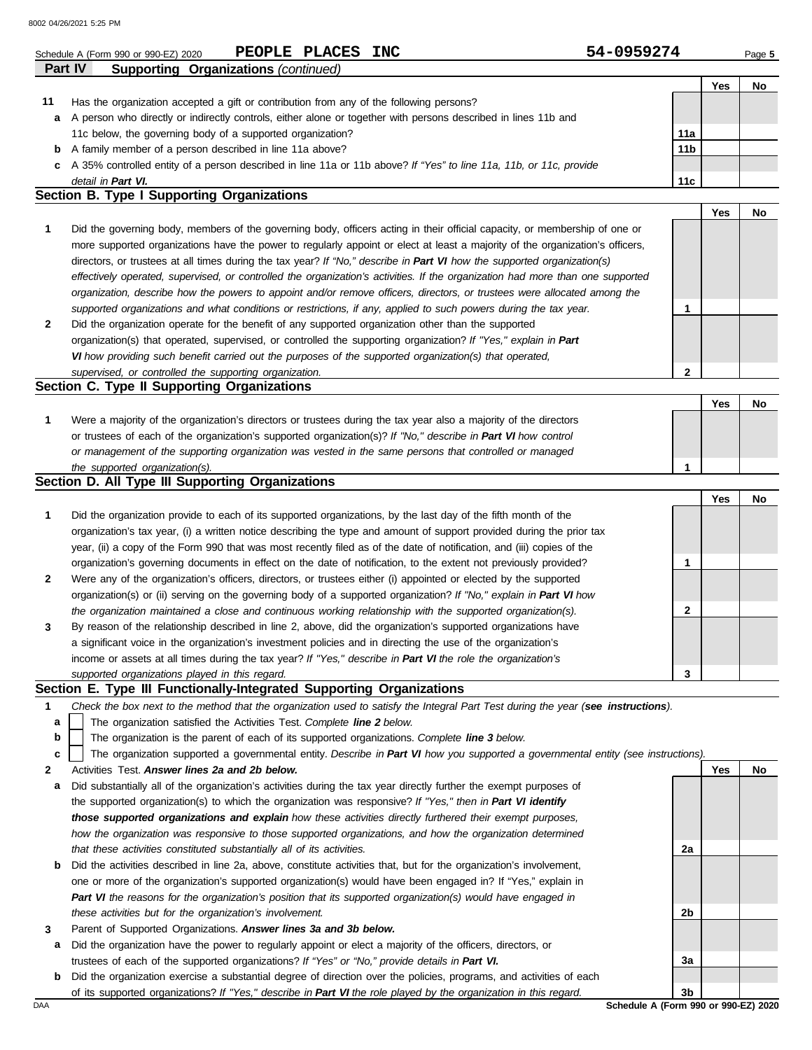Schedule A (Form 990 or 990-EZ) 2020 **PEOPLE PLACES INC** **54-0959274**

## Part IV Supporting Organizations *(continued)*

| | | | Yes | No |
|---|---|---|---|---|
| **11** | Has the organization accepted a gift or contribution from any of the following persons? | | | |
| **a** | A person who directly or indirectly controls, either alone or together with persons described in lines 11b and 11c below, the governing body of a supported organization? | **11a** | | |
| **b** | A family member of a person described in line 11a above? | **11b** | | |
| **c** | A 35% controlled entity of a person described in line 11a or 11b above? *If "Yes" to line 11a, 11b, or 11c, provide detail in* ***Part VI.*** | **11c** | | |

### Section B. Type I Supporting Organizations

| | | | Yes | No |
|---|---|---|---|---|
| **1** | Did the governing body, members of the governing body, officers acting in their official capacity, or membership of one or more supported organizations have the power to regularly appoint or elect at least a majority of the organization's officers, directors, or trustees at all times during the tax year? *If "No," describe in* ***Part VI*** *how the supported organization(s) effectively operated, supervised, or controlled the organization's activities. If the organization had more than one supported organization, describe how the powers to appoint and/or remove officers, directors, or trustees were allocated among the supported organizations and what conditions or restrictions, if any, applied to such powers during the tax year.* | **1** | | |
| **2** | Did the organization operate for the benefit of any supported organization other than the supported organization(s) that operated, supervised, or controlled the supporting organization? *If "Yes," explain in* ***Part VI*** *how providing such benefit carried out the purposes of the supported organization(s) that operated, supervised, or controlled the supporting organization.* | **2** | | |

### Section C. Type II Supporting Organizations

| | | | Yes | No |
|---|---|---|---|---|
| **1** | Were a majority of the organization's directors or trustees during the tax year also a majority of the directors or trustees of each of the organization's supported organization(s)? *If "No," describe in* ***Part VI*** *how control or management of the supporting organization was vested in the same persons that controlled or managed the supported organization(s).* | **1** | | |

### Section D. All Type III Supporting Organizations

| | | | Yes | No |
|---|---|---|---|---|
| **1** | Did the organization provide to each of its supported organizations, by the last day of the fifth month of the organization's tax year, (i) a written notice describing the type and amount of support provided during the prior tax year, (ii) a copy of the Form 990 that was most recently filed as of the date of notification, and (iii) copies of the organization's governing documents in effect on the date of notification, to the extent not previously provided? | **1** | | |
| **2** | Were any of the organization's officers, directors, or trustees either (i) appointed or elected by the supported organization(s) or (ii) serving on the governing body of a supported organization? *If "No," explain in* ***Part VI*** *how the organization maintained a close and continuous working relationship with the supported organization(s).* | **2** | | |
| **3** | By reason of the relationship described in line 2, above, did the organization's supported organizations have a significant voice in the organization's investment policies and in directing the use of the organization's income or assets at all times during the tax year? *If "Yes," describe in* ***Part VI*** *the role the organization's supported organizations played in this regard.* | **3** | | |

### Section E. Type III Functionally-Integrated Supporting Organizations

**1** *Check the box next to the method that the organization used to satisfy the Integral Part Test during the year (**see instructions**).*

- **a** ☐ The organization satisfied the Activities Test. *Complete **line 2** below.*
- **b** ☐ The organization is the parent of each of its supported organizations. *Complete **line 3** below.*
- **c** ☐ The organization supported a governmental entity. *Describe in **Part VI** how you supported a governmental entity (see instructions).*

| | | | Yes | No |
|---|---|---|---|---|
| **2** | Activities Test. ***Answer lines 2a and 2b below.*** | | | |
| **a** | Did substantially all of the organization's activities during the tax year directly further the exempt purposes of the supported organization(s) to which the organization was responsive? *If "Yes," then in* ***Part VI identify those supported organizations and explain*** *how these activities directly furthered their exempt purposes, how the organization was responsive to those supported organizations, and how the organization determined that these activities constituted substantially all of its activities.* | **2a** | | |
| **b** | Did the activities described in line 2a, above, constitute activities that, but for the organization's involvement, one or more of the organization's supported organization(s) would have been engaged in? If "Yes," explain in ***Part VI*** *the reasons for the organization's position that its supported organization(s) would have engaged in these activities but for the organization's involvement.* | **2b** | | |
| **3** | Parent of Supported Organizations. ***Answer lines 3a and 3b below.*** | | | |
| **a** | Did the organization have the power to regularly appoint or elect a majority of the officers, directors, or trustees of each of the supported organizations? *If "Yes" or "No," provide details in* ***Part VI.*** | **3a** | | |
| **b** | Did the organization exercise a substantial degree of direction over the policies, programs, and activities of each of its supported organizations? *If "Yes," describe in* ***Part VI*** *the role played by the organization in this regard.* | **3b** | | |

DAA **Schedule A (Form 990 or 990-EZ) 2020**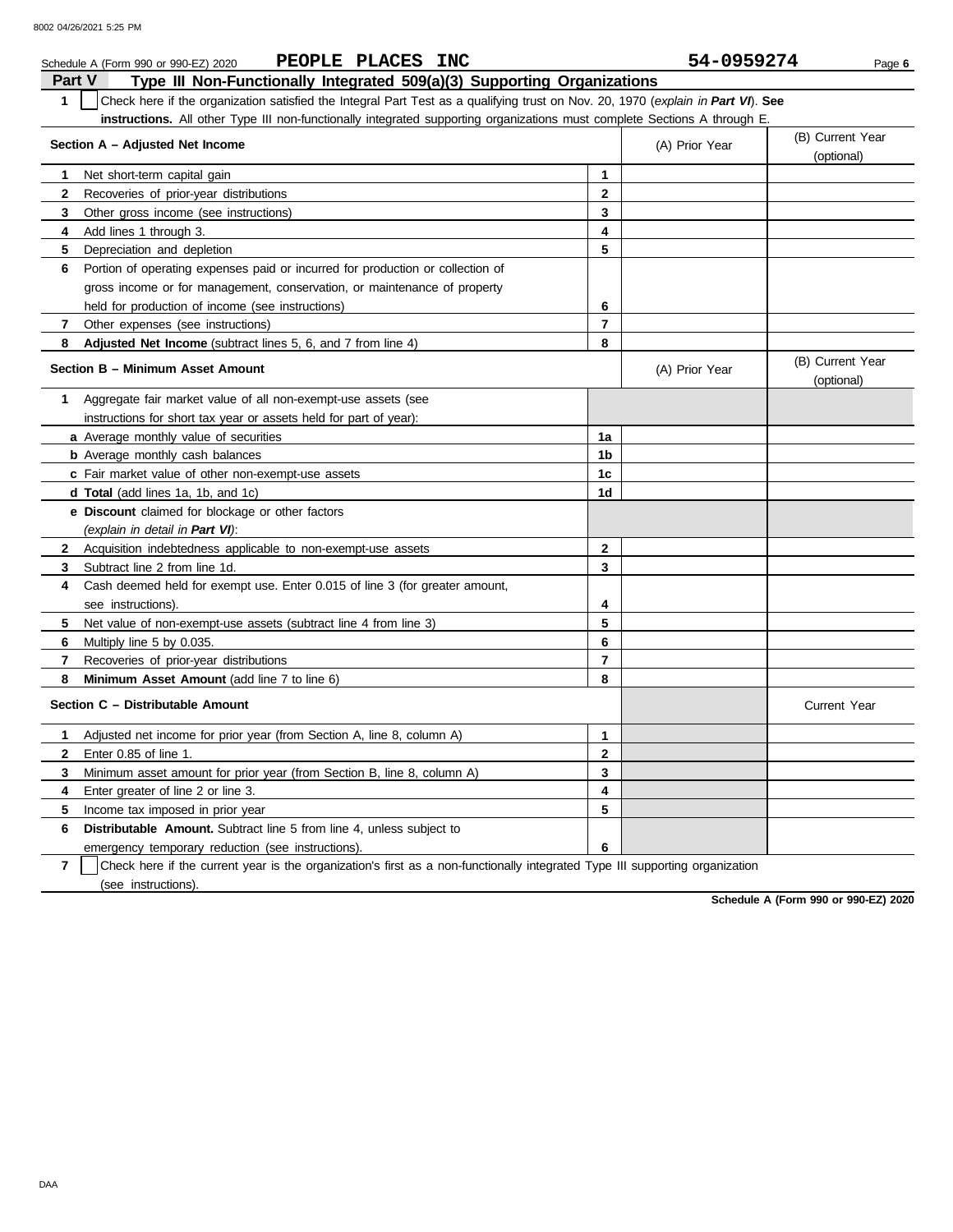8002 04/26/2021 5:25 PM

Schedule A (Form 990 or 990-EZ) 2020 **PEOPLE PLACES INC** **54-0959274** Page **6**

## Part V Type III Non-Functionally Integrated 509(a)(3) Supporting Organizations

**1** ☐ Check here if the organization satisfied the Integral Part Test as a qualifying trust on Nov. 20, 1970 (*explain in **Part VI***). **See instructions.** All other Type III non-functionally integrated supporting organizations must complete Sections A through E.

| Section A – Adjusted Net Income | | (A) Prior Year | (B) Current Year (optional) |
|---|---|---|---|
| **1** Net short-term capital gain | **1** | | |
| **2** Recoveries of prior-year distributions | **2** | | |
| **3** Other gross income (see instructions) | **3** | | |
| **4** Add lines 1 through 3. | **4** | | |
| **5** Depreciation and depletion | **5** | | |
| **6** Portion of operating expenses paid or incurred for production or collection of gross income or for management, conservation, or maintenance of property held for production of income (see instructions) | **6** | | |
| **7** Other expenses (see instructions) | **7** | | |
| **8** **Adjusted Net Income** (subtract lines 5, 6, and 7 from line 4) | **8** | | |

| Section B – Minimum Asset Amount | | (A) Prior Year | (B) Current Year (optional) |
|---|---|---|---|
| **1** Aggregate fair market value of all non-exempt-use assets (see instructions for short tax year or assets held for part of year): | | | |
| **a** Average monthly value of securities | **1a** | | |
| **b** Average monthly cash balances | **1b** | | |
| **c** Fair market value of other non-exempt-use assets | **1c** | | |
| **d** **Total** (add lines 1a, 1b, and 1c) | **1d** | | |
| **e** **Discount** claimed for blockage or other factors (*explain in detail in **Part VI***): | | | |
| **2** Acquisition indebtedness applicable to non-exempt-use assets | **2** | | |
| **3** Subtract line 2 from line 1d. | **3** | | |
| **4** Cash deemed held for exempt use. Enter 0.015 of line 3 (for greater amount, see instructions). | **4** | | |
| **5** Net value of non-exempt-use assets (subtract line 4 from line 3) | **5** | | |
| **6** Multiply line 5 by 0.035. | **6** | | |
| **7** Recoveries of prior-year distributions | **7** | | |
| **8** **Minimum Asset Amount** (add line 7 to line 6) | **8** | | |

| Section C – Distributable Amount | | | Current Year |
|---|---|---|---|
| **1** Adjusted net income for prior year (from Section A, line 8, column A) | **1** | | |
| **2** Enter 0.85 of line 1. | **2** | | |
| **3** Minimum asset amount for prior year (from Section B, line 8, column A) | **3** | | |
| **4** Enter greater of line 2 or line 3. | **4** | | |
| **5** Income tax imposed in prior year | **5** | | |
| **6** **Distributable Amount.** Subtract line 5 from line 4, unless subject to emergency temporary reduction (see instructions). | **6** | | |

**7** ☐ Check here if the current year is the organization's first as a non-functionally integrated Type III supporting organization (see instructions).

**Schedule A (Form 990 or 990-EZ) 2020**

DAA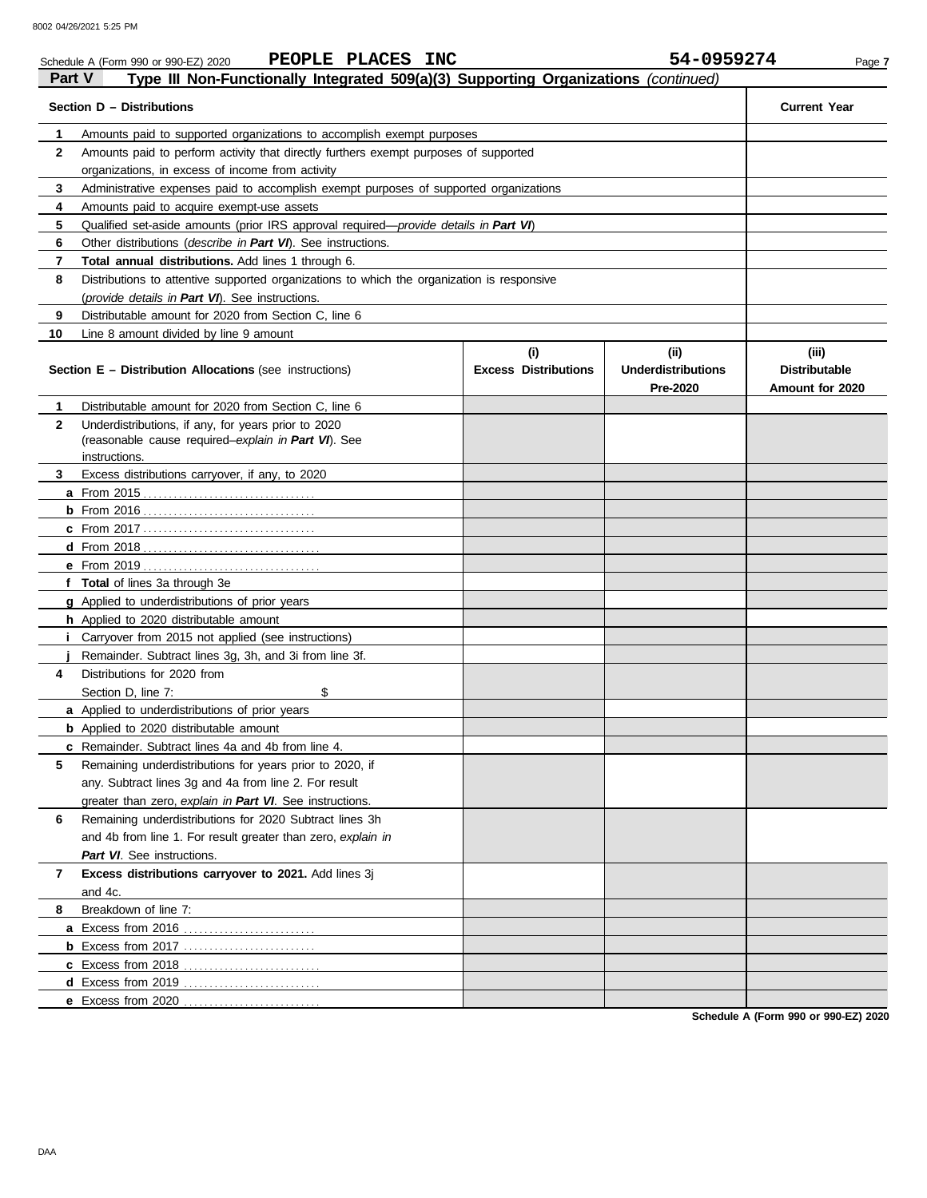Schedule A (Form 990 or 990-EZ) 2020 **PEOPLE PLACES INC** **54-0959274**

## Part V — Type III Non-Functionally Integrated 509(a)(3) Supporting Organizations *(continued)*

| **Section D – Distributions** | **Current Year** |
|---|---|
| **1** Amounts paid to supported organizations to accomplish exempt purposes | |
| **2** Amounts paid to perform activity that directly furthers exempt purposes of supported organizations, in excess of income from activity | |
| **3** Administrative expenses paid to accomplish exempt purposes of supported organizations | |
| **4** Amounts paid to acquire exempt-use assets | |
| **5** Qualified set-aside amounts (prior IRS approval required—*provide details in **Part VI***) | |
| **6** Other distributions (*describe in **Part VI***). See instructions. | |
| **7** **Total annual distributions.** Add lines 1 through 6. | |
| **8** Distributions to attentive supported organizations to which the organization is responsive (*provide details in **Part VI***). See instructions. | |
| **9** Distributable amount for 2020 from Section C, line 6 | |
| **10** Line 8 amount divided by line 9 amount | |

| **Section E – Distribution Allocations** (see instructions) | **(i) Excess Distributions** | **(ii) Underdistributions Pre-2020** | **(iii) Distributable Amount for 2020** |
|---|---|---|---|
| **1** Distributable amount for 2020 from Section C, line 6 | | | |
| **2** Underdistributions, if any, for years prior to 2020 (reasonable cause required–*explain in **Part VI***). See instructions. | | | |
| **3** Excess distributions carryover, if any, to 2020 | | | |
| **a** From 2015 | | | |
| **b** From 2016 | | | |
| **c** From 2017 | | | |
| **d** From 2018 | | | |
| **e** From 2019 | | | |
| **f** **Total** of lines 3a through 3e | | | |
| **g** Applied to underdistributions of prior years | | | |
| **h** Applied to 2020 distributable amount | | | |
| **i** Carryover from 2015 not applied (see instructions) | | | |
| **j** Remainder. Subtract lines 3g, 3h, and 3i from line 3f. | | | |
| **4** Distributions for 2020 from Section D, line 7: $ | | | |
| **a** Applied to underdistributions of prior years | | | |
| **b** Applied to 2020 distributable amount | | | |
| **c** Remainder. Subtract lines 4a and 4b from line 4. | | | |
| **5** Remaining underdistributions for years prior to 2020, if any. Subtract lines 3g and 4a from line 2. For result greater than zero, *explain in **Part VI***. See instructions. | | | |
| **6** Remaining underdistributions for 2020 Subtract lines 3h and 4b from line 1. For result greater than zero, *explain in **Part VI***. See instructions. | | | |
| **7** **Excess distributions carryover to 2021.** Add lines 3j and 4c. | | | |
| **8** Breakdown of line 7: | | | |
| **a** Excess from 2016 | | | |
| **b** Excess from 2017 | | | |
| **c** Excess from 2018 | | | |
| **d** Excess from 2019 | | | |
| **e** Excess from 2020 | | | |

**Schedule A (Form 990 or 990-EZ) 2020**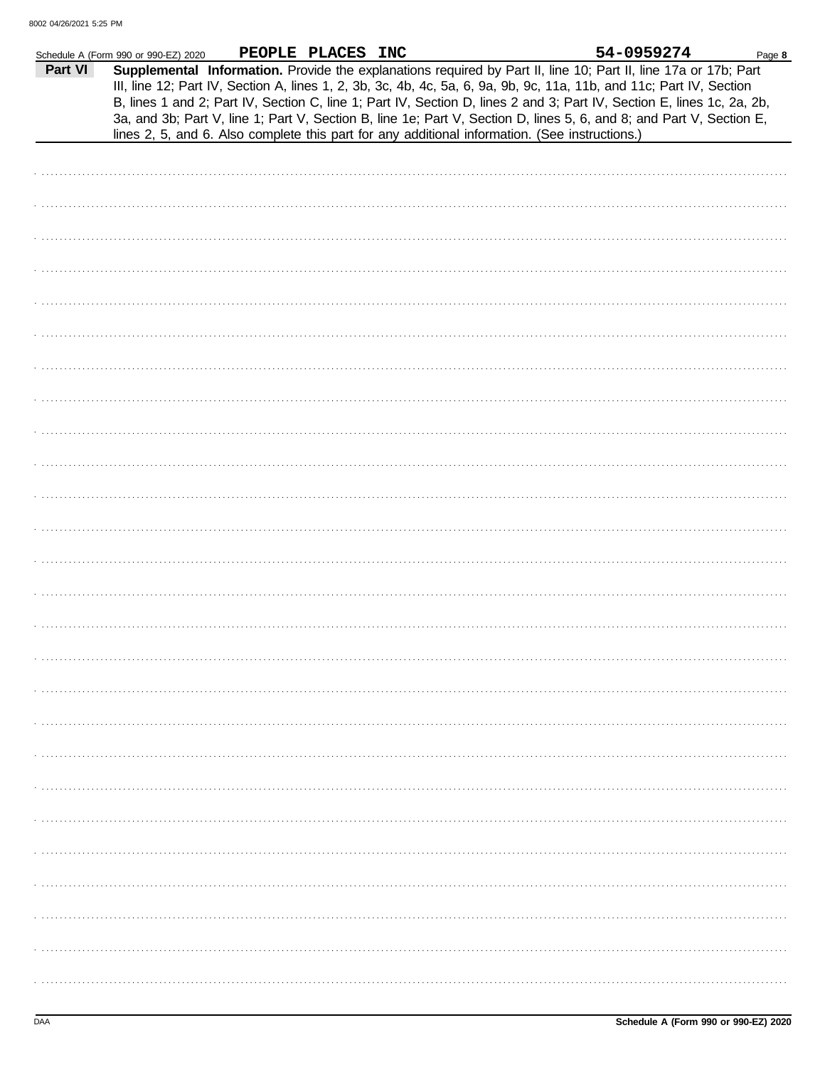Schedule A (Form 990 or 990-EZ) 2020 PEOPLE PLACES INC 54-0959274

## Part VI

**Supplemental Information.** Provide the explanations required by Part II, line 10; Part II, line 17a or 17b; Part III, line 12; Part IV, Section A, lines 1, 2, 3b, 3c, 4b, 4c, 5a, 6, 9a, 9b, 9c, 11a, 11b, and 11c; Part IV, Section B, lines 1 and 2; Part IV, Section C, line 1; Part IV, Section D, lines 2 and 3; Part IV, Section E, lines 1c, 2a, 2b, 3a, and 3b; Part V, line 1; Part V, Section B, line 1e; Part V, Section D, lines 5, 6, and 8; and Part V, Section E, lines 2, 5, and 6. Also complete this part for any additional information. (See instructions.)

DAA

Schedule A (Form 990 or 990-EZ) 2020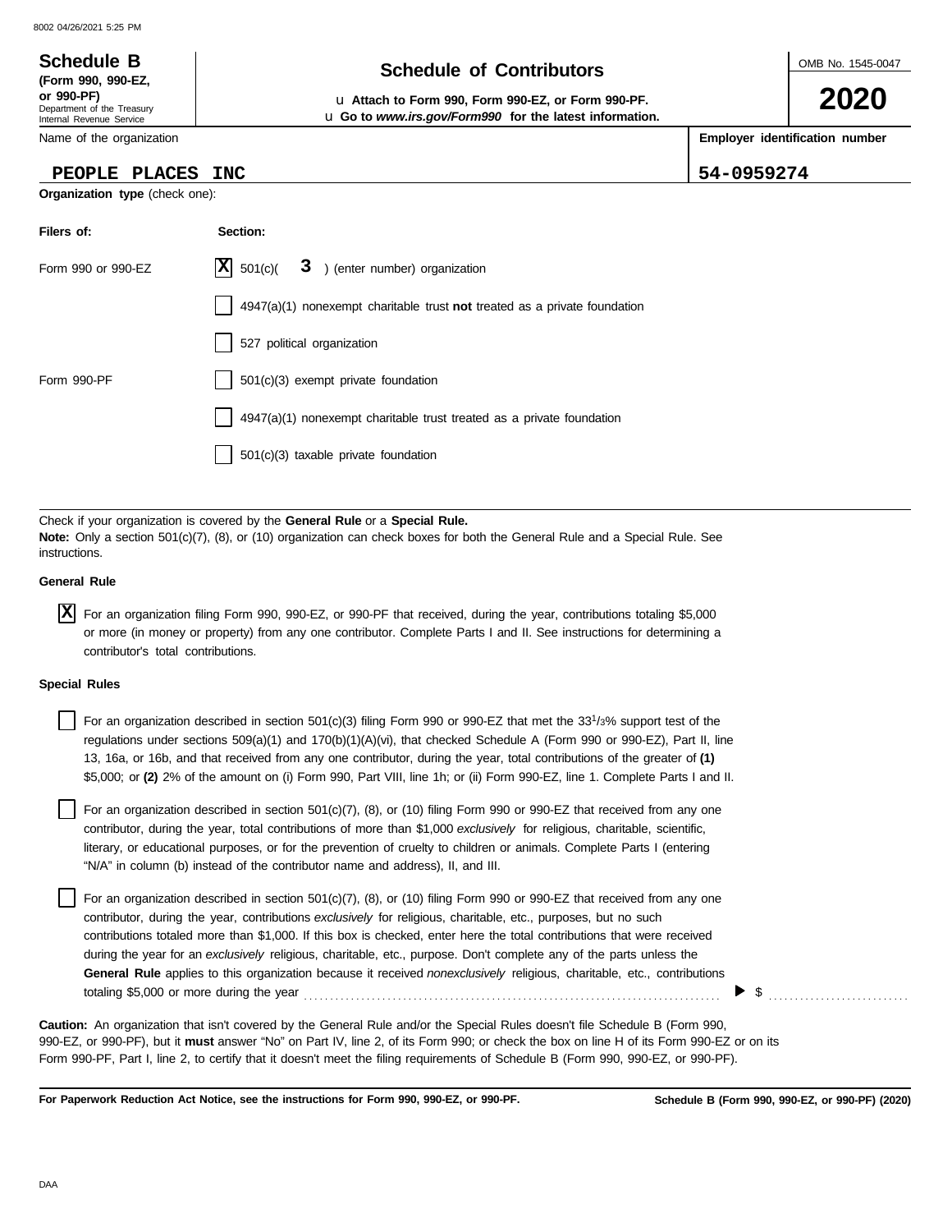**Schedule B** (Form 990, 990-EZ, or 990-PF)
Department of the Treasury
Internal Revenue Service

# Schedule of Contributors

u Attach to Form 990, Form 990-EZ, or Form 990-PF.
u Go to *www.irs.gov/Form990* for the latest information.

OMB No. 1545-0047

**2020**

| Name of the organization | Employer identification number |
|---|---|
| PEOPLE PLACES INC | 54-0959274 |

**Organization type** (check one):

| Filers of: | Section: |
|---|---|
| Form 990 or 990-EZ | [X] 501(c)( 3 ) (enter number) organization |
| | [ ] 4947(a)(1) nonexempt charitable trust **not** treated as a private foundation |
| | [ ] 527 political organization |
| Form 990-PF | [ ] 501(c)(3) exempt private foundation |
| | [ ] 4947(a)(1) nonexempt charitable trust treated as a private foundation |
| | [ ] 501(c)(3) taxable private foundation |

Check if your organization is covered by the **General Rule** or a **Special Rule.**
**Note:** Only a section 501(c)(7), (8), or (10) organization can check boxes for both the General Rule and a Special Rule. See instructions.

**General Rule**

[X] For an organization filing Form 990, 990-EZ, or 990-PF that received, during the year, contributions totaling $5,000 or more (in money or property) from any one contributor. Complete Parts I and II. See instructions for determining a contributor's total contributions.

**Special Rules**

[ ] For an organization described in section 501(c)(3) filing Form 990 or 990-EZ that met the 33 1/3% support test of the regulations under sections 509(a)(1) and 170(b)(1)(A)(vi), that checked Schedule A (Form 990 or 990-EZ), Part II, line 13, 16a, or 16b, and that received from any one contributor, during the year, total contributions of the greater of **(1)** $5,000; or **(2)** 2% of the amount on (i) Form 990, Part VIII, line 1h; or (ii) Form 990-EZ, line 1. Complete Parts I and II.

[ ] For an organization described in section 501(c)(7), (8), or (10) filing Form 990 or 990-EZ that received from any one contributor, during the year, total contributions of more than $1,000 *exclusively* for religious, charitable, scientific, literary, or educational purposes, or for the prevention of cruelty to children or animals. Complete Parts I (entering "N/A" in column (b) instead of the contributor name and address), II, and III.

[ ] For an organization described in section 501(c)(7), (8), or (10) filing Form 990 or 990-EZ that received from any one contributor, during the year, contributions *exclusively* for religious, charitable, etc., purposes, but no such contributions totaled more than $1,000. If this box is checked, enter here the total contributions that were received during the year for an *exclusively* religious, charitable, etc., purpose. Don't complete any of the parts unless the **General Rule** applies to this organization because it received *nonexclusively* religious, charitable, etc., contributions totaling $5,000 or more during the year . . . . . . . . . . ▶ $ . . . . . . . . . . .

**Caution:** An organization that isn't covered by the General Rule and/or the Special Rules doesn't file Schedule B (Form 990, 990-EZ, or 990-PF), but it **must** answer "No" on Part IV, line 2, of its Form 990; or check the box on line H of its Form 990-EZ or on its Form 990-PF, Part I, line 2, to certify that it doesn't meet the filing requirements of Schedule B (Form 990, 990-EZ, or 990-PF).

**For Paperwork Reduction Act Notice, see the instructions for Form 990, 990-EZ, or 990-PF.** **Schedule B (Form 990, 990-EZ, or 990-PF) (2020)**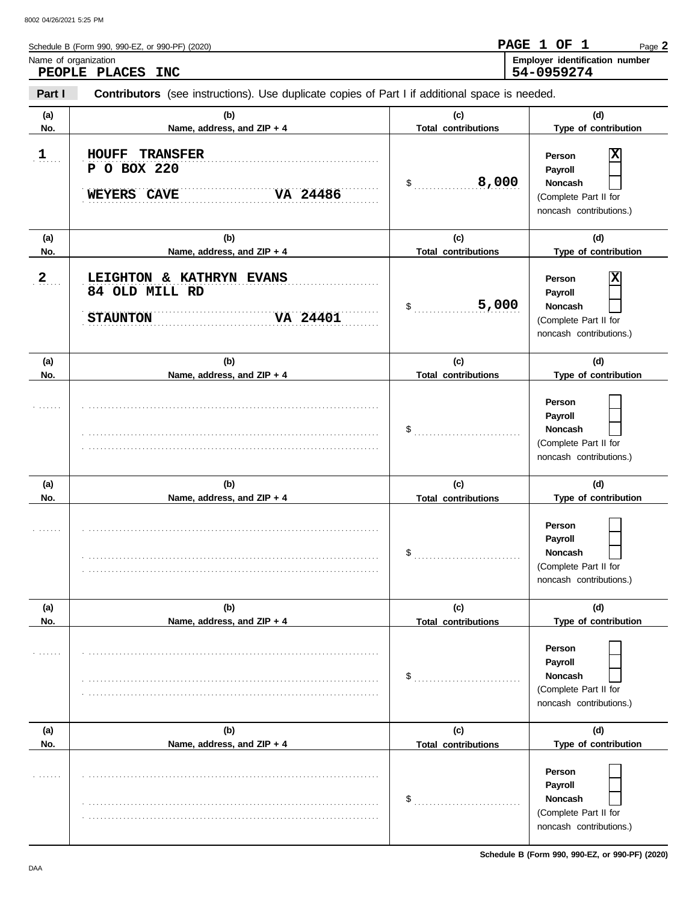Schedule B (Form 990, 990-EZ, or 990-PF) (2020)

**PAGE 1 OF 1**

Name of organization: **PEOPLE PLACES INC**

Employer identification number: **54-0959274**

**Part I** **Contributors** (see instructions). Use duplicate copies of Part I if additional space is needed.

| (a) No. | (b) Name, address, and ZIP + 4 | (c) Total contributions | (d) Type of contribution |
|---|---|---|---|
| 1 | HOUFF TRANSFER<br>P O BOX 220<br>WEYERS CAVE VA 24486 | $ 8,000 | Person [X]<br>Payroll [ ]<br>Noncash [ ]<br>(Complete Part II for noncash contributions.) |
| 2 | LEIGHTON & KATHRYN EVANS<br>84 OLD MILL RD<br>STAUNTON VA 24401 | $ 5,000 | Person [X]<br>Payroll [ ]<br>Noncash [ ]<br>(Complete Part II for noncash contributions.) |
| | | $ | Person [ ]<br>Payroll [ ]<br>Noncash [ ]<br>(Complete Part II for noncash contributions.) |
| | | $ | Person [ ]<br>Payroll [ ]<br>Noncash [ ]<br>(Complete Part II for noncash contributions.) |
| | | $ | Person [ ]<br>Payroll [ ]<br>Noncash [ ]<br>(Complete Part II for noncash contributions.) |
| | | $ | Person [ ]<br>Payroll [ ]<br>Noncash [ ]<br>(Complete Part II for noncash contributions.) |

Schedule B (Form 990, 990-EZ, or 990-PF) (2020)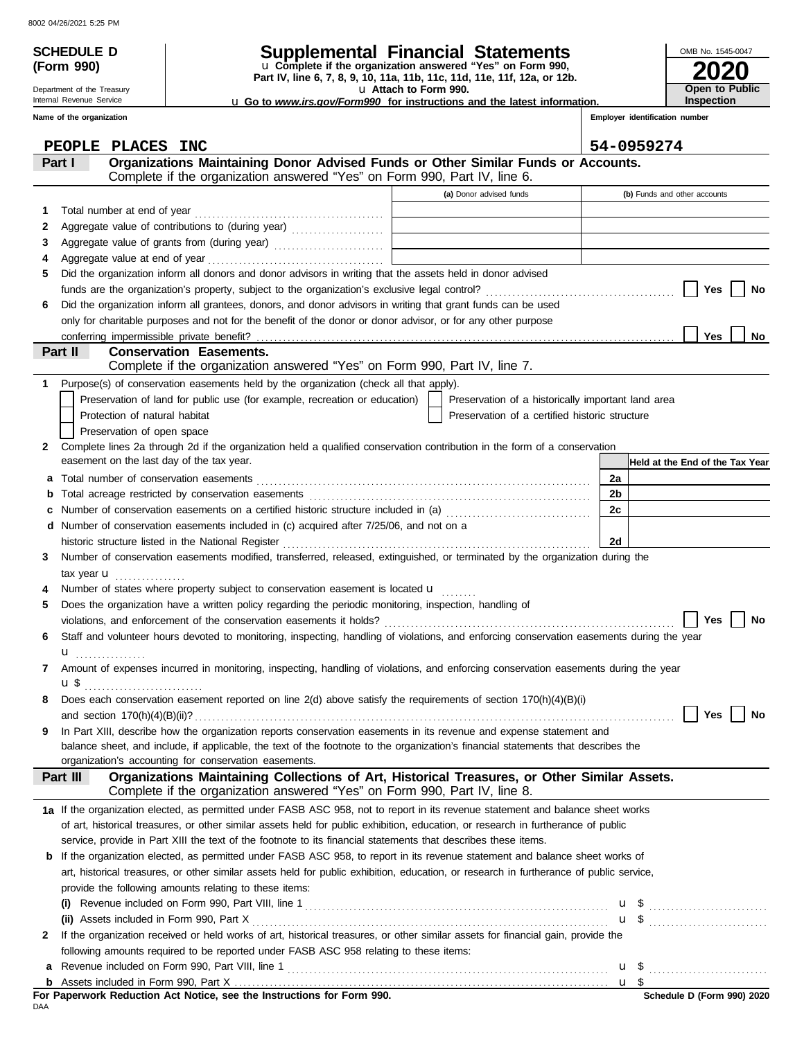8002 04/26/2021 5:25 PM

**SCHEDULE D (Form 990)**

Department of the Treasury
Internal Revenue Service

# Supplemental Financial Statements

u Complete if the organization answered "Yes" on Form 990, Part IV, line 6, 7, 8, 9, 10, 11a, 11b, 11c, 11d, 11e, 11f, 12a, or 12b.
u Attach to Form 990.
u Go to *www.irs.gov/Form990* for instructions and the latest information.

OMB No. 1545-0047

**2020**

**Open to Public Inspection**

Name of the organization: PEOPLE PLACES INC

Employer identification number: 54-0959274

## Part I — Organizations Maintaining Donor Advised Funds or Other Similar Funds or Accounts.
Complete if the organization answered "Yes" on Form 990, Part IV, line 6.

| | | (a) Donor advised funds | (b) Funds and other accounts |
|---|---|---|---|
| 1 | Total number at end of year | | |
| 2 | Aggregate value of contributions to (during year) | | |
| 3 | Aggregate value of grants from (during year) | | |
| 4 | Aggregate value at end of year | | |

5 Did the organization inform all donors and donor advisors in writing that the assets held in donor advised funds are the organization's property, subject to the organization's exclusive legal control? ☐ Yes ☐ No

6 Did the organization inform all grantees, donors, and donor advisors in writing that grant funds can be used only for charitable purposes and not for the benefit of the donor or donor advisor, or for any other purpose conferring impermissible private benefit? ☐ Yes ☐ No

## Part II — Conservation Easements.
Complete if the organization answered "Yes" on Form 990, Part IV, line 7.

1 Purpose(s) of conservation easements held by the organization (check all that apply).

- ☐ Preservation of land for public use (for example, recreation or education)
- ☐ Preservation of a historically important land area
- ☐ Protection of natural habitat
- ☐ Preservation of a certified historic structure
- ☐ Preservation of open space

2 Complete lines 2a through 2d if the organization held a qualified conservation contribution in the form of a conservation easement on the last day of the tax year.

| | | | Held at the End of the Tax Year |
|---|---|---|---|
| a | Total number of conservation easements | 2a | |
| b | Total acreage restricted by conservation easements | 2b | |
| c | Number of conservation easements on a certified historic structure included in (a) | 2c | |
| d | Number of conservation easements included in (c) acquired after 7/25/06, and not on a historic structure listed in the National Register | 2d | |

3 Number of conservation easements modified, transferred, released, extinguished, or terminated by the organization during the tax year u

4 Number of states where property subject to conservation easement is located u

5 Does the organization have a written policy regarding the periodic monitoring, inspection, handling of violations, and enforcement of the conservation easements it holds? ☐ Yes ☐ No

6 Staff and volunteer hours devoted to monitoring, inspecting, handling of violations, and enforcing conservation easements during the year u

7 Amount of expenses incurred in monitoring, inspecting, handling of violations, and enforcing conservation easements during the year u $

8 Does each conservation easement reported on line 2(d) above satisfy the requirements of section 170(h)(4)(B)(i) and section 170(h)(4)(B)(ii)? ☐ Yes ☐ No

9 In Part XIII, describe how the organization reports conservation easements in its revenue and expense statement and balance sheet, and include, if applicable, the text of the footnote to the organization's financial statements that describes the organization's accounting for conservation easements.

## Part III — Organizations Maintaining Collections of Art, Historical Treasures, or Other Similar Assets.
Complete if the organization answered "Yes" on Form 990, Part IV, line 8.

1a If the organization elected, as permitted under FASB ASC 958, not to report in its revenue statement and balance sheet works of art, historical treasures, or other similar assets held for public exhibition, education, or research in furtherance of public service, provide in Part XIII the text of the footnote to its financial statements that describes these items.

b If the organization elected, as permitted under FASB ASC 958, to report in its revenue statement and balance sheet works of art, historical treasures, or other similar assets held for public exhibition, education, or research in furtherance of public service, provide the following amounts relating to these items:

(i) Revenue included on Form 990, Part VIII, line 1 u $

(ii) Assets included in Form 990, Part X u $

2 If the organization received or held works of art, historical treasures, or other similar assets for financial gain, provide the following amounts required to be reported under FASB ASC 958 relating to these items:

a Revenue included on Form 990, Part VIII, line 1 u $

b Assets included in Form 990, Part X u $

**For Paperwork Reduction Act Notice, see the Instructions for Form 990.**

DAA **Schedule D (Form 990) 2020**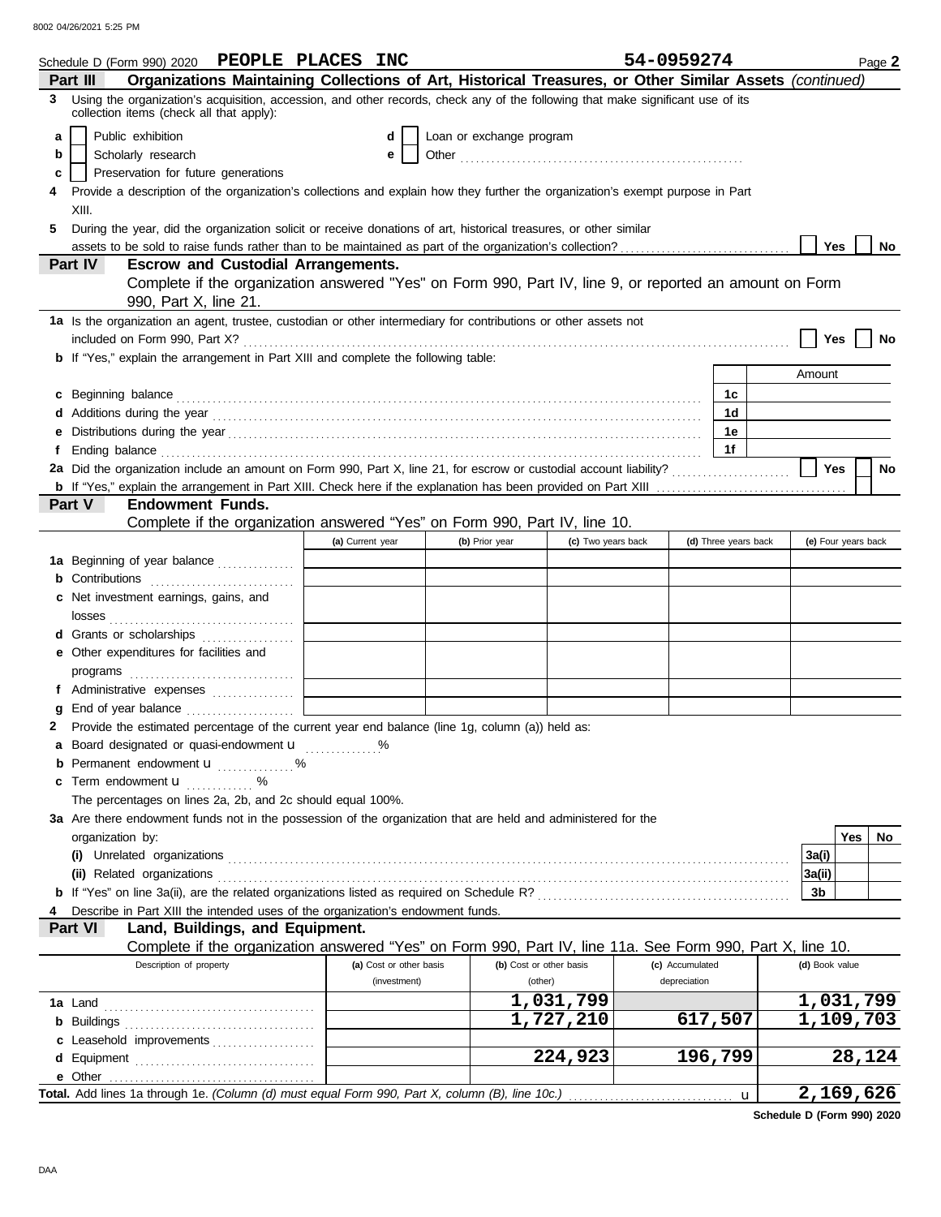Schedule D (Form 990) 2020 **PEOPLE PLACES INC** **54-0959274** Page **2**

**Part III** **Organizations Maintaining Collections of Art, Historical Treasures, or Other Similar Assets** *(continued)*

**3** Using the organization's acquisition, accession, and other records, check any of the following that make significant use of its collection items (check all that apply):

- **a** ☐ Public exhibition
- **b** ☐ Scholarly research
- **c** ☐ Preservation for future generations
- **d** ☐ Loan or exchange program
- **e** ☐ Other

**4** Provide a description of the organization's collections and explain how they further the organization's exempt purpose in Part XIII.

**5** During the year, did the organization solicit or receive donations of art, historical treasures, or other similar assets to be sold to raise funds rather than to be maintained as part of the organization's collection? ☐ Yes ☐ No

**Part IV** **Escrow and Custodial Arrangements.**
Complete if the organization answered "Yes" on Form 990, Part IV, line 9, or reported an amount on Form 990, Part X, line 21.

**1a** Is the organization an agent, trustee, custodian or other intermediary for contributions or other assets not included on Form 990, Part X? ☐ Yes ☐ No

**b** If "Yes," explain the arrangement in Part XIII and complete the following table:

| | | Amount |
|---|---|---|
| **c** Beginning balance | 1c | |
| **d** Additions during the year | 1d | |
| **e** Distributions during the year | 1e | |
| **f** Ending balance | 1f | |

**2a** Did the organization include an amount on Form 990, Part X, line 21, for escrow or custodial account liability? ☐ Yes ☐ No

**b** If "Yes," explain the arrangement in Part XIII. Check here if the explanation has been provided on Part XIII ☐

**Part V** **Endowment Funds.**
Complete if the organization answered "Yes" on Form 990, Part IV, line 10.

| | (a) Current year | (b) Prior year | (c) Two years back | (d) Three years back | (e) Four years back |
|---|---|---|---|---|---|
| **1a** Beginning of year balance | | | | | |
| **b** Contributions | | | | | |
| **c** Net investment earnings, gains, and losses | | | | | |
| **d** Grants or scholarships | | | | | |
| **e** Other expenditures for facilities and programs | | | | | |
| **f** Administrative expenses | | | | | |
| **g** End of year balance | | | | | |

**2** Provide the estimated percentage of the current year end balance (line 1g, column (a)) held as:

- **a** Board designated or quasi-endowment u %
- **b** Permanent endowment u %
- **c** Term endowment u %

The percentages on lines 2a, 2b, and 2c should equal 100%.

**3a** Are there endowment funds not in the possession of the organization that are held and administered for the organization by:

| | | Yes | No |
|---|---|---|---|
| **(i)** Unrelated organizations | 3a(i) | | |
| **(ii)** Related organizations | 3a(ii) | | |
| **b** If "Yes" on line 3a(ii), are the related organizations listed as required on Schedule R? | 3b | | |

**4** Describe in Part XIII the intended uses of the organization's endowment funds.

**Part VI** **Land, Buildings, and Equipment.**
Complete if the organization answered "Yes" on Form 990, Part IV, line 11a. See Form 990, Part X, line 10.

| Description of property | (a) Cost or other basis (investment) | (b) Cost or other basis (other) | (c) Accumulated depreciation | (d) Book value |
|---|---|---|---|---|
| **1a** Land | | 1,031,799 | | 1,031,799 |
| **b** Buildings | | 1,727,210 | 617,507 | 1,109,703 |
| **c** Leasehold improvements | | | | |
| **d** Equipment | | 224,923 | 196,799 | 28,124 |
| **e** Other | | | | |
| **Total.** Add lines 1a through 1e. *(Column (d) must equal Form 990, Part X, column (B), line 10c.)* u | | | | 2,169,626 |

**Schedule D (Form 990) 2020**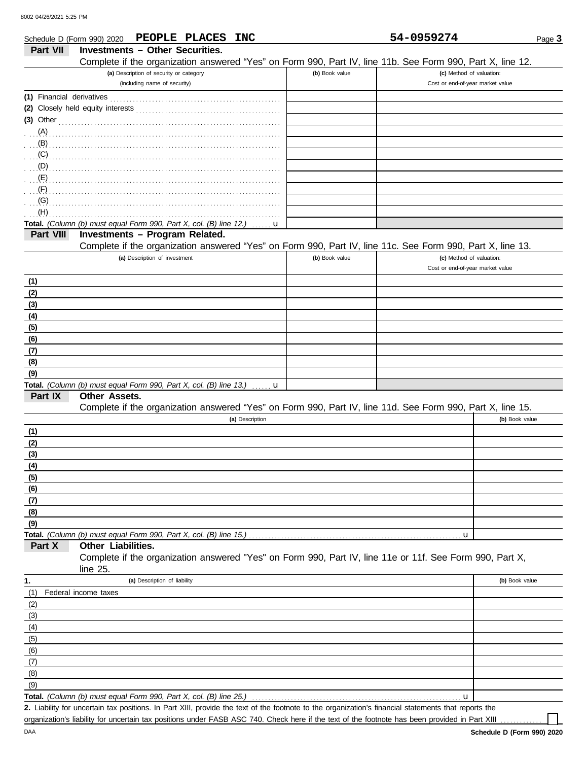8002 04/26/2021 5:25 PM

Schedule D (Form 990) 2020 **PEOPLE PLACES INC** **54-0959274** Page **3**

## Part VII Investments – Other Securities.

Complete if the organization answered "Yes" on Form 990, Part IV, line 11b. See Form 990, Part X, line 12.

| (a) Description of security or category (including name of security) | (b) Book value | (c) Method of valuation: Cost or end-of-year market value |
|---|---|---|
| (1) Financial derivatives | | |
| (2) Closely held equity interests | | |
| (3) Other | | |
| (A) | | |
| (B) | | |
| (C) | | |
| (D) | | |
| (E) | | |
| (F) | | |
| (G) | | |
| (H) | | |
| **Total.** *(Column (b) must equal Form 990, Part X, col. (B) line 12.)* u | | |

## Part VIII Investments – Program Related.

Complete if the organization answered "Yes" on Form 990, Part IV, line 11c. See Form 990, Part X, line 13.

| (a) Description of investment | (b) Book value | (c) Method of valuation: Cost or end-of-year market value |
|---|---|---|
| (1) | | |
| (2) | | |
| (3) | | |
| (4) | | |
| (5) | | |
| (6) | | |
| (7) | | |
| (8) | | |
| (9) | | |
| **Total.** *(Column (b) must equal Form 990, Part X, col. (B) line 13.)* u | | |

## Part IX Other Assets.

Complete if the organization answered "Yes" on Form 990, Part IV, line 11d. See Form 990, Part X, line 15.

| (a) Description | (b) Book value |
|---|---|
| (1) | |
| (2) | |
| (3) | |
| (4) | |
| (5) | |
| (6) | |
| (7) | |
| (8) | |
| (9) | |
| **Total.** *(Column (b) must equal Form 990, Part X, col. (B) line 15.)* u | |

## Part X Other Liabilities.

Complete if the organization answered "Yes" on Form 990, Part IV, line 11e or 11f. See Form 990, Part X, line 25.

| 1. (a) Description of liability | (b) Book value |
|---|---|
| (1) Federal income taxes | |
| (2) | |
| (3) | |
| (4) | |
| (5) | |
| (6) | |
| (7) | |
| (8) | |
| (9) | |
| **Total.** *(Column (b) must equal Form 990, Part X, col. (B) line 25.)* u | |

**2.** Liability for uncertain tax positions. In Part XIII, provide the text of the footnote to the organization's financial statements that reports the organization's liability for uncertain tax positions under FASB ASC 740. Check here if the text of the footnote has been provided in Part XIII ☐

DAA **Schedule D (Form 990) 2020**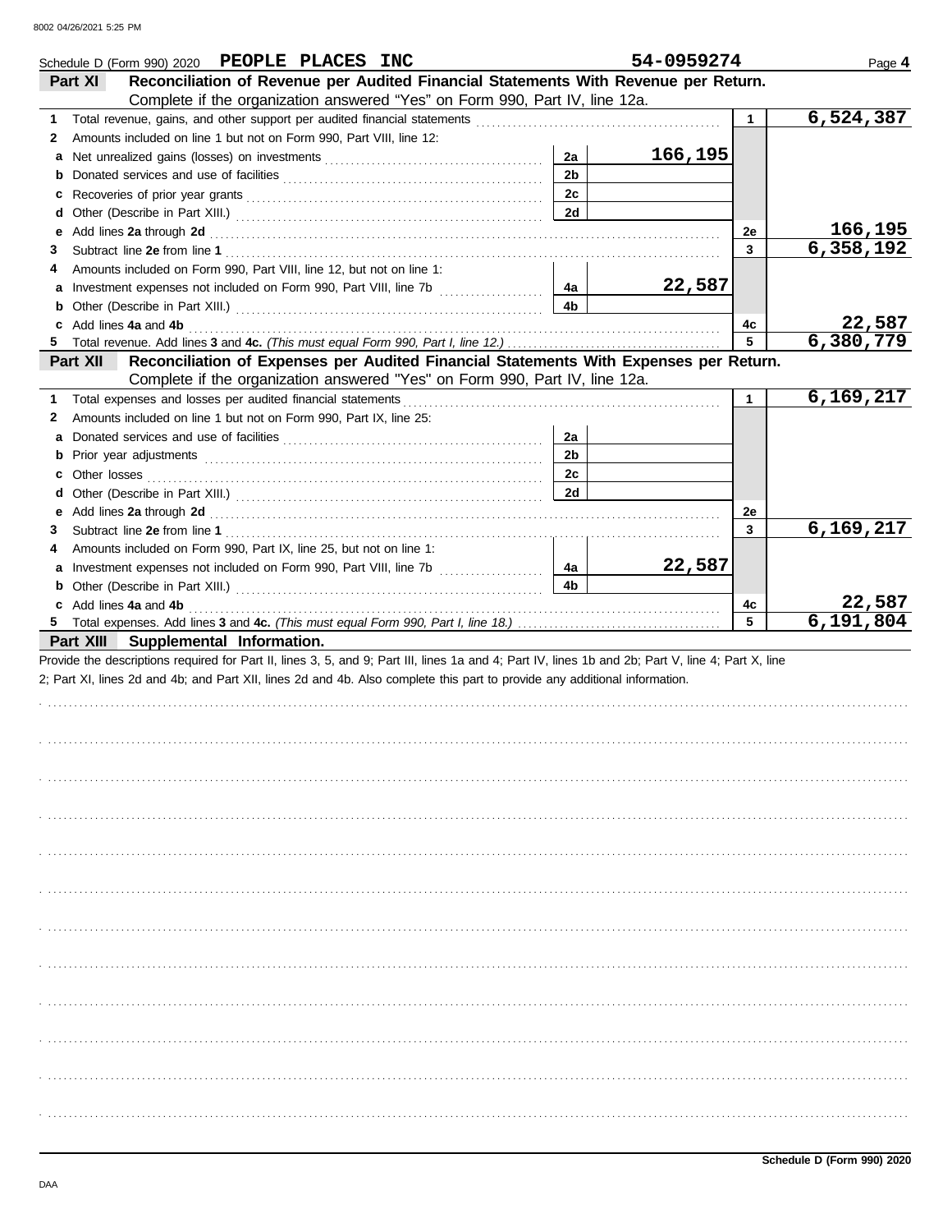Schedule D (Form 990) 2020 **PEOPLE PLACES INC** **54-0959274** Page **4**

## Part XI — Reconciliation of Revenue per Audited Financial Statements With Revenue per Return.

Complete if the organization answered "Yes" on Form 990, Part IV, line 12a.

| | | | | | |
|---|---|---|---|---|---|
| 1 | Total revenue, gains, and other support per audited financial statements | | | 1 | 6,524,387 |
| 2 | Amounts included on line 1 but not on Form 990, Part VIII, line 12: | | | | |
| a | Net unrealized gains (losses) on investments | 2a | 166,195 | | |
| b | Donated services and use of facilities | 2b | | | |
| c | Recoveries of prior year grants | 2c | | | |
| d | Other (Describe in Part XIII.) | 2d | | | |
| e | Add lines **2a** through **2d** | | | 2e | 166,195 |
| 3 | Subtract line **2e** from line **1** | | | 3 | 6,358,192 |
| 4 | Amounts included on Form 990, Part VIII, line 12, but not on line 1: | | | | |
| a | Investment expenses not included on Form 990, Part VIII, line 7b | 4a | 22,587 | | |
| b | Other (Describe in Part XIII.) | 4b | | | |
| c | Add lines **4a** and **4b** | | | 4c | 22,587 |
| 5 | Total revenue. Add lines **3** and **4c.** *(This must equal Form 990, Part I, line 12.)* | | | 5 | 6,380,779 |

## Part XII — Reconciliation of Expenses per Audited Financial Statements With Expenses per Return.

Complete if the organization answered "Yes" on Form 990, Part IV, line 12a.

| | | | | | |
|---|---|---|---|---|---|
| 1 | Total expenses and losses per audited financial statements | | | 1 | 6,169,217 |
| 2 | Amounts included on line 1 but not on Form 990, Part IX, line 25: | | | | |
| a | Donated services and use of facilities | 2a | | | |
| b | Prior year adjustments | 2b | | | |
| c | Other losses | 2c | | | |
| d | Other (Describe in Part XIII.) | 2d | | | |
| e | Add lines **2a** through **2d** | | | 2e | |
| 3 | Subtract line **2e** from line **1** | | | 3 | 6,169,217 |
| 4 | Amounts included on Form 990, Part IX, line 25, but not on line 1: | | | | |
| a | Investment expenses not included on Form 990, Part VIII, line 7b | 4a | 22,587 | | |
| b | Other (Describe in Part XIII.) | 4b | | | |
| c | Add lines **4a** and **4b** | | | 4c | 22,587 |
| 5 | Total expenses. Add lines **3** and **4c.** *(This must equal Form 990, Part I, line 18.)* | | | 5 | 6,191,804 |

## Part XIII — Supplemental Information.

Provide the descriptions required for Part II, lines 3, 5, and 9; Part III, lines 1a and 4; Part IV, lines 1b and 2b; Part V, line 4; Part X, line 2; Part XI, lines 2d and 4b; and Part XII, lines 2d and 4b. Also complete this part to provide any additional information.

Schedule D (Form 990) 2020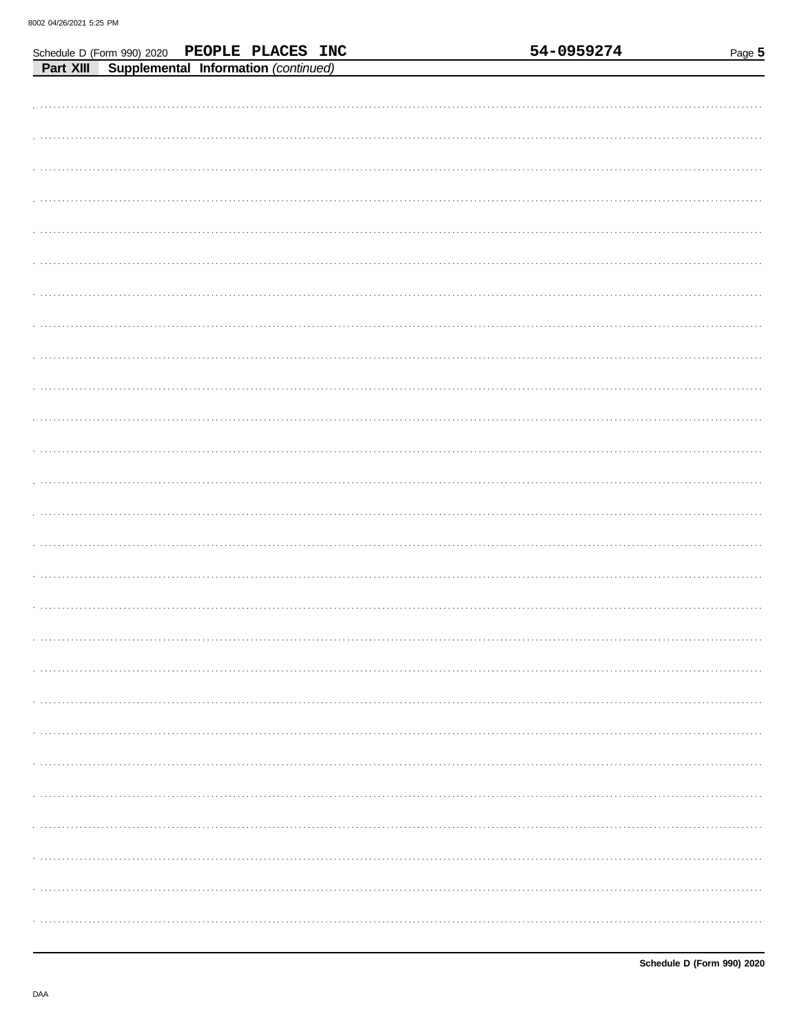Schedule D (Form 990) 2020 **PEOPLE PLACES INC** **54-0959274**

**Part XIII Supplemental Information** *(continued)*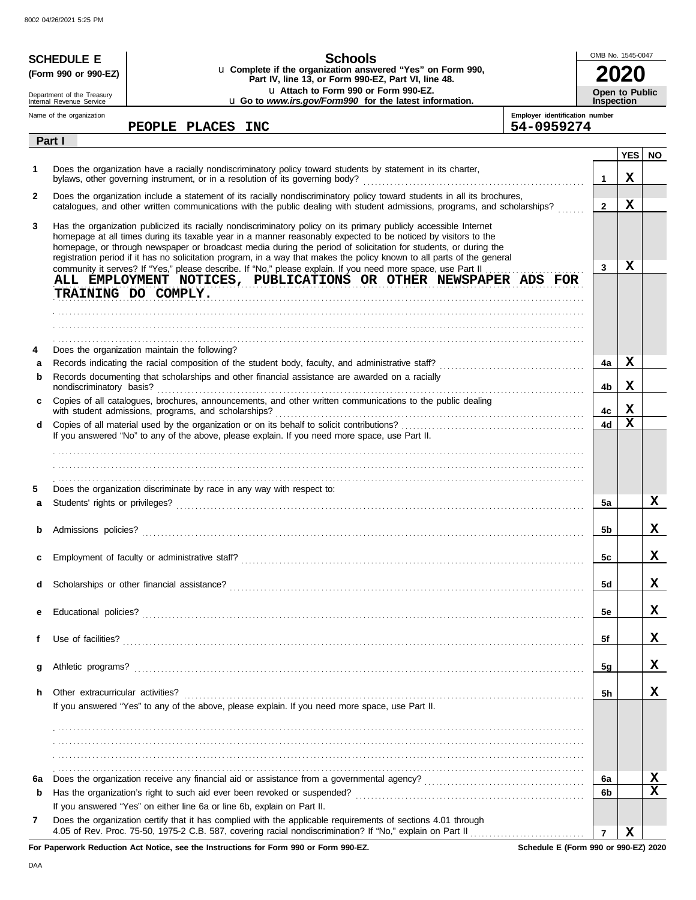8002 04/26/2021 5:25 PM

**SCHEDULE E**
**(Form 990 or 990-EZ)**

Department of the Treasury
Internal Revenue Service

# Schools

u **Complete if the organization answered "Yes" on Form 990, Part IV, line 13, or Form 990-EZ, Part VI, line 48.**
u **Attach to Form 990 or Form 990-EZ.**
u **Go to *www.irs.gov/Form990* for the latest information.**

OMB No. 1545-0047

**2020**

**Open to Public Inspection**

Name of the organization: **PEOPLE PLACES INC**

Employer identification number: **54-0959274**

**Part I**

| | | | YES | NO |
|---|---|---|---|---|
| **1** | Does the organization have a racially nondiscriminatory policy toward students by statement in its charter, bylaws, other governing instrument, or in a resolution of its governing body? | **1** | X | |
| **2** | Does the organization include a statement of its racially nondiscriminatory policy toward students in all its brochures, catalogues, and other written communications with the public dealing with student admissions, programs, and scholarships? | **2** | X | |
| **3** | Has the organization publicized its racially nondiscriminatory policy on its primary publicly accessible Internet homepage at all times during its taxable year in a manner reasonably expected to be noticed by visitors to the homepage, or through newspaper or broadcast media during the period of solicitation for students, or during the registration period if it has no solicitation program, in a way that makes the policy known to all parts of the general community it serves? If "Yes," please describe. If "No," please explain. If you need more space, use Part II | **3** | X | |
| | ALL EMPLOYMENT NOTICES, PUBLICATIONS OR OTHER NEWSPAPER ADS FOR TRAINING DO COMPLY. | | | |
| **4** | Does the organization maintain the following? | | | |
| **a** | Records indicating the racial composition of the student body, faculty, and administrative staff? | **4a** | X | |
| **b** | Records documenting that scholarships and other financial assistance are awarded on a racially nondiscriminatory basis? | **4b** | X | |
| **c** | Copies of all catalogues, brochures, announcements, and other written communications to the public dealing with student admissions, programs, and scholarships? | **4c** | X | |
| **d** | Copies of all material used by the organization or on its behalf to solicit contributions? | **4d** | X | |
| | If you answered "No" to any of the above, please explain. If you need more space, use Part II. | | | |
| **5** | Does the organization discriminate by race in any way with respect to: | | | |
| **a** | Students' rights or privileges? | **5a** | | X |
| **b** | Admissions policies? | **5b** | | X |
| **c** | Employment of faculty or administrative staff? | **5c** | | X |
| **d** | Scholarships or other financial assistance? | **5d** | | X |
| **e** | Educational policies? | **5e** | | X |
| **f** | Use of facilities? | **5f** | | X |
| **g** | Athletic programs? | **5g** | | X |
| **h** | Other extracurricular activities? | **5h** | | X |
| | If you answered "Yes" to any of the above, please explain. If you need more space, use Part II. | | | |
| **6a** | Does the organization receive any financial aid or assistance from a governmental agency? | **6a** | | X |
| **b** | Has the organization's right to such aid ever been revoked or suspended? | **6b** | | X |
| | If you answered "Yes" on either line 6a or line 6b, explain on Part II. | | | |
| **7** | Does the organization certify that it has complied with the applicable requirements of sections 4.01 through 4.05 of Rev. Proc. 75-50, 1975-2 C.B. 587, covering racial nondiscrimination? If "No," explain on Part II | **7** | X | |

**For Paperwork Reduction Act Notice, see the Instructions for Form 990 or Form 990-EZ.** **Schedule E (Form 990 or 990-EZ) 2020**

DAA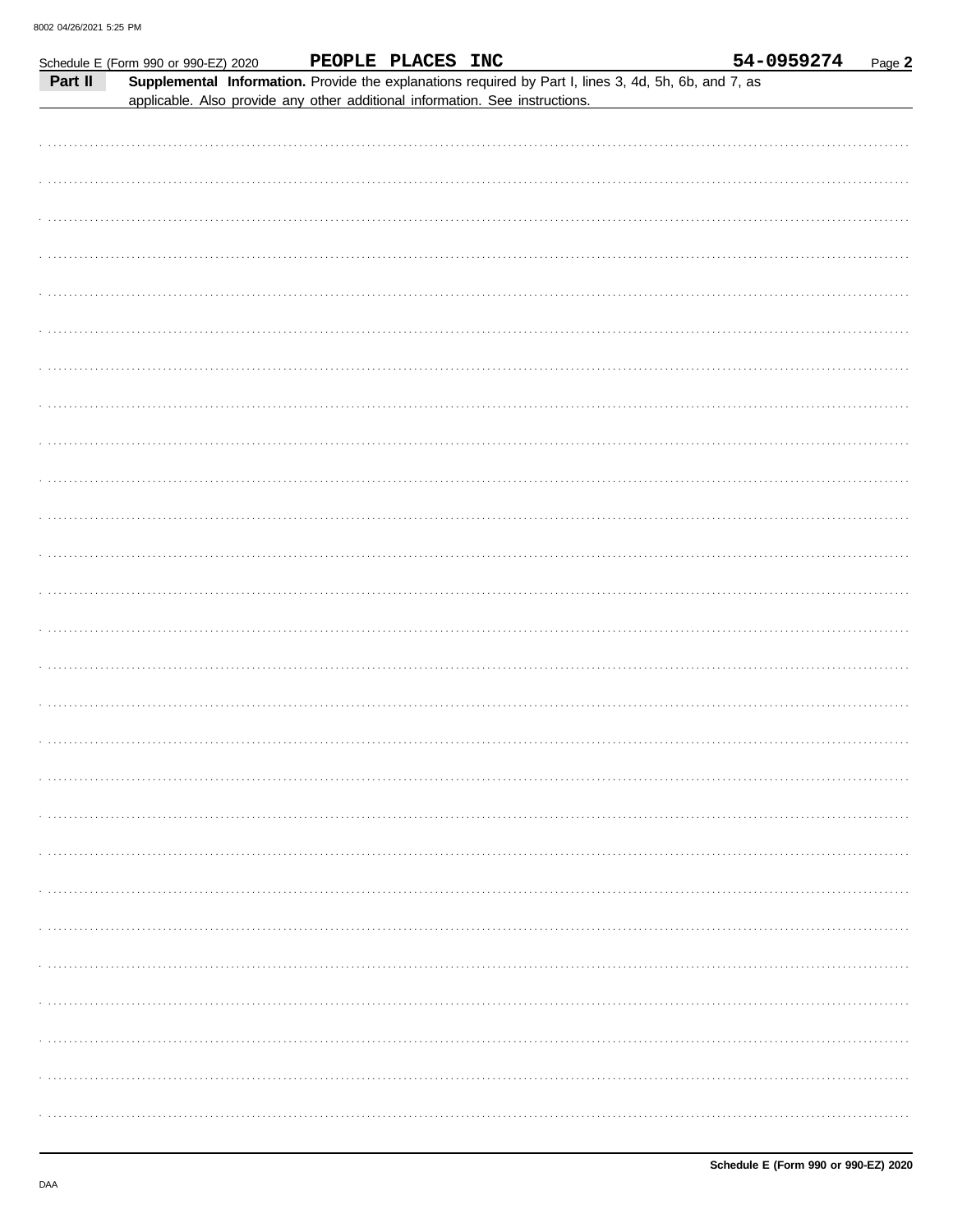Schedule E (Form 990 or 990-EZ) 2020 PEOPLE PLACES INC 54-0959274 Page **2**

**Part II** **Supplemental Information.** Provide the explanations required by Part I, lines 3, 4d, 5h, 6b, and 7, as applicable. Also provide any other additional information. See instructions.

**Schedule E (Form 990 or 990-EZ) 2020**

DAA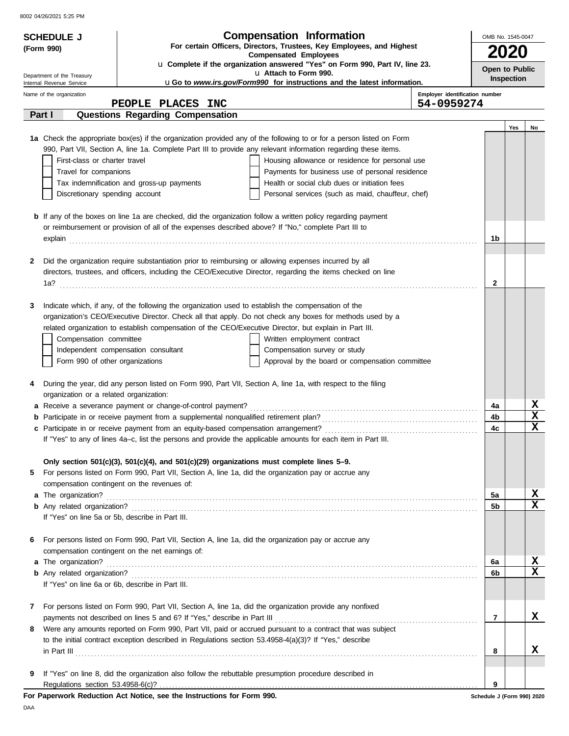8002 04/26/2021 5:25 PM

**SCHEDULE J (Form 990)**

Department of the Treasury
Internal Revenue Service

# Compensation Information

**For certain Officers, Directors, Trustees, Key Employees, and Highest Compensated Employees**

u **Complete if the organization answered "Yes" on Form 990, Part IV, line 23.**

u **Attach to Form 990.**

u **Go to *www.irs.gov/Form990* for instructions and the latest information.**

OMB No. 1545-0047

**2020**

**Open to Public Inspection**

Name of the organization: **PEOPLE PLACES INC**

Employer identification number: **54-0959274**

## Part I — Questions Regarding Compensation

| | | | Yes | No |
|---|---|---|---|---|
| **1a** | Check the appropriate box(es) if the organization provided any of the following to or for a person listed on Form 990, Part VII, Section A, line 1a. Complete Part III to provide any relevant information regarding these items.<br>☐ First-class or charter travel ☐ Housing allowance or residence for personal use<br>☐ Travel for companions ☐ Payments for business use of personal residence<br>☐ Tax indemnification and gross-up payments ☐ Health or social club dues or initiation fees<br>☐ Discretionary spending account ☐ Personal services (such as maid, chauffeur, chef) | | | |
| **b** | If any of the boxes on line 1a are checked, did the organization follow a written policy regarding payment or reimbursement or provision of all of the expenses described above? If "No," complete Part III to explain | 1b | | |
| **2** | Did the organization require substantiation prior to reimbursing or allowing expenses incurred by all directors, trustees, and officers, including the CEO/Executive Director, regarding the items checked on line 1a? | 2 | | |
| **3** | Indicate which, if any, of the following the organization used to establish the compensation of the organization's CEO/Executive Director. Check all that apply. Do not check any boxes for methods used by a related organization to establish compensation of the CEO/Executive Director, but explain in Part III.<br>☐ Compensation committee ☐ Written employment contract<br>☐ Independent compensation consultant ☐ Compensation survey or study<br>☐ Form 990 of other organizations ☐ Approval by the board or compensation committee | | | |
| **4** | During the year, did any person listed on Form 990, Part VII, Section A, line 1a, with respect to the filing organization or a related organization: | | | |
| **a** | Receive a severance payment or change-of-control payment? | 4a | | X |
| **b** | Participate in or receive payment from a supplemental nonqualified retirement plan? | 4b | | X |
| **c** | Participate in or receive payment from an equity-based compensation arrangement?<br>If "Yes" to any of lines 4a–c, list the persons and provide the applicable amounts for each item in Part III. | 4c | | X |
| | **Only section 501(c)(3), 501(c)(4), and 501(c)(29) organizations must complete lines 5–9.** | | | |
| **5** | For persons listed on Form 990, Part VII, Section A, line 1a, did the organization pay or accrue any compensation contingent on the revenues of: | | | |
| **a** | The organization? | 5a | | X |
| **b** | Any related organization?<br>If "Yes" on line 5a or 5b, describe in Part III. | 5b | | X |
| **6** | For persons listed on Form 990, Part VII, Section A, line 1a, did the organization pay or accrue any compensation contingent on the net earnings of: | | | |
| **a** | The organization? | 6a | | X |
| **b** | Any related organization?<br>If "Yes" on line 6a or 6b, describe in Part III. | 6b | | X |
| **7** | For persons listed on Form 990, Part VII, Section A, line 1a, did the organization provide any nonfixed payments not described on lines 5 and 6? If "Yes," describe in Part III | 7 | | X |
| **8** | Were any amounts reported on Form 990, Part VII, paid or accrued pursuant to a contract that was subject to the initial contract exception described in Regulations section 53.4958-4(a)(3)? If "Yes," describe in Part III | 8 | | X |
| **9** | If "Yes" on line 8, did the organization also follow the rebuttable presumption procedure described in Regulations section 53.4958-6(c)? | 9 | | |

**For Paperwork Reduction Act Notice, see the Instructions for Form 990.**

Schedule J (Form 990) 2020

DAA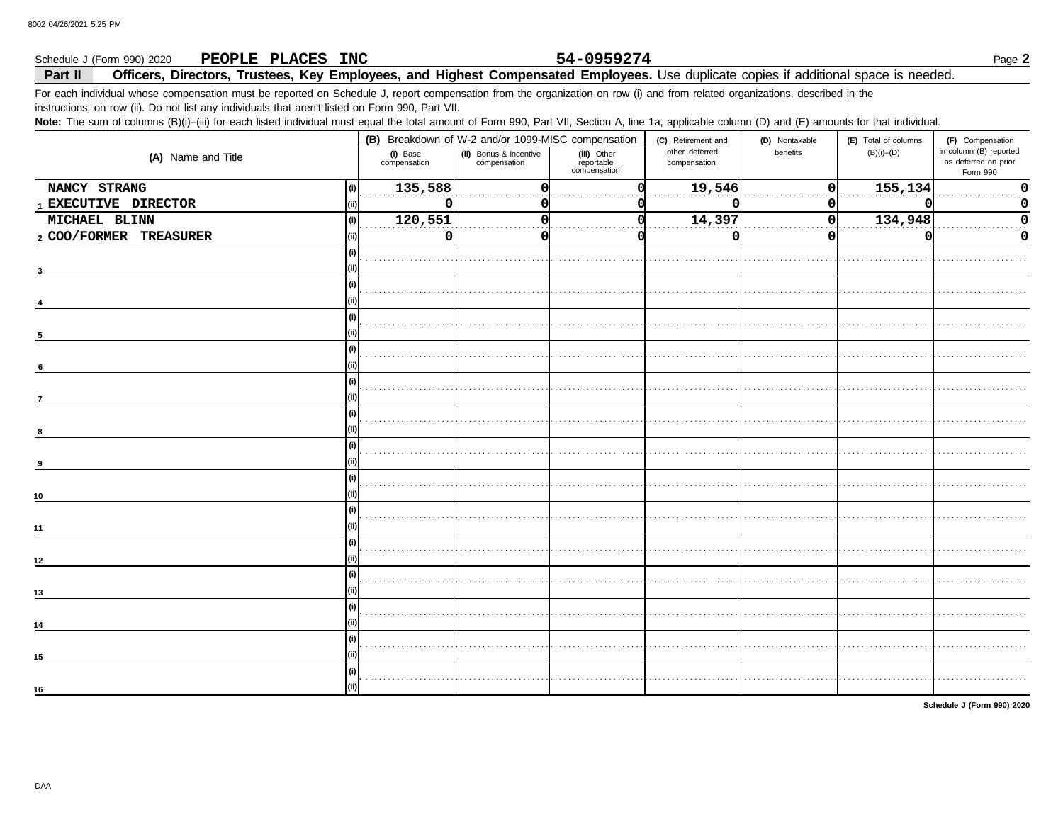Schedule J (Form 990) 2020 **PEOPLE PLACES INC** **54-0959274** Page **2**

**Part II** **Officers, Directors, Trustees, Key Employees, and Highest Compensated Employees.** Use duplicate copies if additional space is needed.

For each individual whose compensation must be reported on Schedule J, report compensation from the organization on row (i) and from related organizations, described in the instructions, on row (ii). Do not list any individuals that aren't listed on Form 990, Part VII.

**Note:** The sum of columns (B)(i)–(iii) for each listed individual must equal the total amount of Form 990, Part VII, Section A, line 1a, applicable column (D) and (E) amounts for that individual.

| (A) Name and Title | | (B) Breakdown of W-2 and/or 1099-MISC compensation | | | (C) Retirement and other deferred compensation | (D) Nontaxable benefits | (E) Total of columns (B)(i)–(D) | (F) Compensation in column (B) reported as deferred on prior Form 990 |
|---|---|---|---|---|---|---|---|---|
| | | (i) Base compensation | (ii) Bonus & incentive compensation | (iii) Other reportable compensation | | | | |
| 1 NANCY STRANG | (i) | 135,588 | 0 | 0 | 19,546 | 0 | 155,134 | 0 |
| EXECUTIVE DIRECTOR | (ii) | 0 | 0 | 0 | 0 | 0 | 0 | 0 |
| 2 MICHAEL BLINN | (i) | 120,551 | 0 | 0 | 14,397 | 0 | 134,948 | 0 |
| COO/FORMER TREASURER | (ii) | 0 | 0 | 0 | 0 | 0 | 0 | 0 |
| 3 | (i) | | | | | | | |
| | (ii) | | | | | | | |
| 4 | (i) | | | | | | | |
| | (ii) | | | | | | | |
| 5 | (i) | | | | | | | |
| | (ii) | | | | | | | |
| 6 | (i) | | | | | | | |
| | (ii) | | | | | | | |
| 7 | (i) | | | | | | | |
| | (ii) | | | | | | | |
| 8 | (i) | | | | | | | |
| | (ii) | | | | | | | |
| 9 | (i) | | | | | | | |
| | (ii) | | | | | | | |
| 10 | (i) | | | | | | | |
| | (ii) | | | | | | | |
| 11 | (i) | | | | | | | |
| | (ii) | | | | | | | |
| 12 | (i) | | | | | | | |
| | (ii) | | | | | | | |
| 13 | (i) | | | | | | | |
| | (ii) | | | | | | | |
| 14 | (i) | | | | | | | |
| | (ii) | | | | | | | |
| 15 | (i) | | | | | | | |
| | (ii) | | | | | | | |
| 16 | (i) | | | | | | | |
| | (ii) | | | | | | | |

**Schedule J (Form 990) 2020**

DAA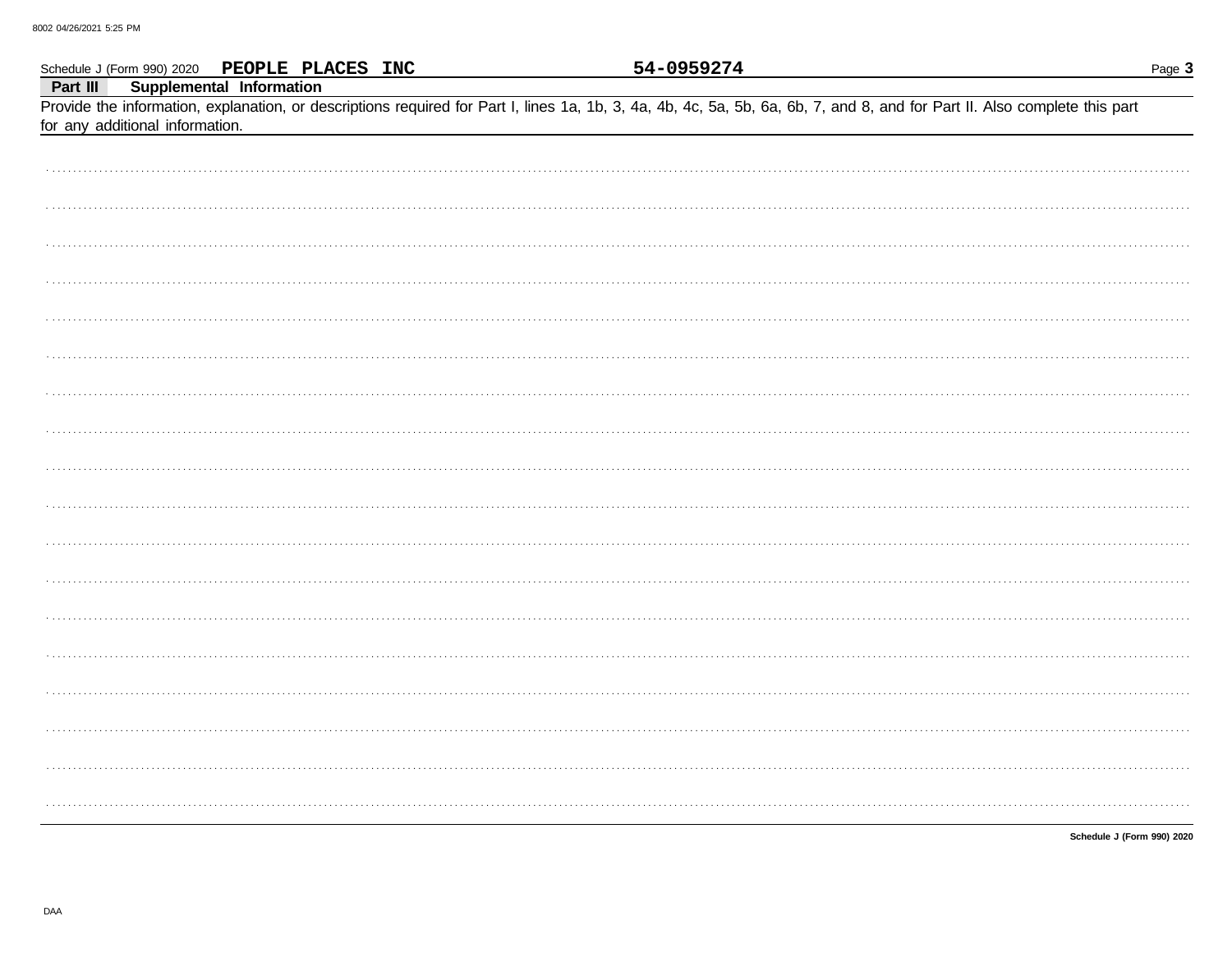Schedule J (Form 990) 2020 **PEOPLE PLACES INC** **54-0959274**

**Part III** **Supplemental Information**

Provide the information, explanation, or descriptions required for Part I, lines 1a, 1b, 3, 4a, 4b, 4c, 5a, 5b, 6a, 6b, 7, and 8, and for Part II. Also complete this part for any additional information.

**Schedule J (Form 990) 2020**

DAA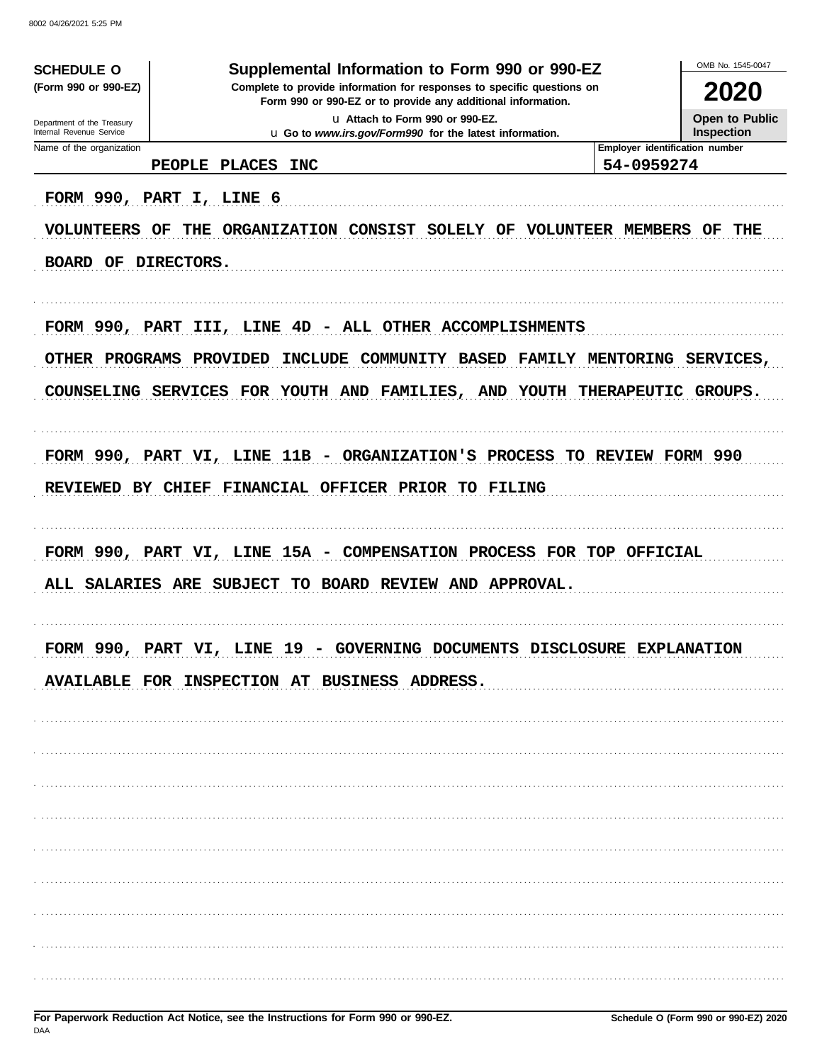**SCHEDULE O**
**(Form 990 or 990-EZ)**

Department of the Treasury
Internal Revenue Service

# Supplemental Information to Form 990 or 990-EZ

**Complete to provide information for responses to specific questions on Form 990 or 990-EZ or to provide any additional information.**

u Attach to Form 990 or 990-EZ.

u Go to *www.irs.gov/Form990* for the latest information.

OMB No. 1545-0047

**2020**

**Open to Public Inspection**

| Name of the organization | Employer identification number |
|---|---|
| PEOPLE PLACES INC | 54-0959274 |

FORM 990, PART I, LINE 6

VOLUNTEERS OF THE ORGANIZATION CONSIST SOLELY OF VOLUNTEER MEMBERS OF THE BOARD OF DIRECTORS.

FORM 990, PART III, LINE 4D - ALL OTHER ACCOMPLISHMENTS

OTHER PROGRAMS PROVIDED INCLUDE COMMUNITY BASED FAMILY MENTORING SERVICES, COUNSELING SERVICES FOR YOUTH AND FAMILIES, AND YOUTH THERAPEUTIC GROUPS.

FORM 990, PART VI, LINE 11B - ORGANIZATION'S PROCESS TO REVIEW FORM 990

REVIEWED BY CHIEF FINANCIAL OFFICER PRIOR TO FILING

FORM 990, PART VI, LINE 15A - COMPENSATION PROCESS FOR TOP OFFICIAL

ALL SALARIES ARE SUBJECT TO BOARD REVIEW AND APPROVAL.

FORM 990, PART VI, LINE 19 - GOVERNING DOCUMENTS DISCLOSURE EXPLANATION

AVAILABLE FOR INSPECTION AT BUSINESS ADDRESS.

**For Paperwork Reduction Act Notice, see the Instructions for Form 990 or 990-EZ.**

DAA

**Schedule O (Form 990 or 990-EZ) 2020**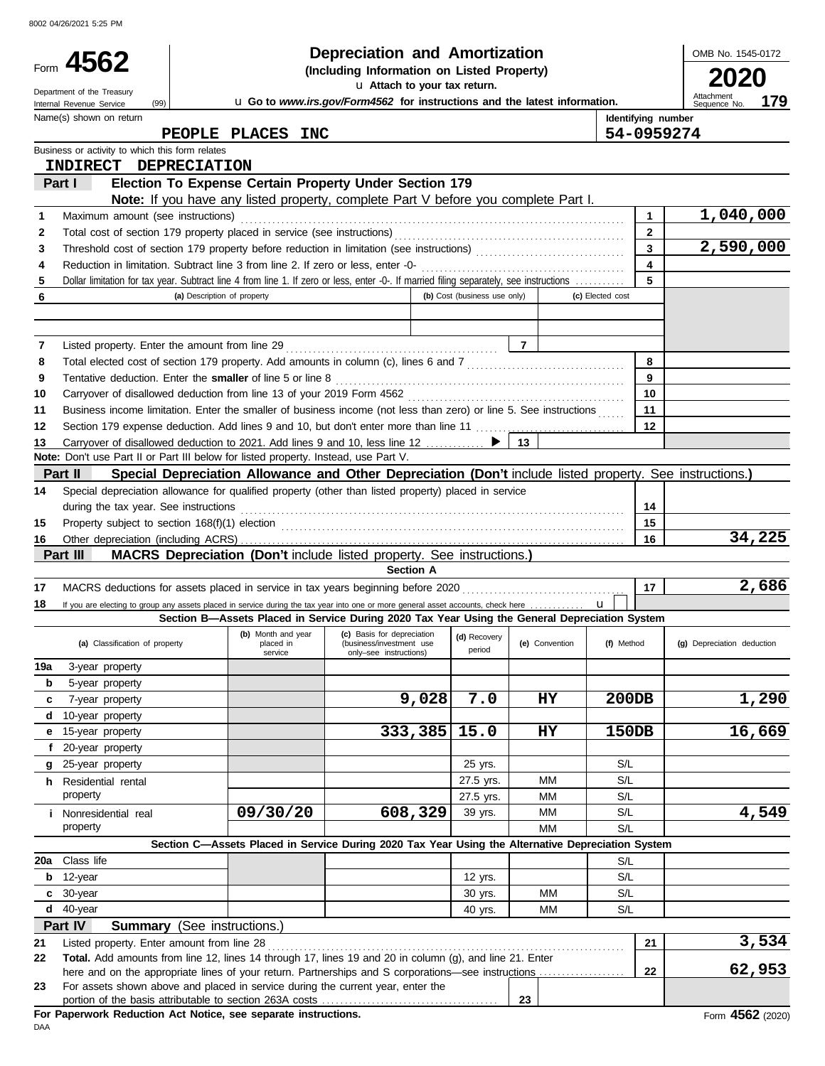8002 04/26/2021 5:25 PM

# Form 4562 — Depreciation and Amortization

**(Including Information on Listed Property)**

▸ **Attach to your tax return.**

▸ **Go to *www.irs.gov/Form4562* for instructions and the latest information.**

Department of the Treasury
Internal Revenue Service (99)

OMB No. 1545-0172

**2020**

Attachment Sequence No. **179**

Name(s) shown on return: **PEOPLE PLACES INC**

Identifying number: **54-0959274**

Business or activity to which this form relates: **INDIRECT DEPRECIATION**

## Part I — Election To Expense Certain Property Under Section 179

**Note:** If you have any listed property, complete Part V before you complete Part I.

| | | Line | Amount |
|---|---|---|---|
| 1 | Maximum amount (see instructions) | 1 | 1,040,000 |
| 2 | Total cost of section 179 property placed in service (see instructions) | 2 | |
| 3 | Threshold cost of section 179 property before reduction in limitation (see instructions) | 3 | 2,590,000 |
| 4 | Reduction in limitation. Subtract line 3 from line 2. If zero or less, enter -0- | 4 | |
| 5 | Dollar limitation for tax year. Subtract line 4 from line 1. If zero or less, enter -0-. If married filing separately, see instructions | 5 | |

| 6 | (a) Description of property | (b) Cost (business use only) | (c) Elected cost |
|---|---|---|---|
| | | | |
| | | | |

| | | Line | Amount |
|---|---|---|---|
| 7 | Listed property. Enter the amount from line 29 | 7 | |
| 8 | Total elected cost of section 179 property. Add amounts in column (c), lines 6 and 7 | 8 | |
| 9 | Tentative deduction. Enter the **smaller** of line 5 or line 8 | 9 | |
| 10 | Carryover of disallowed deduction from line 13 of your 2019 Form 4562 | 10 | |
| 11 | Business income limitation. Enter the smaller of business income (not less than zero) or line 5. See instructions | 11 | |
| 12 | Section 179 expense deduction. Add lines 9 and 10, but don't enter more than line 11 | 12 | |
| 13 | Carryover of disallowed deduction to 2021. Add lines 9 and 10, less line 12 ▶ | 13 | |

**Note:** Don't use Part II or Part III below for listed property. Instead, use Part V.

## Part II — Special Depreciation Allowance and Other Depreciation (Don't include listed property. See instructions.)

| | | Line | Amount |
|---|---|---|---|
| 14 | Special depreciation allowance for qualified property (other than listed property) placed in service during the tax year. See instructions | 14 | |
| 15 | Property subject to section 168(f)(1) election | 15 | |
| 16 | Other depreciation (including ACRS) | 16 | 34,225 |

## Part III — MACRS Depreciation (Don't include listed property. See instructions.)

### Section A

| | | Line | Amount |
|---|---|---|---|
| 17 | MACRS deductions for assets placed in service in tax years beginning before 2020 | 17 | 2,686 |
| 18 | If you are electing to group any assets placed in service during the tax year into one or more general asset accounts, check here ▸ ☐ | | |

### Section B—Assets Placed in Service During 2020 Tax Year Using the General Depreciation System

| (a) Classification of property | (b) Month and year placed in service | (c) Basis for depreciation (business/investment use only–see instructions) | (d) Recovery period | (e) Convention | (f) Method | (g) Depreciation deduction |
|---|---|---|---|---|---|---|
| 19a 3-year property | | | | | | |
| b 5-year property | | | | | | |
| c 7-year property | | 9,028 | 7.0 | HY | 200DB | 1,290 |
| d 10-year property | | | | | | |
| e 15-year property | | 333,385 | 15.0 | HY | 150DB | 16,669 |
| f 20-year property | | | | | | |
| g 25-year property | | | 25 yrs. | | S/L | |
| h Residential rental property | | | 27.5 yrs. | MM | S/L | |
| | | | 27.5 yrs. | MM | S/L | |
| i Nonresidential real property | 09/30/20 | 608,329 | 39 yrs. | MM | S/L | 4,549 |
| | | | | MM | S/L | |

### Section C—Assets Placed in Service During 2020 Tax Year Using the Alternative Depreciation System

| (a) Classification of property | (b) Month and year placed in service | (c) Basis for depreciation | (d) Recovery period | (e) Convention | (f) Method | (g) Depreciation deduction |
|---|---|---|---|---|---|---|
| 20a Class life | | | | | S/L | |
| b 12-year | | | 12 yrs. | | S/L | |
| c 30-year | | | 30 yrs. | MM | S/L | |
| d 40-year | | | 40 yrs. | MM | S/L | |

## Part IV — Summary (See instructions.)

| | | Line | Amount |
|---|---|---|---|
| 21 | Listed property. Enter amount from line 28 | 21 | 3,534 |
| 22 | **Total.** Add amounts from line 12, lines 14 through 17, lines 19 and 20 in column (g), and line 21. Enter here and on the appropriate lines of your return. Partnerships and S corporations—see instructions | 22 | 62,953 |
| 23 | For assets shown above and placed in service during the current year, enter the portion of the basis attributable to section 263A costs | 23 | |

**For Paperwork Reduction Act Notice, see separate instructions.**

DAA

Form **4562** (2020)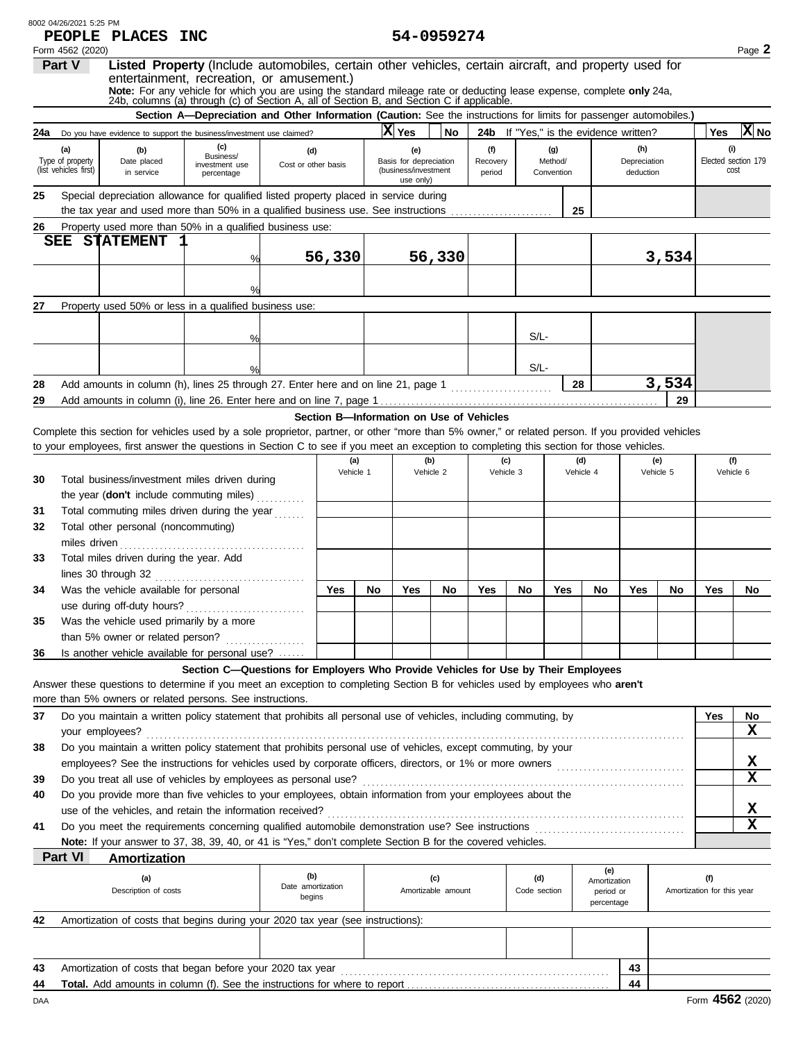8002 04/26/2021 5:25 PM

**PEOPLE PLACES INC** 54-0959274

Form 4562 (2020) Page **2**

## Part V Listed Property (Include automobiles, certain other vehicles, certain aircraft, and property used for entertainment, recreation, or amusement.)

**Note:** For any vehicle for which you are using the standard mileage rate or deducting lease expense, complete **only** 24a, 24b, columns (a) through (c) of Section A, all of Section B, and Section C if applicable.

### Section A—Depreciation and Other Information (Caution: See the instructions for limits for passenger automobiles.)

**24a** Do you have evidence to support the business/investment use claimed? **X** Yes ☐ No **24b** If "Yes," is the evidence written? ☐ Yes **X** No

| (a) Type of property (list vehicles first) | (b) Date placed in service | (c) Business/ investment use percentage | (d) Cost or other basis | (e) Basis for depreciation (business/investment use only) | (f) Recovery period | (g) Method/ Convention | (h) Depreciation deduction | (i) Elected section 179 cost |
|---|---|---|---|---|---|---|---|---|
| **25** Special depreciation allowance for qualified listed property placed in service during the tax year and used more than 50% in a qualified business use. See instructions | | | | | | 25 | | |
| **26** Property used more than 50% in a qualified business use: | | | | | | | | |
| SEE STATEMENT 1 | | % | 56,330 | 56,330 | | | 3,534 | |
| | | % | | | | | | |
| **27** Property used 50% or less in a qualified business use: | | | | | | | | |
| | | % | | | | S/L- | | |
| | | % | | | | S/L- | | |
| **28** Add amounts in column (h), lines 25 through 27. Enter here and on line 21, page 1 | | | | | | 28 | 3,534 | |
| **29** Add amounts in column (i), line 26. Enter here and on line 7, page 1 | | | | | | | 29 | |

### Section B—Information on Use of Vehicles

Complete this section for vehicles used by a sole proprietor, partner, or other "more than 5% owner," or related person. If you provided vehicles to your employees, first answer the questions in Section C to see if you meet an exception to completing this section for those vehicles.

| | (a) Vehicle 1 | | (b) Vehicle 2 | | (c) Vehicle 3 | | (d) Vehicle 4 | | (e) Vehicle 5 | | (f) Vehicle 6 | |
|---|---|---|---|---|---|---|---|---|---|---|---|---|
| **30** Total business/investment miles driven during the year (**don't** include commuting miles) | | | | | | | | | | | | |
| **31** Total commuting miles driven during the year | | | | | | | | | | | | |
| **32** Total other personal (noncommuting) miles driven | | | | | | | | | | | | |
| **33** Total miles driven during the year. Add lines 30 through 32 | | | | | | | | | | | | |
| | Yes | No | Yes | No | Yes | No | Yes | No | Yes | No | Yes | No |
| **34** Was the vehicle available for personal use during off-duty hours? | | | | | | | | | | | | |
| **35** Was the vehicle used primarily by a more than 5% owner or related person? | | | | | | | | | | | | |
| **36** Is another vehicle available for personal use? | | | | | | | | | | | | |

### Section C—Questions for Employers Who Provide Vehicles for Use by Their Employees

Answer these questions to determine if you meet an exception to completing Section B for vehicles used by employees who **aren't** more than 5% owners or related persons. See instructions.

| | Yes | No |
|---|---|---|
| **37** Do you maintain a written policy statement that prohibits all personal use of vehicles, including commuting, by your employees? | | X |
| **38** Do you maintain a written policy statement that prohibits personal use of vehicles, except commuting, by your employees? See the instructions for vehicles used by corporate officers, directors, or 1% or more owners | | X |
| **39** Do you treat all use of vehicles by employees as personal use? | | X |
| **40** Do you provide more than five vehicles to your employees, obtain information from your employees about the use of the vehicles, and retain the information received? | | X |
| **41** Do you meet the requirements concerning qualified automobile demonstration use? See instructions | | X |

**Note:** If your answer to 37, 38, 39, 40, or 41 is "Yes," don't complete Section B for the covered vehicles.

## Part VI Amortization

| (a) Description of costs | (b) Date amortization begins | (c) Amortizable amount | (d) Code section | (e) Amortization period or percentage | (f) Amortization for this year |
|---|---|---|---|---|---|
| **42** Amortization of costs that begins during your 2020 tax year (see instructions): | | | | | |
| | | | | | |
| **43** Amortization of costs that began before your 2020 tax year | | | | 43 | |
| **44** **Total.** Add amounts in column (f). See the instructions for where to report | | | | 44 | |

DAA Form **4562** (2020)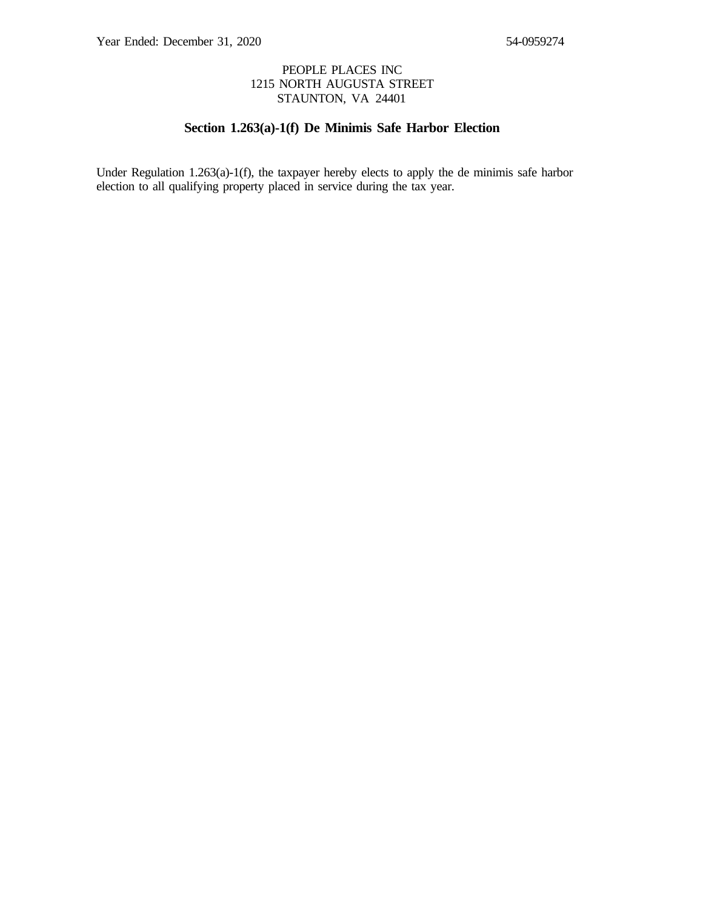Year Ended: December 31, 2020 54-0959274

PEOPLE PLACES INC
1215 NORTH AUGUSTA STREET
STAUNTON, VA 24401

## Section 1.263(a)-1(f) De Minimis Safe Harbor Election

Under Regulation 1.263(a)-1(f), the taxpayer hereby elects to apply the de minimis safe harbor election to all qualifying property placed in service during the tax year.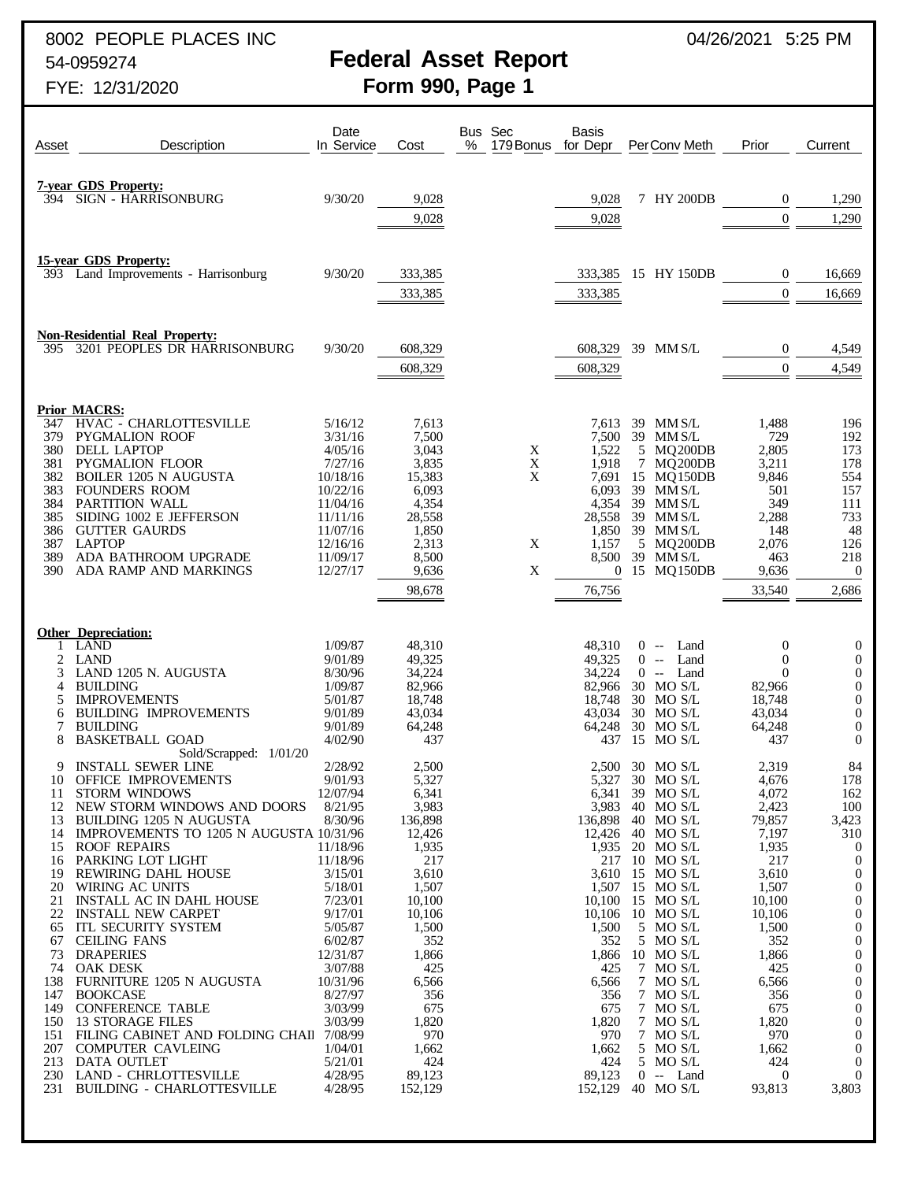8002 PEOPLE PLACES INC
54-0959274
FYE: 12/31/2020

04/26/2021 5:25 PM

# Federal Asset Report
## Form 990, Page 1

| Asset | Description | Date In Service | Cost | Bus % | Sec 179 Bonus | Basis for Depr | Per | Conv | Meth | Prior | Current |
|---|---|---|---|---|---|---|---|---|---|---|---|
| | **7-year GDS Property:** | | | | | | | | | | |
| 394 | SIGN - HARRISONBURG | 9/30/20 | 9,028 | | | 9,028 | 7 | HY | 200DB | 0 | 1,290 |
| | | | 9,028 | | | 9,028 | | | | 0 | 1,290 |
| | **15-year GDS Property:** | | | | | | | | | | |
| 393 | Land Improvements - Harrisonburg | 9/30/20 | 333,385 | | | 333,385 | 15 | HY | 150DB | 0 | 16,669 |
| | | | 333,385 | | | 333,385 | | | | 0 | 16,669 |
| | **Non-Residential Real Property:** | | | | | | | | | | |
| 395 | 3201 PEOPLES DR HARRISONBURG | 9/30/20 | 608,329 | | | 608,329 | 39 | MM | S/L | 0 | 4,549 |
| | | | 608,329 | | | 608,329 | | | | 0 | 4,549 |
| | **Prior MACRS:** | | | | | | | | | | |
| 347 | HVAC - CHARLOTTESVILLE | 5/16/12 | 7,613 | | | 7,613 | 39 | MM | S/L | 1,488 | 196 |
| 379 | PYGMALION ROOF | 3/31/16 | 7,500 | | | 7,500 | 39 | MM | S/L | 729 | 192 |
| 380 | DELL LAPTOP | 4/05/16 | 3,043 | | X | 1,522 | 5 | MQ | 200DB | 2,805 | 173 |
| 381 | PYGMALION FLOOR | 7/27/16 | 3,835 | | X | 1,918 | 7 | MQ | 200DB | 3,211 | 178 |
| 382 | BOILER 1205 N AUGUSTA | 10/18/16 | 15,383 | | X | 7,691 | 15 | MQ | 150DB | 9,846 | 554 |
| 383 | FOUNDERS ROOM | 10/22/16 | 6,093 | | | 6,093 | 39 | MM | S/L | 501 | 157 |
| 384 | PARTITION WALL | 11/04/16 | 4,354 | | | 4,354 | 39 | MM | S/L | 349 | 111 |
| 385 | SIDING 1002 E JEFFERSON | 11/11/16 | 28,558 | | | 28,558 | 39 | MM | S/L | 2,288 | 733 |
| 386 | GUTTER GAURDS | 11/07/16 | 1,850 | | | 1,850 | 39 | MM | S/L | 148 | 48 |
| 387 | LAPTOP | 12/16/16 | 2,313 | | X | 1,157 | 5 | MQ | 200DB | 2,076 | 126 |
| 389 | ADA BATHROOM UPGRADE | 11/09/17 | 8,500 | | | 8,500 | 39 | MM | S/L | 463 | 218 |
| 390 | ADA RAMP AND MARKINGS | 12/27/17 | 9,636 | | X | 0 | 15 | MQ | 150DB | 9,636 | 0 |
| | | | 98,678 | | | 76,756 | | | | 33,540 | 2,686 |
| | **Other Depreciation:** | | | | | | | | | | |
| 1 | LAND | 1/09/87 | 48,310 | | | 48,310 | 0 | -- | Land | 0 | 0 |
| 2 | LAND | 9/01/89 | 49,325 | | | 49,325 | 0 | -- | Land | 0 | 0 |
| 3 | LAND 1205 N. AUGUSTA | 8/30/96 | 34,224 | | | 34,224 | 0 | -- | Land | 0 | 0 |
| 4 | BUILDING | 1/09/87 | 82,966 | | | 82,966 | 30 | MO | S/L | 82,966 | 0 |
| 5 | IMPROVEMENTS | 5/01/87 | 18,748 | | | 18,748 | 30 | MO | S/L | 18,748 | 0 |
| 6 | BUILDING IMPROVEMENTS | 9/01/89 | 43,034 | | | 43,034 | 30 | MO | S/L | 43,034 | 0 |
| 7 | BUILDING | 9/01/89 | 64,248 | | | 64,248 | 30 | MO | S/L | 64,248 | 0 |
| 8 | BASKETBALL GOAD<br>Sold/Scrapped: 1/01/20 | 4/02/90 | 437 | | | 437 | 15 | MO | S/L | 437 | 0 |
| 9 | INSTALL SEWER LINE | 2/28/92 | 2,500 | | | 2,500 | 30 | MO | S/L | 2,319 | 84 |
| 10 | OFFICE IMPROVEMENTS | 9/01/93 | 5,327 | | | 5,327 | 30 | MO | S/L | 4,676 | 178 |
| 11 | STORM WINDOWS | 12/07/94 | 6,341 | | | 6,341 | 39 | MO | S/L | 4,072 | 162 |
| 12 | NEW STORM WINDOWS AND DOORS | 8/21/95 | 3,983 | | | 3,983 | 40 | MO | S/L | 2,423 | 100 |
| 13 | BUILDING 1205 N AUGUSTA | 8/30/96 | 136,898 | | | 136,898 | 40 | MO | S/L | 79,857 | 3,423 |
| 14 | IMPROVEMENTS TO 1205 N AUGUSTA | 10/31/96 | 12,426 | | | 12,426 | 40 | MO | S/L | 7,197 | 310 |
| 15 | ROOF REPAIRS | 11/18/96 | 1,935 | | | 1,935 | 20 | MO | S/L | 1,935 | 0 |
| 16 | PARKING LOT LIGHT | 11/18/96 | 217 | | | 217 | 10 | MO | S/L | 217 | 0 |
| 19 | REWIRING DAHL HOUSE | 3/15/01 | 3,610 | | | 3,610 | 15 | MO | S/L | 3,610 | 0 |
| 20 | WIRING AC UNITS | 5/18/01 | 1,507 | | | 1,507 | 15 | MO | S/L | 1,507 | 0 |
| 21 | INSTALL AC IN DAHL HOUSE | 7/23/01 | 10,100 | | | 10,100 | 15 | MO | S/L | 10,100 | 0 |
| 22 | INSTALL NEW CARPET | 9/17/01 | 10,106 | | | 10,106 | 10 | MO | S/L | 10,106 | 0 |
| 65 | ITL SECURITY SYSTEM | 5/05/87 | 1,500 | | | 1,500 | 5 | MO | S/L | 1,500 | 0 |
| 67 | CEILING FANS | 6/02/87 | 352 | | | 352 | 5 | MO | S/L | 352 | 0 |
| 73 | DRAPERIES | 12/31/87 | 1,866 | | | 1,866 | 10 | MO | S/L | 1,866 | 0 |
| 74 | OAK DESK | 3/07/88 | 425 | | | 425 | 7 | MO | S/L | 425 | 0 |
| 138 | FURNITURE 1205 N AUGUSTA | 10/31/96 | 6,566 | | | 6,566 | 7 | MO | S/L | 6,566 | 0 |
| 147 | BOOKCASE | 8/27/97 | 356 | | | 356 | 7 | MO | S/L | 356 | 0 |
| 149 | CONFERENCE TABLE | 3/03/99 | 675 | | | 675 | 7 | MO | S/L | 675 | 0 |
| 150 | 13 STORAGE FILES | 3/03/99 | 1,820 | | | 1,820 | 7 | MO | S/L | 1,820 | 0 |
| 151 | FILING CABINET AND FOLDING CHAII | 7/08/99 | 970 | | | 970 | 7 | MO | S/L | 970 | 0 |
| 207 | COMPUTER CAVLEING | 1/04/01 | 1,662 | | | 1,662 | 5 | MO | S/L | 1,662 | 0 |
| 213 | DATA OUTLET | 5/21/01 | 424 | | | 424 | 5 | MO | S/L | 424 | 0 |
| 230 | LAND - CHRLOTTESVILLE | 4/28/95 | 89,123 | | | 89,123 | 0 | -- | Land | 0 | 0 |
| 231 | BUILDING - CHARLOTTESVILLE | 4/28/95 | 152,129 | | | 152,129 | 40 | MO | S/L | 93,813 | 3,803 |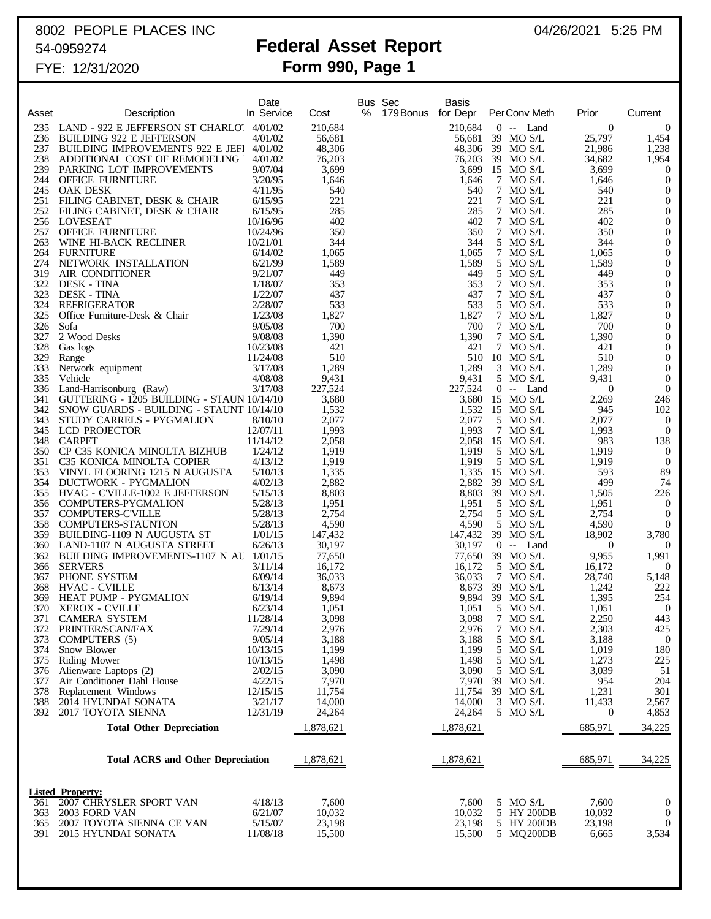8002 PEOPLE PLACES INC 04/26/2021 5:25 PM

54-0959274

# Federal Asset Report

## Form 990, Page 1

FYE: 12/31/2020

| Asset | Description | Date In Service | Cost | Bus % | Sec 179 Bonus | Basis for Depr | Per | Conv | Meth | Prior | Current |
|---|---|---|---|---|---|---|---|---|---|---|---|
| 235 | LAND - 922 E JEFFERSON ST CHARLOT | 4/01/02 | 210,684 | | | 210,684 | 0 | -- | Land | 0 | 0 |
| 236 | BUILDING 922 E JEFFERSON | 4/01/02 | 56,681 | | | 56,681 | 39 | MO | S/L | 25,797 | 1,454 |
| 237 | BUILDING IMPROVEMENTS 922 E JEFI | 4/01/02 | 48,306 | | | 48,306 | 39 | MO | S/L | 21,986 | 1,238 |
| 238 | ADDITIONAL COST OF REMODELING | 4/01/02 | 76,203 | | | 76,203 | 39 | MO | S/L | 34,682 | 1,954 |
| 239 | PARKING LOT IMPROVEMENTS | 9/07/04 | 3,699 | | | 3,699 | 15 | MO | S/L | 3,699 | 0 |
| 244 | OFFICE FURNITURE | 3/20/95 | 1,646 | | | 1,646 | 7 | MO | S/L | 1,646 | 0 |
| 245 | OAK DESK | 4/11/95 | 540 | | | 540 | 7 | MO | S/L | 540 | 0 |
| 251 | FILING CABINET, DESK & CHAIR | 6/15/95 | 221 | | | 221 | 7 | MO | S/L | 221 | 0 |
| 252 | FILING CABINET, DESK & CHAIR | 6/15/95 | 285 | | | 285 | 7 | MO | S/L | 285 | 0 |
| 256 | LOVESEAT | 10/16/96 | 402 | | | 402 | 7 | MO | S/L | 402 | 0 |
| 257 | OFFICE FURNITURE | 10/24/96 | 350 | | | 350 | 7 | MO | S/L | 350 | 0 |
| 263 | WINE HI-BACK RECLINER | 10/21/01 | 344 | | | 344 | 5 | MO | S/L | 344 | 0 |
| 264 | FURNITURE | 6/14/02 | 1,065 | | | 1,065 | 7 | MO | S/L | 1,065 | 0 |
| 274 | NETWORK INSTALLATION | 6/21/99 | 1,589 | | | 1,589 | 5 | MO | S/L | 1,589 | 0 |
| 319 | AIR CONDITIONER | 9/21/07 | 449 | | | 449 | 5 | MO | S/L | 449 | 0 |
| 322 | DESK - TINA | 1/18/07 | 353 | | | 353 | 7 | MO | S/L | 353 | 0 |
| 323 | DESK - TINA | 1/22/07 | 437 | | | 437 | 7 | MO | S/L | 437 | 0 |
| 324 | REFRIGERATOR | 2/28/07 | 533 | | | 533 | 5 | MO | S/L | 533 | 0 |
| 325 | Office Furniture-Desk & Chair | 1/23/08 | 1,827 | | | 1,827 | 7 | MO | S/L | 1,827 | 0 |
| 326 | Sofa | 9/05/08 | 700 | | | 700 | 7 | MO | S/L | 700 | 0 |
| 327 | 2 Wood Desks | 9/08/08 | 1,390 | | | 1,390 | 7 | MO | S/L | 1,390 | 0 |
| 328 | Gas logs | 10/23/08 | 421 | | | 421 | 7 | MO | S/L | 421 | 0 |
| 329 | Range | 11/24/08 | 510 | | | 510 | 10 | MO | S/L | 510 | 0 |
| 333 | Network equipment | 3/17/08 | 1,289 | | | 1,289 | 3 | MO | S/L | 1,289 | 0 |
| 335 | Vehicle | 4/08/08 | 9,431 | | | 9,431 | 5 | MO | S/L | 9,431 | 0 |
| 336 | Land-Harrisonburg (Raw) | 3/17/08 | 227,524 | | | 227,524 | 0 | -- | Land | 0 | 0 |
| 341 | GUTTERING - 1205 BUILDING - STAUN | 10/14/10 | 3,680 | | | 3,680 | 15 | MO | S/L | 2,269 | 246 |
| 342 | SNOW GUARDS - BUILDING - STAUNT | 10/14/10 | 1,532 | | | 1,532 | 15 | MO | S/L | 945 | 102 |
| 343 | STUDY CARRELS - PYGMALION | 8/10/10 | 2,077 | | | 2,077 | 5 | MO | S/L | 2,077 | 0 |
| 345 | LCD PROJECTOR | 12/07/11 | 1,993 | | | 1,993 | 7 | MO | S/L | 1,993 | 0 |
| 348 | CARPET | 11/14/12 | 2,058 | | | 2,058 | 15 | MO | S/L | 983 | 138 |
| 350 | CP C35 KONICA MINOLTA BIZHUB | 1/24/12 | 1,919 | | | 1,919 | 5 | MO | S/L | 1,919 | 0 |
| 351 | C35 KONICA MINOLTA COPIER | 4/13/12 | 1,919 | | | 1,919 | 5 | MO | S/L | 1,919 | 0 |
| 353 | VINYL FLOORING 1215 N AUGUSTA | 5/10/13 | 1,335 | | | 1,335 | 15 | MO | S/L | 593 | 89 |
| 354 | DUCTWORK - PYGMALION | 4/02/13 | 2,882 | | | 2,882 | 39 | MO | S/L | 499 | 74 |
| 355 | HVAC - C'VILLE-1002 E JEFFERSON | 5/15/13 | 8,803 | | | 8,803 | 39 | MO | S/L | 1,505 | 226 |
| 356 | COMPUTERS-PYGMALION | 5/28/13 | 1,951 | | | 1,951 | 5 | MO | S/L | 1,951 | 0 |
| 357 | COMPUTERS-C'VILLE | 5/28/13 | 2,754 | | | 2,754 | 5 | MO | S/L | 2,754 | 0 |
| 358 | COMPUTERS-STAUNTON | 5/28/13 | 4,590 | | | 4,590 | 5 | MO | S/L | 4,590 | 0 |
| 359 | BUILDING-1109 N AUGUSTA ST | 1/01/15 | 147,432 | | | 147,432 | 39 | MO | S/L | 18,902 | 3,780 |
| 360 | LAND-1107 N AUGUSTA STREET | 6/26/13 | 30,197 | | | 30,197 | 0 | -- | Land | 0 | 0 |
| 362 | BUILDING IMPROVEMENTS-1107 N AU | 1/01/15 | 77,650 | | | 77,650 | 39 | MO | S/L | 9,955 | 1,991 |
| 366 | SERVERS | 3/11/14 | 16,172 | | | 16,172 | 5 | MO | S/L | 16,172 | 0 |
| 367 | PHONE SYSTEM | 6/09/14 | 36,033 | | | 36,033 | 7 | MO | S/L | 28,740 | 5,148 |
| 368 | HVAC - CVILLE | 6/13/14 | 8,673 | | | 8,673 | 39 | MO | S/L | 1,242 | 222 |
| 369 | HEAT PUMP - PYGMALION | 6/19/14 | 9,894 | | | 9,894 | 39 | MO | S/L | 1,395 | 254 |
| 370 | XEROX - CVILLE | 6/23/14 | 1,051 | | | 1,051 | 5 | MO | S/L | 1,051 | 0 |
| 371 | CAMERA SYSTEM | 11/28/14 | 3,098 | | | 3,098 | 7 | MO | S/L | 2,250 | 443 |
| 372 | PRINTER/SCAN/FAX | 7/29/14 | 2,976 | | | 2,976 | 7 | MO | S/L | 2,303 | 425 |
| 373 | COMPUTERS (5) | 9/05/14 | 3,188 | | | 3,188 | 5 | MO | S/L | 3,188 | 0 |
| 374 | Snow Blower | 10/13/15 | 1,199 | | | 1,199 | 5 | MO | S/L | 1,019 | 180 |
| 375 | Riding Mower | 10/13/15 | 1,498 | | | 1,498 | 5 | MO | S/L | 1,273 | 225 |
| 376 | Alienware Laptops (2) | 2/02/15 | 3,090 | | | 3,090 | 5 | MO | S/L | 3,039 | 51 |
| 377 | Air Conditioner Dahl House | 4/22/15 | 7,970 | | | 7,970 | 39 | MO | S/L | 954 | 204 |
| 378 | Replacement Windows | 12/15/15 | 11,754 | | | 11,754 | 39 | MO | S/L | 1,231 | 301 |
| 388 | 2014 HYUNDAI SONATA | 3/21/17 | 14,000 | | | 14,000 | 3 | MO | S/L | 11,433 | 2,567 |
| 392 | 2017 TOYOTA SIENNA | 12/31/19 | 24,264 | | | 24,264 | 5 | MO | S/L | 0 | 4,853 |
| | **Total Other Depreciation** | | 1,878,621 | | | 1,878,621 | | | | 685,971 | 34,225 |
| | **Total ACRS and Other Depreciation** | | 1,878,621 | | | 1,878,621 | | | | 685,971 | 34,225 |
| | **Listed Property:** | | | | | | | | | | |
| 361 | 2007 CHRYSLER SPORT VAN | 4/18/13 | 7,600 | | | 7,600 | 5 | MO | S/L | 7,600 | 0 |
| 363 | 2003 FORD VAN | 6/21/07 | 10,032 | | | 10,032 | 5 | HY | 200DB | 10,032 | 0 |
| 365 | 2007 TOYOTA SIENNA CE VAN | 5/15/07 | 23,198 | | | 23,198 | 5 | HY | 200DB | 23,198 | 0 |
| 391 | 2015 HYUNDAI SONATA | 11/08/18 | 15,500 | | | 15,500 | 5 | MQ | 200DB | 6,665 | 3,534 |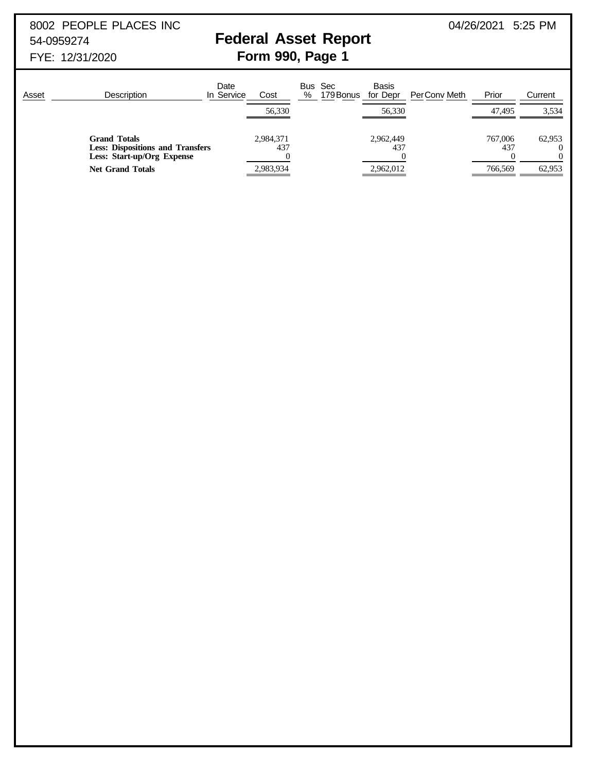8002 PEOPLE PLACES INC
54-0959274
FYE: 12/31/2020

04/26/2021 5:25 PM

# Federal Asset Report

## Form 990, Page 1

| Asset | Description | Date In Service | Cost | Bus % | Sec 179 | Bonus | Basis for Depr | Per | Conv | Meth | Prior | Current |
|---|---|---|---|---|---|---|---|---|---|---|---|---|
| | | | 56,330 | | | | 56,330 | | | | 47,495 | 3,534 |
| | **Grand Totals** | | 2,984,371 | | | | 2,962,449 | | | | 767,006 | 62,953 |
| | **Less: Dispositions and Transfers** | | 437 | | | | 437 | | | | 437 | 0 |
| | **Less: Start-up/Org Expense** | | 0 | | | | 0 | | | | 0 | 0 |
| | **Net Grand Totals** | | 2,983,934 | | | | 2,962,012 | | | | 766,569 | 62,953 |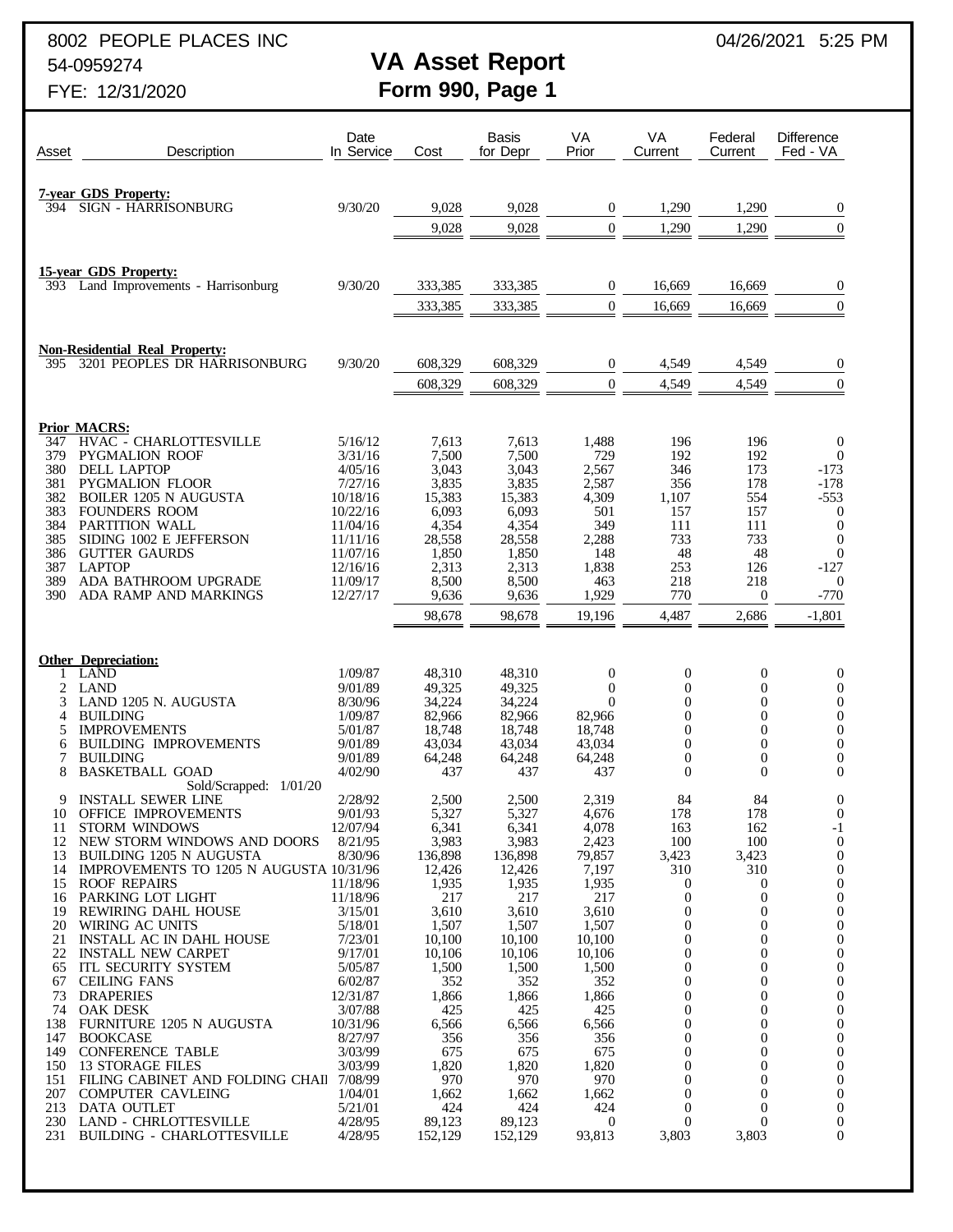8002 PEOPLE PLACES INC
54-0959274
FYE: 12/31/2020

04/26/2021 5:25 PM

# VA Asset Report
## Form 990, Page 1

| Asset | Description | Date In Service | Cost | Basis for Depr | VA Prior | VA Current | Federal Current | Difference Fed - VA |
|---|---|---|---|---|---|---|---|---|
| | **7-year GDS Property:** | | | | | | | |
| 394 | SIGN - HARRISONBURG | 9/30/20 | 9,028 | 9,028 | 0 | 1,290 | 1,290 | 0 |
| | | | 9,028 | 9,028 | 0 | 1,290 | 1,290 | 0 |
| | **15-year GDS Property:** | | | | | | | |
| 393 | Land Improvements - Harrisonburg | 9/30/20 | 333,385 | 333,385 | 0 | 16,669 | 16,669 | 0 |
| | | | 333,385 | 333,385 | 0 | 16,669 | 16,669 | 0 |
| | **Non-Residential Real Property:** | | | | | | | |
| 395 | 3201 PEOPLES DR HARRISONBURG | 9/30/20 | 608,329 | 608,329 | 0 | 4,549 | 4,549 | 0 |
| | | | 608,329 | 608,329 | 0 | 4,549 | 4,549 | 0 |
| | **Prior MACRS:** | | | | | | | |
| 347 | HVAC - CHARLOTTESVILLE | 5/16/12 | 7,613 | 7,613 | 1,488 | 196 | 196 | 0 |
| 379 | PYGMALION ROOF | 3/31/16 | 7,500 | 7,500 | 729 | 192 | 192 | 0 |
| 380 | DELL LAPTOP | 4/05/16 | 3,043 | 3,043 | 2,567 | 346 | 173 | -173 |
| 381 | PYGMALION FLOOR | 7/27/16 | 3,835 | 3,835 | 2,587 | 356 | 178 | -178 |
| 382 | BOILER 1205 N AUGUSTA | 10/18/16 | 15,383 | 15,383 | 4,309 | 1,107 | 554 | -553 |
| 383 | FOUNDERS ROOM | 10/22/16 | 6,093 | 6,093 | 501 | 157 | 157 | 0 |
| 384 | PARTITION WALL | 11/04/16 | 4,354 | 4,354 | 349 | 111 | 111 | 0 |
| 385 | SIDING 1002 E JEFFERSON | 11/11/16 | 28,558 | 28,558 | 2,288 | 733 | 733 | 0 |
| 386 | GUTTER GAURDS | 11/07/16 | 1,850 | 1,850 | 148 | 48 | 48 | 0 |
| 387 | LAPTOP | 12/16/16 | 2,313 | 2,313 | 1,838 | 253 | 126 | -127 |
| 389 | ADA BATHROOM UPGRADE | 11/09/17 | 8,500 | 8,500 | 463 | 218 | 218 | 0 |
| 390 | ADA RAMP AND MARKINGS | 12/27/17 | 9,636 | 9,636 | 1,929 | 770 | 0 | -770 |
| | | | 98,678 | 98,678 | 19,196 | 4,487 | 2,686 | -1,801 |
| | **Other Depreciation:** | | | | | | | |
| 1 | LAND | 1/09/87 | 48,310 | 48,310 | 0 | 0 | 0 | 0 |
| 2 | LAND | 9/01/89 | 49,325 | 49,325 | 0 | 0 | 0 | 0 |
| 3 | LAND 1205 N. AUGUSTA | 8/30/96 | 34,224 | 34,224 | 0 | 0 | 0 | 0 |
| 4 | BUILDING | 1/09/87 | 82,966 | 82,966 | 82,966 | 0 | 0 | 0 |
| 5 | IMPROVEMENTS | 5/01/87 | 18,748 | 18,748 | 18,748 | 0 | 0 | 0 |
| 6 | BUILDING IMPROVEMENTS | 9/01/89 | 43,034 | 43,034 | 43,034 | 0 | 0 | 0 |
| 7 | BUILDING | 9/01/89 | 64,248 | 64,248 | 64,248 | 0 | 0 | 0 |
| 8 | BASKETBALL GOAD<br>Sold/Scrapped: 1/01/20 | 4/02/90 | 437 | 437 | 437 | 0 | 0 | 0 |
| 9 | INSTALL SEWER LINE | 2/28/92 | 2,500 | 2,500 | 2,319 | 84 | 84 | 0 |
| 10 | OFFICE IMPROVEMENTS | 9/01/93 | 5,327 | 5,327 | 4,676 | 178 | 178 | 0 |
| 11 | STORM WINDOWS | 12/07/94 | 6,341 | 6,341 | 4,078 | 163 | 162 | -1 |
| 12 | NEW STORM WINDOWS AND DOORS | 8/21/95 | 3,983 | 3,983 | 2,423 | 100 | 100 | 0 |
| 13 | BUILDING 1205 N AUGUSTA | 8/30/96 | 136,898 | 136,898 | 79,857 | 3,423 | 3,423 | 0 |
| 14 | IMPROVEMENTS TO 1205 N AUGUSTA | 10/31/96 | 12,426 | 12,426 | 7,197 | 310 | 310 | 0 |
| 15 | ROOF REPAIRS | 11/18/96 | 1,935 | 1,935 | 1,935 | 0 | 0 | 0 |
| 16 | PARKING LOT LIGHT | 11/18/96 | 217 | 217 | 217 | 0 | 0 | 0 |
| 19 | REWIRING DAHL HOUSE | 3/15/01 | 3,610 | 3,610 | 3,610 | 0 | 0 | 0 |
| 20 | WIRING AC UNITS | 5/18/01 | 1,507 | 1,507 | 1,507 | 0 | 0 | 0 |
| 21 | INSTALL AC IN DAHL HOUSE | 7/23/01 | 10,100 | 10,100 | 10,100 | 0 | 0 | 0 |
| 22 | INSTALL NEW CARPET | 9/17/01 | 10,106 | 10,106 | 10,106 | 0 | 0 | 0 |
| 65 | ITL SECURITY SYSTEM | 5/05/87 | 1,500 | 1,500 | 1,500 | 0 | 0 | 0 |
| 67 | CEILING FANS | 6/02/87 | 352 | 352 | 352 | 0 | 0 | 0 |
| 73 | DRAPERIES | 12/31/87 | 1,866 | 1,866 | 1,866 | 0 | 0 | 0 |
| 74 | OAK DESK | 3/07/88 | 425 | 425 | 425 | 0 | 0 | 0 |
| 138 | FURNITURE 1205 N AUGUSTA | 10/31/96 | 6,566 | 6,566 | 6,566 | 0 | 0 | 0 |
| 147 | BOOKCASE | 8/27/97 | 356 | 356 | 356 | 0 | 0 | 0 |
| 149 | CONFERENCE TABLE | 3/03/99 | 675 | 675 | 675 | 0 | 0 | 0 |
| 150 | 13 STORAGE FILES | 3/03/99 | 1,820 | 1,820 | 1,820 | 0 | 0 | 0 |
| 151 | FILING CABINET AND FOLDING CHAII | 7/08/99 | 970 | 970 | 970 | 0 | 0 | 0 |
| 207 | COMPUTER CAVLEING | 1/04/01 | 1,662 | 1,662 | 1,662 | 0 | 0 | 0 |
| 213 | DATA OUTLET | 5/21/01 | 424 | 424 | 424 | 0 | 0 | 0 |
| 230 | LAND - CHRLOTTESVILLE | 4/28/95 | 89,123 | 89,123 | 0 | 0 | 0 | 0 |
| 231 | BUILDING - CHARLOTTESVILLE | 4/28/95 | 152,129 | 152,129 | 93,813 | 3,803 | 3,803 | 0 |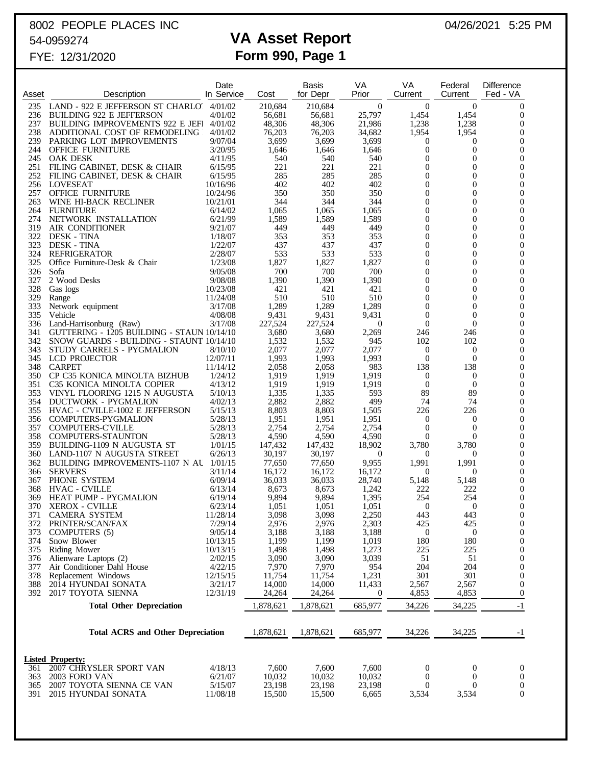8002 PEOPLE PLACES INC
54-0959274
FYE: 12/31/2020

04/26/2021 5:25 PM

# VA Asset Report
## Form 990, Page 1

| Asset | Description | Date In Service | Cost | Basis for Depr | VA Prior | VA Current | Federal Current | Difference Fed - VA |
|---|---|---|---|---|---|---|---|---|
| 235 | LAND - 922 E JEFFERSON ST CHARLO | 4/01/02 | 210,684 | 210,684 | 0 | 0 | 0 | 0 |
| 236 | BUILDING 922 E JEFFERSON | 4/01/02 | 56,681 | 56,681 | 25,797 | 1,454 | 1,454 | 0 |
| 237 | BUILDING IMPROVEMENTS 922 E JEFI | 4/01/02 | 48,306 | 48,306 | 21,986 | 1,238 | 1,238 | 0 |
| 238 | ADDITIONAL COST OF REMODELING | 4/01/02 | 76,203 | 76,203 | 34,682 | 1,954 | 1,954 | 0 |
| 239 | PARKING LOT IMPROVEMENTS | 9/07/04 | 3,699 | 3,699 | 3,699 | 0 | 0 | 0 |
| 244 | OFFICE FURNITURE | 3/20/95 | 1,646 | 1,646 | 1,646 | 0 | 0 | 0 |
| 245 | OAK DESK | 4/11/95 | 540 | 540 | 540 | 0 | 0 | 0 |
| 251 | FILING CABINET, DESK & CHAIR | 6/15/95 | 221 | 221 | 221 | 0 | 0 | 0 |
| 252 | FILING CABINET, DESK & CHAIR | 6/15/95 | 285 | 285 | 285 | 0 | 0 | 0 |
| 256 | LOVESEAT | 10/16/96 | 402 | 402 | 402 | 0 | 0 | 0 |
| 257 | OFFICE FURNITURE | 10/24/96 | 350 | 350 | 350 | 0 | 0 | 0 |
| 263 | WINE HI-BACK RECLINER | 10/21/01 | 344 | 344 | 344 | 0 | 0 | 0 |
| 264 | FURNITURE | 6/14/02 | 1,065 | 1,065 | 1,065 | 0 | 0 | 0 |
| 274 | NETWORK INSTALLATION | 6/21/99 | 1,589 | 1,589 | 1,589 | 0 | 0 | 0 |
| 319 | AIR CONDITIONER | 9/21/07 | 449 | 449 | 449 | 0 | 0 | 0 |
| 322 | DESK - TINA | 1/18/07 | 353 | 353 | 353 | 0 | 0 | 0 |
| 323 | DESK - TINA | 1/22/07 | 437 | 437 | 437 | 0 | 0 | 0 |
| 324 | REFRIGERATOR | 2/28/07 | 533 | 533 | 533 | 0 | 0 | 0 |
| 325 | Office Furniture-Desk & Chair | 1/23/08 | 1,827 | 1,827 | 1,827 | 0 | 0 | 0 |
| 326 | Sofa | 9/05/08 | 700 | 700 | 700 | 0 | 0 | 0 |
| 327 | 2 Wood Desks | 9/08/08 | 1,390 | 1,390 | 1,390 | 0 | 0 | 0 |
| 328 | Gas logs | 10/23/08 | 421 | 421 | 421 | 0 | 0 | 0 |
| 329 | Range | 11/24/08 | 510 | 510 | 510 | 0 | 0 | 0 |
| 333 | Network equipment | 3/17/08 | 1,289 | 1,289 | 1,289 | 0 | 0 | 0 |
| 335 | Vehicle | 4/08/08 | 9,431 | 9,431 | 9,431 | 0 | 0 | 0 |
| 336 | Land-Harrisonburg (Raw) | 3/17/08 | 227,524 | 227,524 | 0 | 0 | 0 | 0 |
| 341 | GUTTERING - 1205 BUILDING - STAUN | 10/14/10 | 3,680 | 3,680 | 2,269 | 246 | 246 | 0 |
| 342 | SNOW GUARDS - BUILDING - STAUNT | 10/14/10 | 1,532 | 1,532 | 945 | 102 | 102 | 0 |
| 343 | STUDY CARRELS - PYGMALION | 8/10/10 | 2,077 | 2,077 | 2,077 | 0 | 0 | 0 |
| 345 | LCD PROJECTOR | 12/07/11 | 1,993 | 1,993 | 1,993 | 0 | 0 | 0 |
| 348 | CARPET | 11/14/12 | 2,058 | 2,058 | 983 | 138 | 138 | 0 |
| 350 | CP C35 KONICA MINOLTA BIZHUB | 1/24/12 | 1,919 | 1,919 | 1,919 | 0 | 0 | 0 |
| 351 | C35 KONICA MINOLTA COPIER | 4/13/12 | 1,919 | 1,919 | 1,919 | 0 | 0 | 0 |
| 353 | VINYL FLOORING 1215 N AUGUSTA | 5/10/13 | 1,335 | 1,335 | 593 | 89 | 89 | 0 |
| 354 | DUCTWORK - PYGMALION | 4/02/13 | 2,882 | 2,882 | 499 | 74 | 74 | 0 |
| 355 | HVAC - C'VILLE-1002 E JEFFERSON | 5/15/13 | 8,803 | 8,803 | 1,505 | 226 | 226 | 0 |
| 356 | COMPUTERS-PYGMALION | 5/28/13 | 1,951 | 1,951 | 1,951 | 0 | 0 | 0 |
| 357 | COMPUTERS-C'VILLE | 5/28/13 | 2,754 | 2,754 | 2,754 | 0 | 0 | 0 |
| 358 | COMPUTERS-STAUNTON | 5/28/13 | 4,590 | 4,590 | 4,590 | 0 | 0 | 0 |
| 359 | BUILDING-1109 N AUGUSTA ST | 1/01/15 | 147,432 | 147,432 | 18,902 | 3,780 | 3,780 | 0 |
| 360 | LAND-1107 N AUGUSTA STREET | 6/26/13 | 30,197 | 30,197 | 0 | 0 | 0 | 0 |
| 362 | BUILDING IMPROVEMENTS-1107 N AU | 1/01/15 | 77,650 | 77,650 | 9,955 | 1,991 | 1,991 | 0 |
| 366 | SERVERS | 3/11/14 | 16,172 | 16,172 | 16,172 | 0 | 0 | 0 |
| 367 | PHONE SYSTEM | 6/09/14 | 36,033 | 36,033 | 28,740 | 5,148 | 5,148 | 0 |
| 368 | HVAC - CVILLE | 6/13/14 | 8,673 | 8,673 | 1,242 | 222 | 222 | 0 |
| 369 | HEAT PUMP - PYGMALION | 6/19/14 | 9,894 | 9,894 | 1,395 | 254 | 254 | 0 |
| 370 | XEROX - CVILLE | 6/23/14 | 1,051 | 1,051 | 1,051 | 0 | 0 | 0 |
| 371 | CAMERA SYSTEM | 11/28/14 | 3,098 | 3,098 | 2,250 | 443 | 443 | 0 |
| 372 | PRINTER/SCAN/FAX | 7/29/14 | 2,976 | 2,976 | 2,303 | 425 | 425 | 0 |
| 373 | COMPUTERS (5) | 9/05/14 | 3,188 | 3,188 | 3,188 | 0 | 0 | 0 |
| 374 | Snow Blower | 10/13/15 | 1,199 | 1,199 | 1,019 | 180 | 180 | 0 |
| 375 | Riding Mower | 10/13/15 | 1,498 | 1,498 | 1,273 | 225 | 225 | 0 |
| 376 | Alienware Laptops (2) | 2/02/15 | 3,090 | 3,090 | 3,039 | 51 | 51 | 0 |
| 377 | Air Conditioner Dahl House | 4/22/15 | 7,970 | 7,970 | 954 | 204 | 204 | 0 |
| 378 | Replacement Windows | 12/15/15 | 11,754 | 11,754 | 1,231 | 301 | 301 | 0 |
| 388 | 2014 HYUNDAI SONATA | 3/21/17 | 14,000 | 14,000 | 11,433 | 2,567 | 2,567 | 0 |
| 392 | 2017 TOYOTA SIENNA | 12/31/19 | 24,264 | 24,264 | 0 | 4,853 | 4,853 | 0 |
| | **Total Other Depreciation** | | 1,878,621 | 1,878,621 | 685,977 | 34,226 | 34,225 | -1 |
| | **Total ACRS and Other Depreciation** | | 1,878,621 | 1,878,621 | 685,977 | 34,226 | 34,225 | -1 |

**Listed Property:**

| Asset | Description | Date In Service | Cost | Basis for Depr | VA Prior | VA Current | Federal Current | Difference Fed - VA |
|---|---|---|---|---|---|---|---|---|
| 361 | 2007 CHRYSLER SPORT VAN | 4/18/13 | 7,600 | 7,600 | 7,600 | 0 | 0 | 0 |
| 363 | 2003 FORD VAN | 6/21/07 | 10,032 | 10,032 | 10,032 | 0 | 0 | 0 |
| 365 | 2007 TOYOTA SIENNA CE VAN | 5/15/07 | 23,198 | 23,198 | 23,198 | 0 | 0 | 0 |
| 391 | 2015 HYUNDAI SONATA | 11/08/18 | 15,500 | 15,500 | 6,665 | 3,534 | 3,534 | 0 |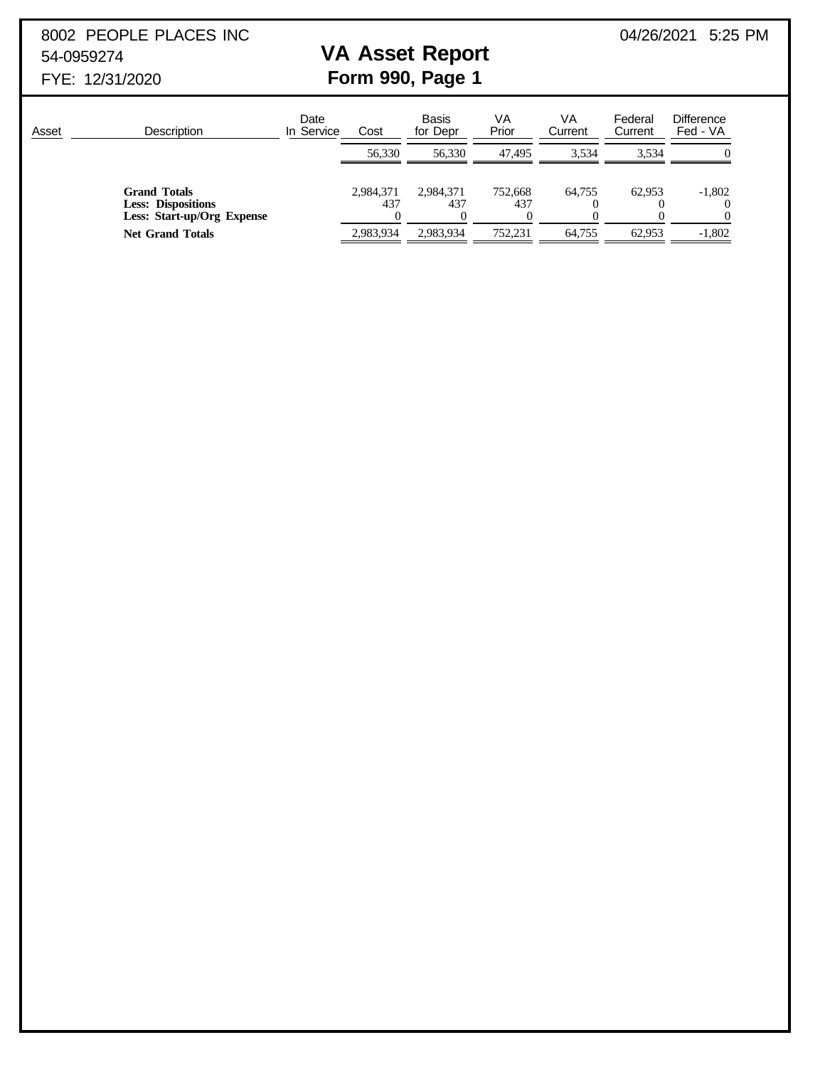8002 PEOPLE PLACES INC
54-0959274
FYE: 12/31/2020

04/26/2021 5:25 PM

# VA Asset Report
## Form 990, Page 1

| Asset | Description | Date In Service | Cost | Basis for Depr | VA Prior | VA Current | Federal Current | Difference Fed - VA |
|---|---|---|---|---|---|---|---|---|
| | | | 56,330 | 56,330 | 47,495 | 3,534 | 3,534 | 0 |
| | **Grand Totals** | | 2,984,371 | 2,984,371 | 752,668 | 64,755 | 62,953 | -1,802 |
| | **Less: Dispositions** | | 437 | 437 | 437 | 0 | 0 | 0 |
| | **Less: Start-up/Org Expense** | | 0 | 0 | 0 | 0 | 0 | 0 |
| | **Net Grand Totals** | | 2,983,934 | 2,983,934 | 752,231 | 64,755 | 62,953 | -1,802 |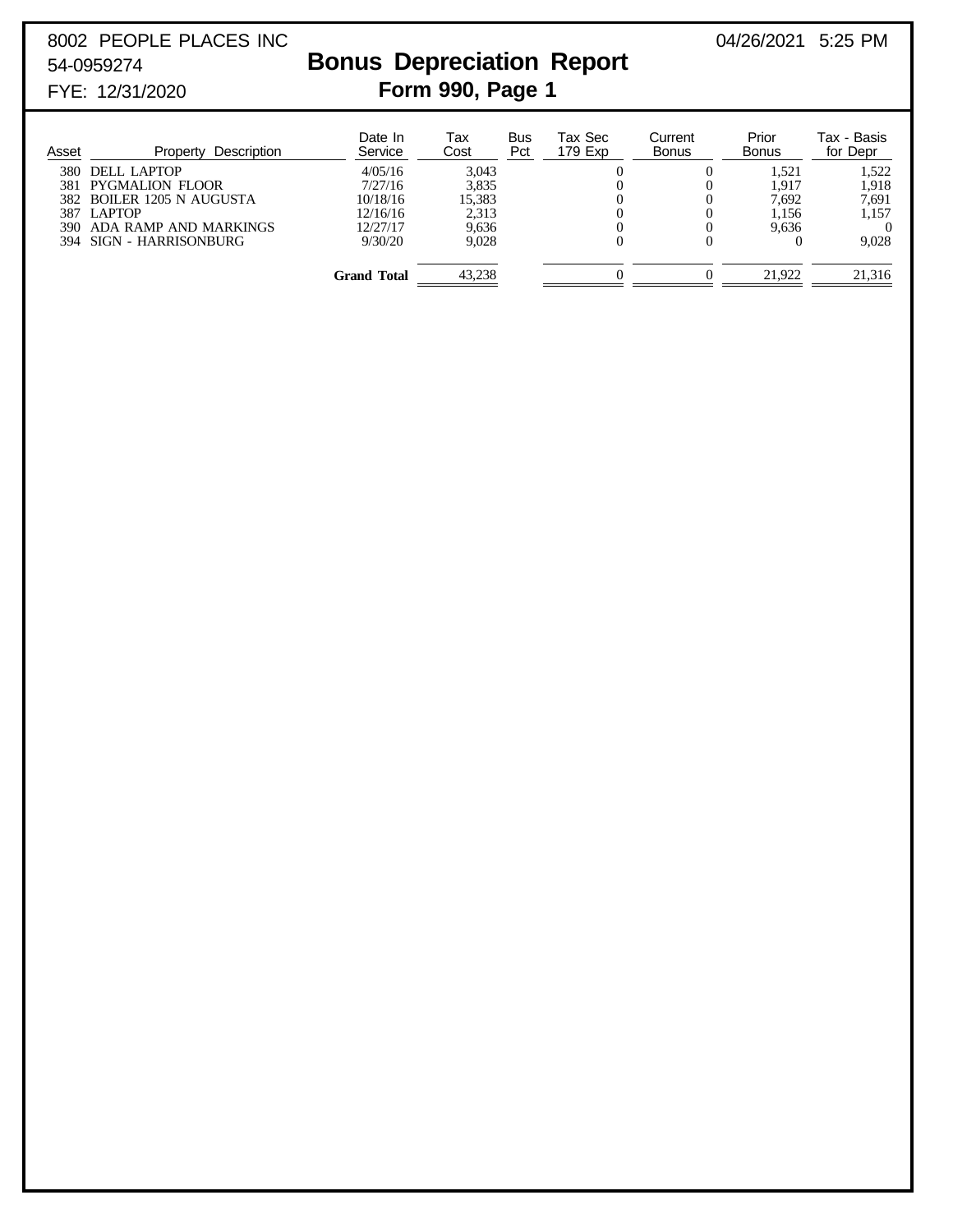8002 PEOPLE PLACES INC
54-0959274
FYE: 12/31/2020

04/26/2021 5:25 PM

# Bonus Depreciation Report

## Form 990, Page 1

| Asset | Property Description | Date In Service | Tax Cost | Bus Pct | Tax Sec 179 Exp | Current Bonus | Prior Bonus | Tax - Basis for Depr |
|---|---|---|---|---|---|---|---|---|
| 380 | DELL LAPTOP | 4/05/16 | 3,043 | | 0 | 0 | 1,521 | 1,522 |
| 381 | PYGMALION FLOOR | 7/27/16 | 3,835 | | 0 | 0 | 1,917 | 1,918 |
| 382 | BOILER 1205 N AUGUSTA | 10/18/16 | 15,383 | | 0 | 0 | 7,692 | 7,691 |
| 387 | LAPTOP | 12/16/16 | 2,313 | | 0 | 0 | 1,156 | 1,157 |
| 390 | ADA RAMP AND MARKINGS | 12/27/17 | 9,636 | | 0 | 0 | 9,636 | 0 |
| 394 | SIGN - HARRISONBURG | 9/30/20 | 9,028 | | 0 | 0 | 0 | 9,028 |
| | | **Grand Total** | 43,238 | | 0 | 0 | 21,922 | 21,316 |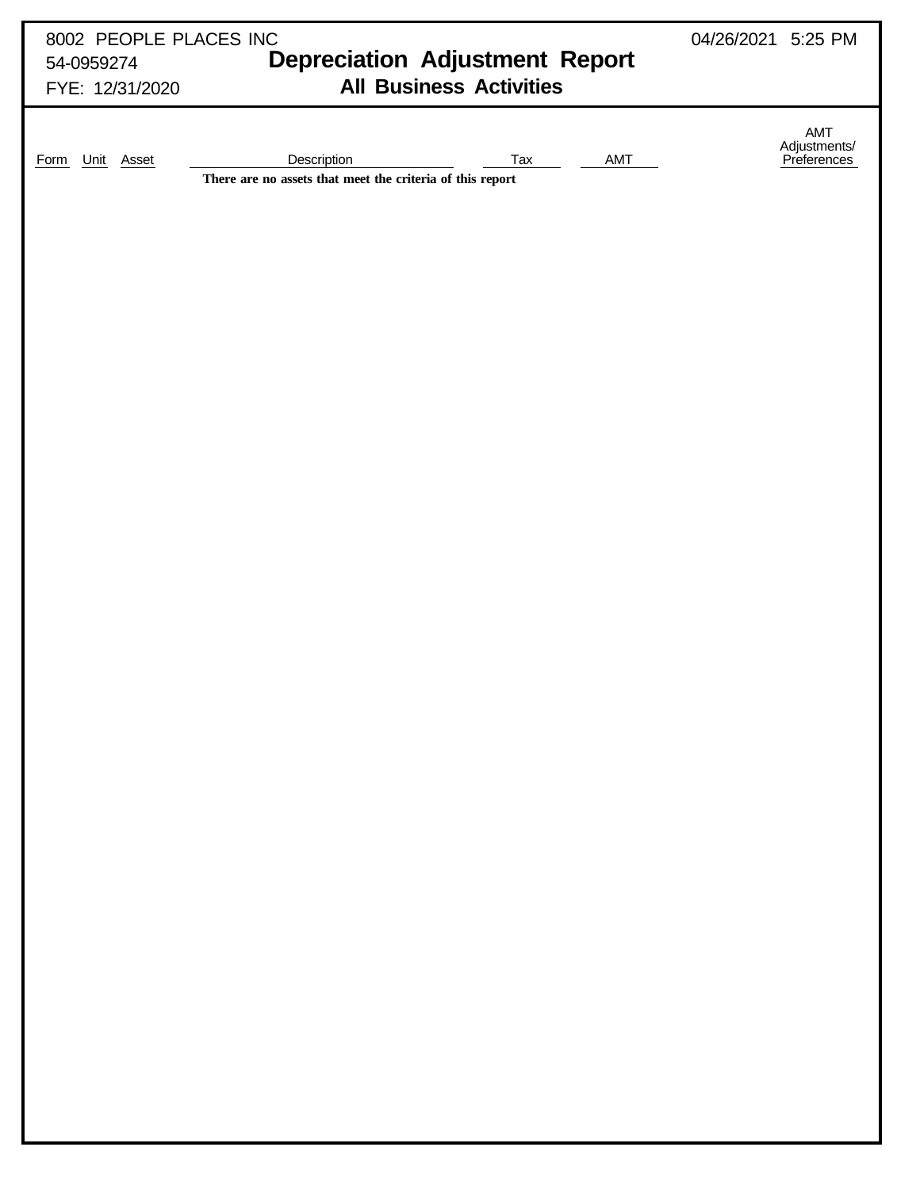8002 PEOPLE PLACES INC
54-0959274
FYE: 12/31/2020

04/26/2021 5:25 PM

# Depreciation Adjustment Report

## All Business Activities

| Form | Unit | Asset | Description | Tax | AMT | AMT Adjustments/ Preferences |
|---|---|---|---|---|---|---|

**There are no assets that meet the criteria of this report**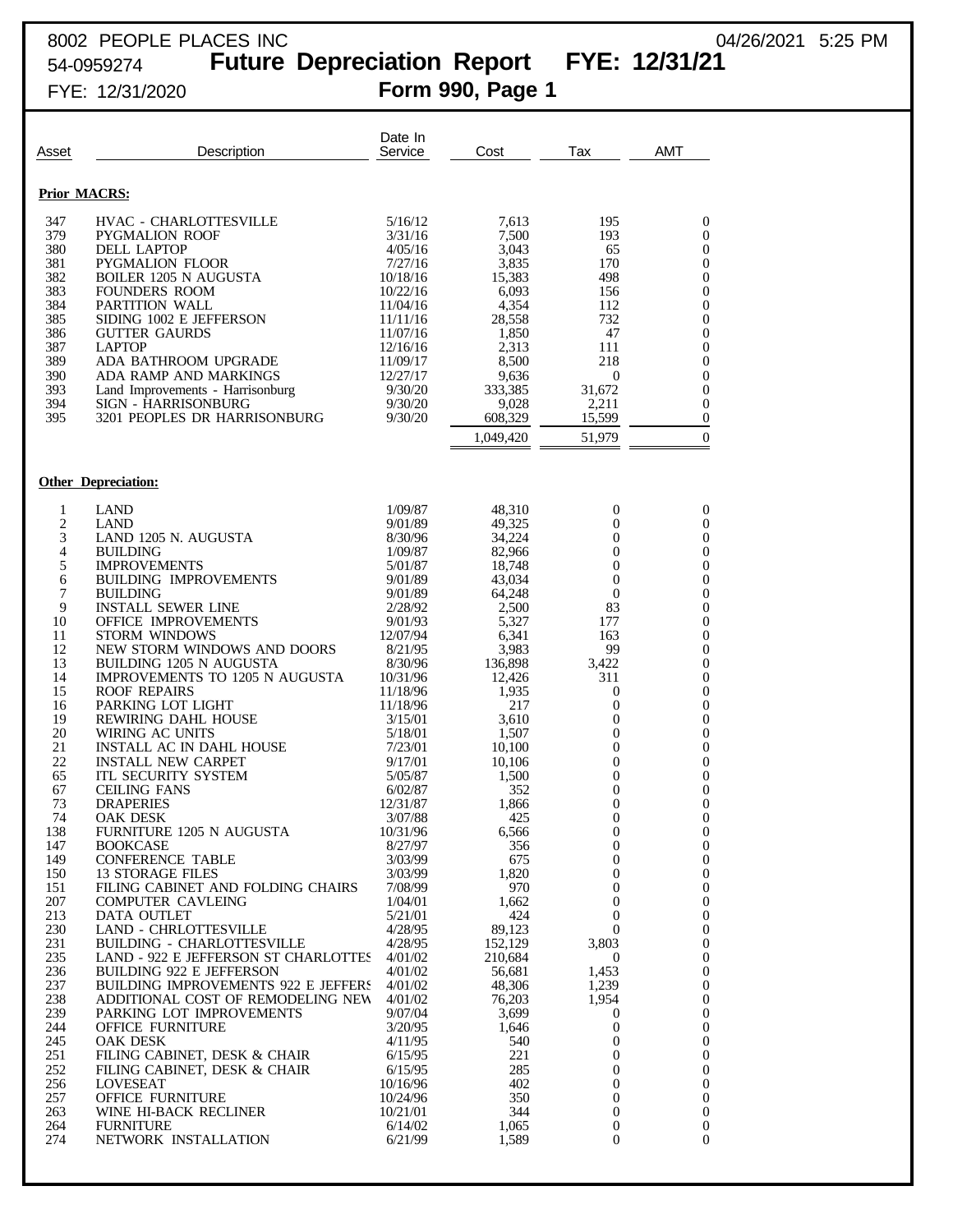8002 PEOPLE PLACES INC 04/26/2021 5:25 PM

54-0959274 **Future Depreciation Report FYE: 12/31/21**

FYE: 12/31/2020 **Form 990, Page 1**

| Asset | Description | Date In Service | Cost | Tax | AMT |
|---|---|---|---|---|---|
| **Prior MACRS:** | | | | | |
| 347 | HVAC - CHARLOTTESVILLE | 5/16/12 | 7,613 | 195 | 0 |
| 379 | PYGMALION ROOF | 3/31/16 | 7,500 | 193 | 0 |
| 380 | DELL LAPTOP | 4/05/16 | 3,043 | 65 | 0 |
| 381 | PYGMALION FLOOR | 7/27/16 | 3,835 | 170 | 0 |
| 382 | BOILER 1205 N AUGUSTA | 10/18/16 | 15,383 | 498 | 0 |
| 383 | FOUNDERS ROOM | 10/22/16 | 6,093 | 156 | 0 |
| 384 | PARTITION WALL | 11/04/16 | 4,354 | 112 | 0 |
| 385 | SIDING 1002 E JEFFERSON | 11/11/16 | 28,558 | 732 | 0 |
| 386 | GUTTER GAURDS | 11/07/16 | 1,850 | 47 | 0 |
| 387 | LAPTOP | 12/16/16 | 2,313 | 111 | 0 |
| 389 | ADA BATHROOM UPGRADE | 11/09/17 | 8,500 | 218 | 0 |
| 390 | ADA RAMP AND MARKINGS | 12/27/17 | 9,636 | 0 | 0 |
| 393 | Land Improvements - Harrisonburg | 9/30/20 | 333,385 | 31,672 | 0 |
| 394 | SIGN - HARRISONBURG | 9/30/20 | 9,028 | 2,211 | 0 |
| 395 | 3201 PEOPLES DR HARRISONBURG | 9/30/20 | 608,329 | 15,599 | 0 |
| | | | 1,049,420 | 51,979 | 0 |
| **Other Depreciation:** | | | | | |
| 1 | LAND | 1/09/87 | 48,310 | 0 | 0 |
| 2 | LAND | 9/01/89 | 49,325 | 0 | 0 |
| 3 | LAND 1205 N. AUGUSTA | 8/30/96 | 34,224 | 0 | 0 |
| 4 | BUILDING | 1/09/87 | 82,966 | 0 | 0 |
| 5 | IMPROVEMENTS | 5/01/87 | 18,748 | 0 | 0 |
| 6 | BUILDING IMPROVEMENTS | 9/01/89 | 43,034 | 0 | 0 |
| 7 | BUILDING | 9/01/89 | 64,248 | 0 | 0 |
| 9 | INSTALL SEWER LINE | 2/28/92 | 2,500 | 83 | 0 |
| 10 | OFFICE IMPROVEMENTS | 9/01/93 | 5,327 | 177 | 0 |
| 11 | STORM WINDOWS | 12/07/94 | 6,341 | 163 | 0 |
| 12 | NEW STORM WINDOWS AND DOORS | 8/21/95 | 3,983 | 99 | 0 |
| 13 | BUILDING 1205 N AUGUSTA | 8/30/96 | 136,898 | 3,422 | 0 |
| 14 | IMPROVEMENTS TO 1205 N AUGUSTA | 10/31/96 | 12,426 | 311 | 0 |
| 15 | ROOF REPAIRS | 11/18/96 | 1,935 | 0 | 0 |
| 16 | PARKING LOT LIGHT | 11/18/96 | 217 | 0 | 0 |
| 19 | REWIRING DAHL HOUSE | 3/15/01 | 3,610 | 0 | 0 |
| 20 | WIRING AC UNITS | 5/18/01 | 1,507 | 0 | 0 |
| 21 | INSTALL AC IN DAHL HOUSE | 7/23/01 | 10,100 | 0 | 0 |
| 22 | INSTALL NEW CARPET | 9/17/01 | 10,106 | 0 | 0 |
| 65 | ITL SECURITY SYSTEM | 5/05/87 | 1,500 | 0 | 0 |
| 67 | CEILING FANS | 6/02/87 | 352 | 0 | 0 |
| 73 | DRAPERIES | 12/31/87 | 1,866 | 0 | 0 |
| 74 | OAK DESK | 3/07/88 | 425 | 0 | 0 |
| 138 | FURNITURE 1205 N AUGUSTA | 10/31/96 | 6,566 | 0 | 0 |
| 147 | BOOKCASE | 8/27/97 | 356 | 0 | 0 |
| 149 | CONFERENCE TABLE | 3/03/99 | 675 | 0 | 0 |
| 150 | 13 STORAGE FILES | 3/03/99 | 1,820 | 0 | 0 |
| 151 | FILING CABINET AND FOLDING CHAIRS | 7/08/99 | 970 | 0 | 0 |
| 207 | COMPUTER CAVLEING | 1/04/01 | 1,662 | 0 | 0 |
| 213 | DATA OUTLET | 5/21/01 | 424 | 0 | 0 |
| 230 | LAND - CHRLOTTESVILLE | 4/28/95 | 89,123 | 0 | 0 |
| 231 | BUILDING - CHARLOTTESVILLE | 4/28/95 | 152,129 | 3,803 | 0 |
| 235 | LAND - 922 E JEFFERSON ST CHARLOTTES | 4/01/02 | 210,684 | 0 | 0 |
| 236 | BUILDING 922 E JEFFERSON | 4/01/02 | 56,681 | 1,453 | 0 |
| 237 | BUILDING IMPROVEMENTS 922 E JEFFERS | 4/01/02 | 48,306 | 1,239 | 0 |
| 238 | ADDITIONAL COST OF REMODELING NEW | 4/01/02 | 76,203 | 1,954 | 0 |
| 239 | PARKING LOT IMPROVEMENTS | 9/07/04 | 3,699 | 0 | 0 |
| 244 | OFFICE FURNITURE | 3/20/95 | 1,646 | 0 | 0 |
| 245 | OAK DESK | 4/11/95 | 540 | 0 | 0 |
| 251 | FILING CABINET, DESK & CHAIR | 6/15/95 | 221 | 0 | 0 |
| 252 | FILING CABINET, DESK & CHAIR | 6/15/95 | 285 | 0 | 0 |
| 256 | LOVESEAT | 10/16/96 | 402 | 0 | 0 |
| 257 | OFFICE FURNITURE | 10/24/96 | 350 | 0 | 0 |
| 263 | WINE HI-BACK RECLINER | 10/21/01 | 344 | 0 | 0 |
| 264 | FURNITURE | 6/14/02 | 1,065 | 0 | 0 |
| 274 | NETWORK INSTALLATION | 6/21/99 | 1,589 | 0 | 0 |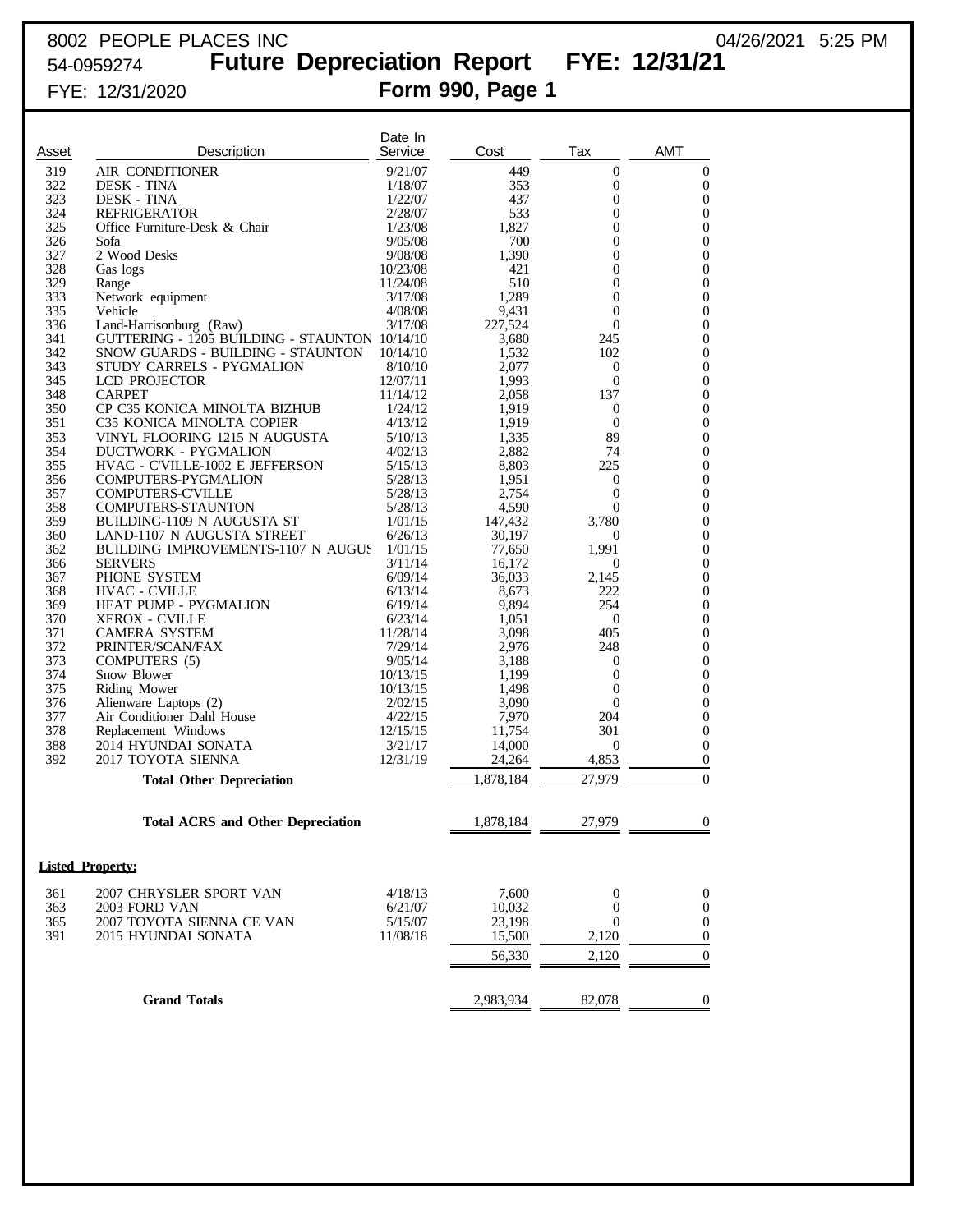8002 PEOPLE PLACES INC 04/26/2021 5:25 PM

54-0959274 **Future Depreciation Report FYE: 12/31/21**

FYE: 12/31/2020 **Form 990, Page 1**

| Asset | Description | Date In Service | Cost | Tax | AMT |
|---|---|---|---|---|---|
| 319 | AIR CONDITIONER | 9/21/07 | 449 | 0 | 0 |
| 322 | DESK - TINA | 1/18/07 | 353 | 0 | 0 |
| 323 | DESK - TINA | 1/22/07 | 437 | 0 | 0 |
| 324 | REFRIGERATOR | 2/28/07 | 533 | 0 | 0 |
| 325 | Office Furniture-Desk & Chair | 1/23/08 | 1,827 | 0 | 0 |
| 326 | Sofa | 9/05/08 | 700 | 0 | 0 |
| 327 | 2 Wood Desks | 9/08/08 | 1,390 | 0 | 0 |
| 328 | Gas logs | 10/23/08 | 421 | 0 | 0 |
| 329 | Range | 11/24/08 | 510 | 0 | 0 |
| 333 | Network equipment | 3/17/08 | 1,289 | 0 | 0 |
| 335 | Vehicle | 4/08/08 | 9,431 | 0 | 0 |
| 336 | Land-Harrisonburg (Raw) | 3/17/08 | 227,524 | 0 | 0 |
| 341 | GUTTERING - 1205 BUILDING - STAUNTON | 10/14/10 | 3,680 | 245 | 0 |
| 342 | SNOW GUARDS - BUILDING - STAUNTON | 10/14/10 | 1,532 | 102 | 0 |
| 343 | STUDY CARRELS - PYGMALION | 8/10/10 | 2,077 | 0 | 0 |
| 345 | LCD PROJECTOR | 12/07/11 | 1,993 | 0 | 0 |
| 348 | CARPET | 11/14/12 | 2,058 | 137 | 0 |
| 350 | CP C35 KONICA MINOLTA BIZHUB | 1/24/12 | 1,919 | 0 | 0 |
| 351 | C35 KONICA MINOLTA COPIER | 4/13/12 | 1,919 | 0 | 0 |
| 353 | VINYL FLOORING 1215 N AUGUSTA | 5/10/13 | 1,335 | 89 | 0 |
| 354 | DUCTWORK - PYGMALION | 4/02/13 | 2,882 | 74 | 0 |
| 355 | HVAC - C'VILLE-1002 E JEFFERSON | 5/15/13 | 8,803 | 225 | 0 |
| 356 | COMPUTERS-PYGMALION | 5/28/13 | 1,951 | 0 | 0 |
| 357 | COMPUTERS-C'VILLE | 5/28/13 | 2,754 | 0 | 0 |
| 358 | COMPUTERS-STAUNTON | 5/28/13 | 4,590 | 0 | 0 |
| 359 | BUILDING-1109 N AUGUSTA ST | 1/01/15 | 147,432 | 3,780 | 0 |
| 360 | LAND-1107 N AUGUSTA STREET | 6/26/13 | 30,197 | 0 | 0 |
| 362 | BUILDING IMPROVEMENTS-1107 N AUGUS | 1/01/15 | 77,650 | 1,991 | 0 |
| 366 | SERVERS | 3/11/14 | 16,172 | 0 | 0 |
| 367 | PHONE SYSTEM | 6/09/14 | 36,033 | 2,145 | 0 |
| 368 | HVAC - CVILLE | 6/13/14 | 8,673 | 222 | 0 |
| 369 | HEAT PUMP - PYGMALION | 6/19/14 | 9,894 | 254 | 0 |
| 370 | XEROX - CVILLE | 6/23/14 | 1,051 | 0 | 0 |
| 371 | CAMERA SYSTEM | 11/28/14 | 3,098 | 405 | 0 |
| 372 | PRINTER/SCAN/FAX | 7/29/14 | 2,976 | 248 | 0 |
| 373 | COMPUTERS (5) | 9/05/14 | 3,188 | 0 | 0 |
| 374 | Snow Blower | 10/13/15 | 1,199 | 0 | 0 |
| 375 | Riding Mower | 10/13/15 | 1,498 | 0 | 0 |
| 376 | Alienware Laptops (2) | 2/02/15 | 3,090 | 0 | 0 |
| 377 | Air Conditioner Dahl House | 4/22/15 | 7,970 | 204 | 0 |
| 378 | Replacement Windows | 12/15/15 | 11,754 | 301 | 0 |
| 388 | 2014 HYUNDAI SONATA | 3/21/17 | 14,000 | 0 | 0 |
| 392 | 2017 TOYOTA SIENNA | 12/31/19 | 24,264 | 4,853 | 0 |
| | **Total Other Depreciation** | | 1,878,184 | 27,979 | 0 |
| | **Total ACRS and Other Depreciation** | | 1,878,184 | 27,979 | 0 |

**Listed Property:**

| Asset | Description | Date In Service | Cost | Tax | AMT |
|---|---|---|---|---|---|
| 361 | 2007 CHRYSLER SPORT VAN | 4/18/13 | 7,600 | 0 | 0 |
| 363 | 2003 FORD VAN | 6/21/07 | 10,032 | 0 | 0 |
| 365 | 2007 TOYOTA SIENNA CE VAN | 5/15/07 | 23,198 | 0 | 0 |
| 391 | 2015 HYUNDAI SONATA | 11/08/18 | 15,500 | 2,120 | 0 |
| | | | 56,330 | 2,120 | 0 |
| | **Grand Totals** | | 2,983,934 | 82,078 | 0 |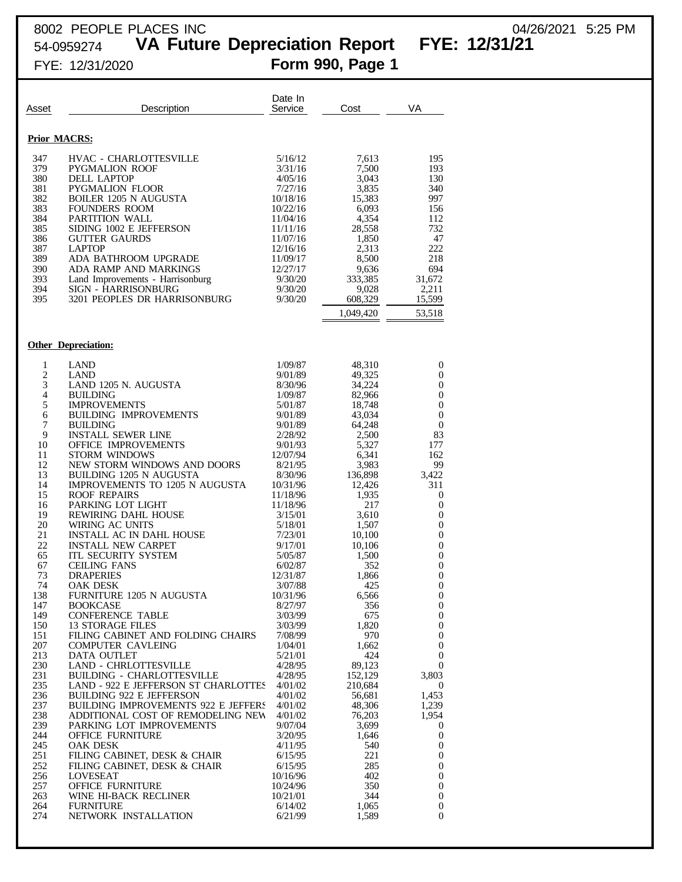8002 PEOPLE PLACES INC 04/26/2021 5:25 PM

54-0959274 **VA Future Depreciation Report FYE: 12/31/21**

FYE: 12/31/2020 **Form 990, Page 1**

| Asset | Description | Date In Service | Cost | VA |
|---|---|---|---|---|
| **Prior MACRS:** | | | | |
| 347 | HVAC - CHARLOTTESVILLE | 5/16/12 | 7,613 | 195 |
| 379 | PYGMALION ROOF | 3/31/16 | 7,500 | 193 |
| 380 | DELL LAPTOP | 4/05/16 | 3,043 | 130 |
| 381 | PYGMALION FLOOR | 7/27/16 | 3,835 | 340 |
| 382 | BOILER 1205 N AUGUSTA | 10/18/16 | 15,383 | 997 |
| 383 | FOUNDERS ROOM | 10/22/16 | 6,093 | 156 |
| 384 | PARTITION WALL | 11/04/16 | 4,354 | 112 |
| 385 | SIDING 1002 E JEFFERSON | 11/11/16 | 28,558 | 732 |
| 386 | GUTTER GAURDS | 11/07/16 | 1,850 | 47 |
| 387 | LAPTOP | 12/16/16 | 2,313 | 222 |
| 389 | ADA BATHROOM UPGRADE | 11/09/17 | 8,500 | 218 |
| 390 | ADA RAMP AND MARKINGS | 12/27/17 | 9,636 | 694 |
| 393 | Land Improvements - Harrisonburg | 9/30/20 | 333,385 | 31,672 |
| 394 | SIGN - HARRISONBURG | 9/30/20 | 9,028 | 2,211 |
| 395 | 3201 PEOPLES DR HARRISONBURG | 9/30/20 | 608,329 | 15,599 |
| | | | 1,049,420 | 53,518 |
| **Other Depreciation:** | | | | |
| 1 | LAND | 1/09/87 | 48,310 | 0 |
| 2 | LAND | 9/01/89 | 49,325 | 0 |
| 3 | LAND 1205 N. AUGUSTA | 8/30/96 | 34,224 | 0 |
| 4 | BUILDING | 1/09/87 | 82,966 | 0 |
| 5 | IMPROVEMENTS | 5/01/87 | 18,748 | 0 |
| 6 | BUILDING IMPROVEMENTS | 9/01/89 | 43,034 | 0 |
| 7 | BUILDING | 9/01/89 | 64,248 | 0 |
| 9 | INSTALL SEWER LINE | 2/28/92 | 2,500 | 83 |
| 10 | OFFICE IMPROVEMENTS | 9/01/93 | 5,327 | 177 |
| 11 | STORM WINDOWS | 12/07/94 | 6,341 | 162 |
| 12 | NEW STORM WINDOWS AND DOORS | 8/21/95 | 3,983 | 99 |
| 13 | BUILDING 1205 N AUGUSTA | 8/30/96 | 136,898 | 3,422 |
| 14 | IMPROVEMENTS TO 1205 N AUGUSTA | 10/31/96 | 12,426 | 311 |
| 15 | ROOF REPAIRS | 11/18/96 | 1,935 | 0 |
| 16 | PARKING LOT LIGHT | 11/18/96 | 217 | 0 |
| 19 | REWIRING DAHL HOUSE | 3/15/01 | 3,610 | 0 |
| 20 | WIRING AC UNITS | 5/18/01 | 1,507 | 0 |
| 21 | INSTALL AC IN DAHL HOUSE | 7/23/01 | 10,100 | 0 |
| 22 | INSTALL NEW CARPET | 9/17/01 | 10,106 | 0 |
| 65 | ITL SECURITY SYSTEM | 5/05/87 | 1,500 | 0 |
| 67 | CEILING FANS | 6/02/87 | 352 | 0 |
| 73 | DRAPERIES | 12/31/87 | 1,866 | 0 |
| 74 | OAK DESK | 3/07/88 | 425 | 0 |
| 138 | FURNITURE 1205 N AUGUSTA | 10/31/96 | 6,566 | 0 |
| 147 | BOOKCASE | 8/27/97 | 356 | 0 |
| 149 | CONFERENCE TABLE | 3/03/99 | 675 | 0 |
| 150 | 13 STORAGE FILES | 3/03/99 | 1,820 | 0 |
| 151 | FILING CABINET AND FOLDING CHAIRS | 7/08/99 | 970 | 0 |
| 207 | COMPUTER CAVLEING | 1/04/01 | 1,662 | 0 |
| 213 | DATA OUTLET | 5/21/01 | 424 | 0 |
| 230 | LAND - CHRLOTTESVILLE | 4/28/95 | 89,123 | 0 |
| 231 | BUILDING - CHARLOTTESVILLE | 4/28/95 | 152,129 | 3,803 |
| 235 | LAND - 922 E JEFFERSON ST CHARLOTTES | 4/01/02 | 210,684 | 0 |
| 236 | BUILDING 922 E JEFFERSON | 4/01/02 | 56,681 | 1,453 |
| 237 | BUILDING IMPROVEMENTS 922 E JEFFERS | 4/01/02 | 48,306 | 1,239 |
| 238 | ADDITIONAL COST OF REMODELING NEW | 4/01/02 | 76,203 | 1,954 |
| 239 | PARKING LOT IMPROVEMENTS | 9/07/04 | 3,699 | 0 |
| 244 | OFFICE FURNITURE | 3/20/95 | 1,646 | 0 |
| 245 | OAK DESK | 4/11/95 | 540 | 0 |
| 251 | FILING CABINET, DESK & CHAIR | 6/15/95 | 221 | 0 |
| 252 | FILING CABINET, DESK & CHAIR | 6/15/95 | 285 | 0 |
| 256 | LOVESEAT | 10/16/96 | 402 | 0 |
| 257 | OFFICE FURNITURE | 10/24/96 | 350 | 0 |
| 263 | WINE HI-BACK RECLINER | 10/21/01 | 344 | 0 |
| 264 | FURNITURE | 6/14/02 | 1,065 | 0 |
| 274 | NETWORK INSTALLATION | 6/21/99 | 1,589 | 0 |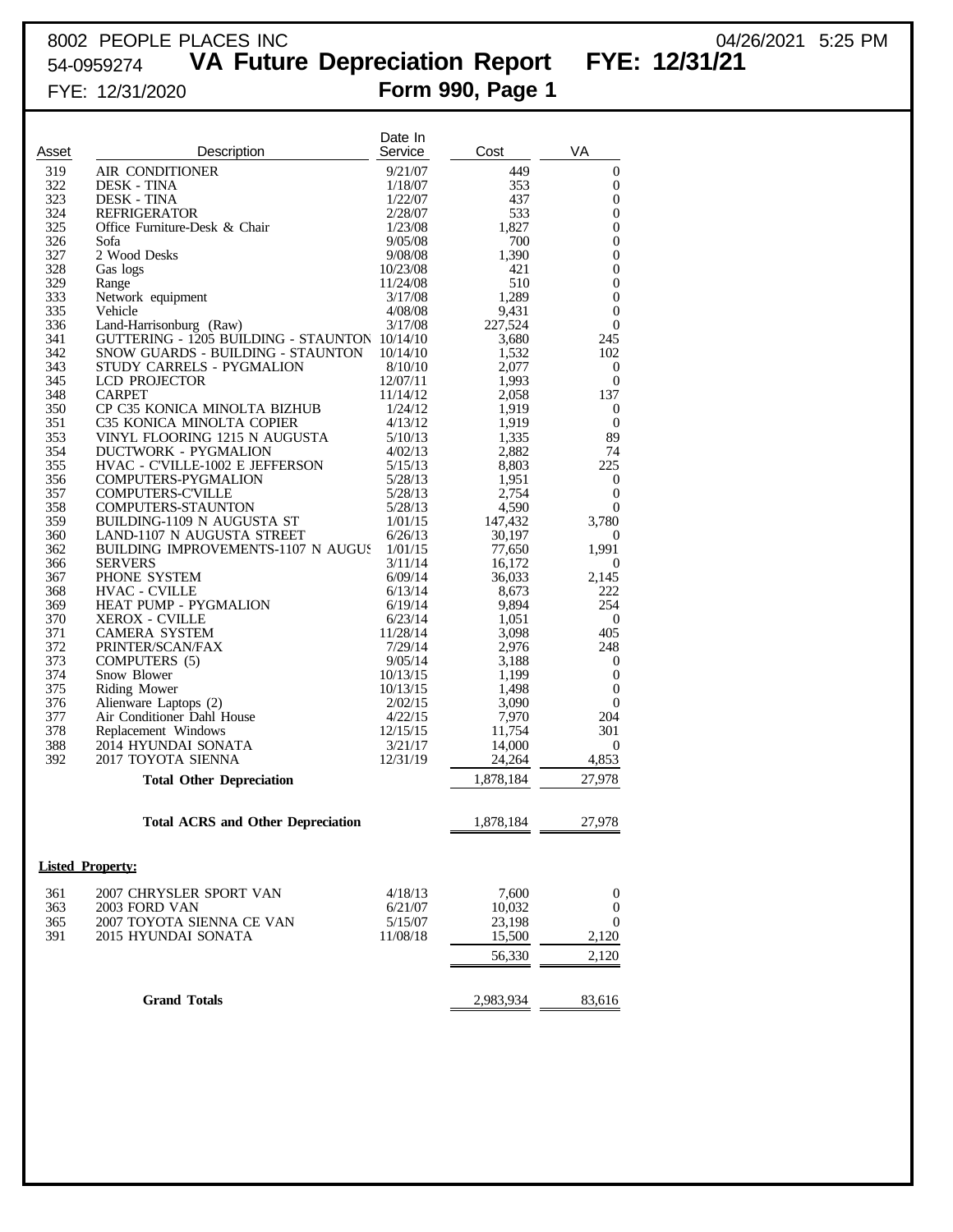8002 PEOPLE PLACES INC 04/26/2021 5:25 PM

54-0959274 **VA Future Depreciation Report FYE: 12/31/21**

FYE: 12/31/2020 **Form 990, Page 1**

| Asset | Description | Date In Service | Cost | VA |
|---|---|---|---|---|
| 319 | AIR CONDITIONER | 9/21/07 | 449 | 0 |
| 322 | DESK - TINA | 1/18/07 | 353 | 0 |
| 323 | DESK - TINA | 1/22/07 | 437 | 0 |
| 324 | REFRIGERATOR | 2/28/07 | 533 | 0 |
| 325 | Office Furniture-Desk & Chair | 1/23/08 | 1,827 | 0 |
| 326 | Sofa | 9/05/08 | 700 | 0 |
| 327 | 2 Wood Desks | 9/08/08 | 1,390 | 0 |
| 328 | Gas logs | 10/23/08 | 421 | 0 |
| 329 | Range | 11/24/08 | 510 | 0 |
| 333 | Network equipment | 3/17/08 | 1,289 | 0 |
| 335 | Vehicle | 4/08/08 | 9,431 | 0 |
| 336 | Land-Harrisonburg (Raw) | 3/17/08 | 227,524 | 0 |
| 341 | GUTTERING - 1205 BUILDING - STAUNTON | 10/14/10 | 3,680 | 245 |
| 342 | SNOW GUARDS - BUILDING - STAUNTON | 10/14/10 | 1,532 | 102 |
| 343 | STUDY CARRELS - PYGMALION | 8/10/10 | 2,077 | 0 |
| 345 | LCD PROJECTOR | 12/07/11 | 1,993 | 0 |
| 348 | CARPET | 11/14/12 | 2,058 | 137 |
| 350 | CP C35 KONICA MINOLTA BIZHUB | 1/24/12 | 1,919 | 0 |
| 351 | C35 KONICA MINOLTA COPIER | 4/13/12 | 1,919 | 0 |
| 353 | VINYL FLOORING 1215 N AUGUSTA | 5/10/13 | 1,335 | 89 |
| 354 | DUCTWORK - PYGMALION | 4/02/13 | 2,882 | 74 |
| 355 | HVAC - C'VILLE-1002 E JEFFERSON | 5/15/13 | 8,803 | 225 |
| 356 | COMPUTERS-PYGMALION | 5/28/13 | 1,951 | 0 |
| 357 | COMPUTERS-C'VILLE | 5/28/13 | 2,754 | 0 |
| 358 | COMPUTERS-STAUNTON | 5/28/13 | 4,590 | 0 |
| 359 | BUILDING-1109 N AUGUSTA ST | 1/01/15 | 147,432 | 3,780 |
| 360 | LAND-1107 N AUGUSTA STREET | 6/26/13 | 30,197 | 0 |
| 362 | BUILDING IMPROVEMENTS-1107 N AUGUS | 1/01/15 | 77,650 | 1,991 |
| 366 | SERVERS | 3/11/14 | 16,172 | 0 |
| 367 | PHONE SYSTEM | 6/09/14 | 36,033 | 2,145 |
| 368 | HVAC - CVILLE | 6/13/14 | 8,673 | 222 |
| 369 | HEAT PUMP - PYGMALION | 6/19/14 | 9,894 | 254 |
| 370 | XEROX - CVILLE | 6/23/14 | 1,051 | 0 |
| 371 | CAMERA SYSTEM | 11/28/14 | 3,098 | 405 |
| 372 | PRINTER/SCAN/FAX | 7/29/14 | 2,976 | 248 |
| 373 | COMPUTERS (5) | 9/05/14 | 3,188 | 0 |
| 374 | Snow Blower | 10/13/15 | 1,199 | 0 |
| 375 | Riding Mower | 10/13/15 | 1,498 | 0 |
| 376 | Alienware Laptops (2) | 2/02/15 | 3,090 | 0 |
| 377 | Air Conditioner Dahl House | 4/22/15 | 7,970 | 204 |
| 378 | Replacement Windows | 12/15/15 | 11,754 | 301 |
| 388 | 2014 HYUNDAI SONATA | 3/21/17 | 14,000 | 0 |
| 392 | 2017 TOYOTA SIENNA | 12/31/19 | 24,264 | 4,853 |
| | **Total Other Depreciation** | | 1,878,184 | 27,978 |
| | **Total ACRS and Other Depreciation** | | 1,878,184 | 27,978 |

**Listed Property:**

| Asset | Description | Date In Service | Cost | VA |
|---|---|---|---|---|
| 361 | 2007 CHRYSLER SPORT VAN | 4/18/13 | 7,600 | 0 |
| 363 | 2003 FORD VAN | 6/21/07 | 10,032 | 0 |
| 365 | 2007 TOYOTA SIENNA CE VAN | 5/15/07 | 23,198 | 0 |
| 391 | 2015 HYUNDAI SONATA | 11/08/18 | 15,500 | 2,120 |
| | | | 56,330 | 2,120 |
| | **Grand Totals** | | 2,983,934 | 83,616 |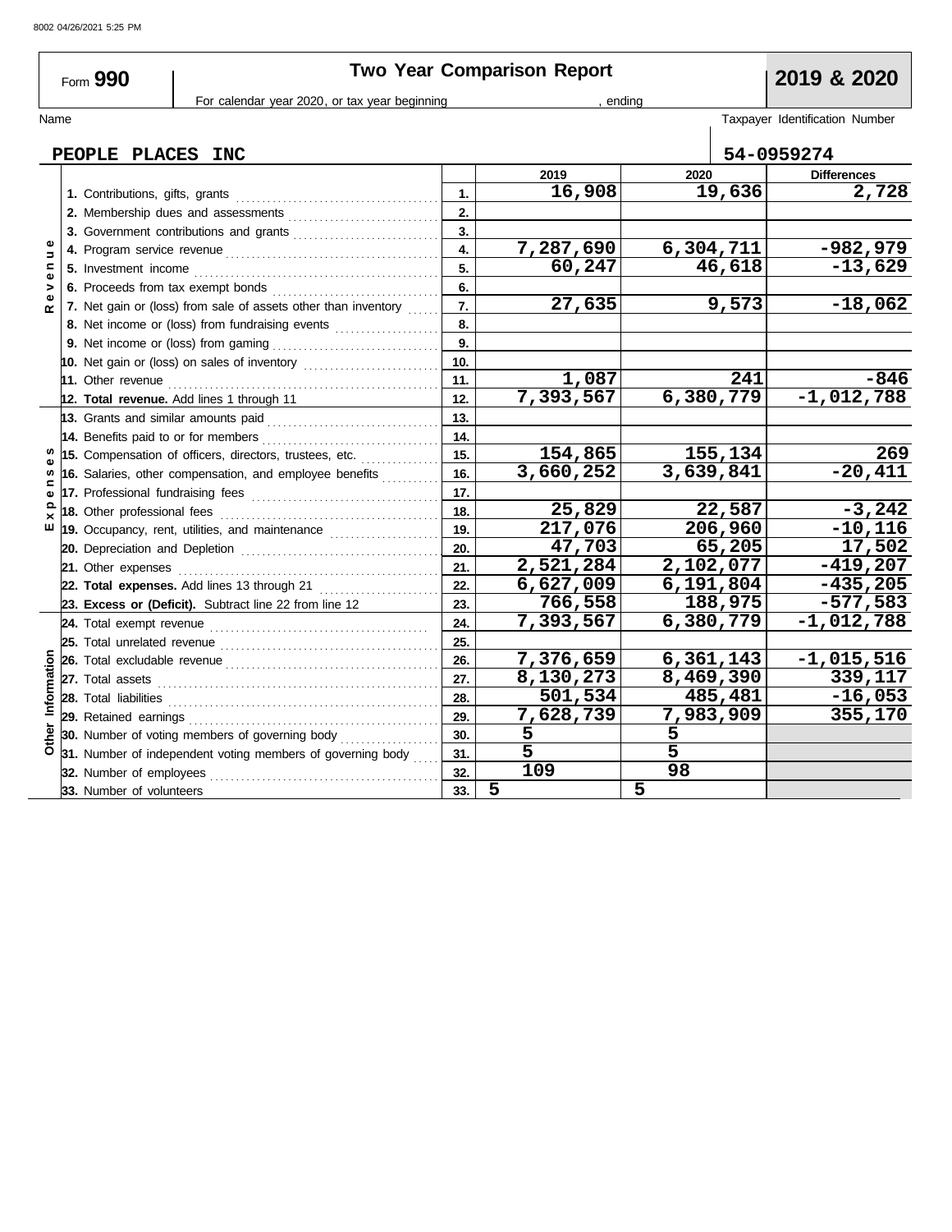# Form 990 — Two Year Comparison Report — 2019 & 2020

For calendar year 2020, or tax year beginning , ending

| Name | Taxpayer Identification Number |
|---|---|
| PEOPLE PLACES INC | 54-0959274 |

| Section | Description | Line | 2019 | 2020 | Differences |
|---|---|---|---|---|---|
| Revenue | 1. Contributions, gifts, grants | 1. | 16,908 | 19,636 | 2,728 |
| | 2. Membership dues and assessments | 2. | | | |
| | 3. Government contributions and grants | 3. | | | |
| | 4. Program service revenue | 4. | 7,287,690 | 6,304,711 | -982,979 |
| | 5. Investment income | 5. | 60,247 | 46,618 | -13,629 |
| | 6. Proceeds from tax exempt bonds | 6. | | | |
| | 7. Net gain or (loss) from sale of assets other than inventory | 7. | 27,635 | 9,573 | -18,062 |
| | 8. Net income or (loss) from fundraising events | 8. | | | |
| | 9. Net income or (loss) from gaming | 9. | | | |
| | 10. Net gain or (loss) on sales of inventory | 10. | | | |
| | 11. Other revenue | 11. | 1,087 | 241 | -846 |
| | **12. Total revenue.** Add lines 1 through 11 | 12. | 7,393,567 | 6,380,779 | -1,012,788 |
| Expenses | 13. Grants and similar amounts paid | 13. | | | |
| | 14. Benefits paid to or for members | 14. | | | |
| | 15. Compensation of officers, directors, trustees, etc. | 15. | 154,865 | 155,134 | 269 |
| | 16. Salaries, other compensation, and employee benefits | 16. | 3,660,252 | 3,639,841 | -20,411 |
| | 17. Professional fundraising fees | 17. | | | |
| | 18. Other professional fees | 18. | 25,829 | 22,587 | -3,242 |
| | 19. Occupancy, rent, utilities, and maintenance | 19. | 217,076 | 206,960 | -10,116 |
| | 20. Depreciation and Depletion | 20. | 47,703 | 65,205 | 17,502 |
| | 21. Other expenses | 21. | 2,521,284 | 2,102,077 | -419,207 |
| | **22. Total expenses.** Add lines 13 through 21 | 22. | 6,627,009 | 6,191,804 | -435,205 |
| | **23. Excess or (Deficit).** Subtract line 22 from line 12 | 23. | 766,558 | 188,975 | -577,583 |
| Other Information | 24. Total exempt revenue | 24. | 7,393,567 | 6,380,779 | -1,012,788 |
| | 25. Total unrelated revenue | 25. | | | |
| | 26. Total excludable revenue | 26. | 7,376,659 | 6,361,143 | -1,015,516 |
| | 27. Total assets | 27. | 8,130,273 | 8,469,390 | 339,117 |
| | 28. Total liabilities | 28. | 501,534 | 485,481 | -16,053 |
| | 29. Retained earnings | 29. | 7,628,739 | 7,983,909 | 355,170 |
| | 30. Number of voting members of governing body | 30. | 5 | 5 | |
| | 31. Number of independent voting members of governing body | 31. | 5 | 5 | |
| | 32. Number of employees | 32. | 109 | 98 | |
| | 33. Number of volunteers | 33. | 5 | 5 | |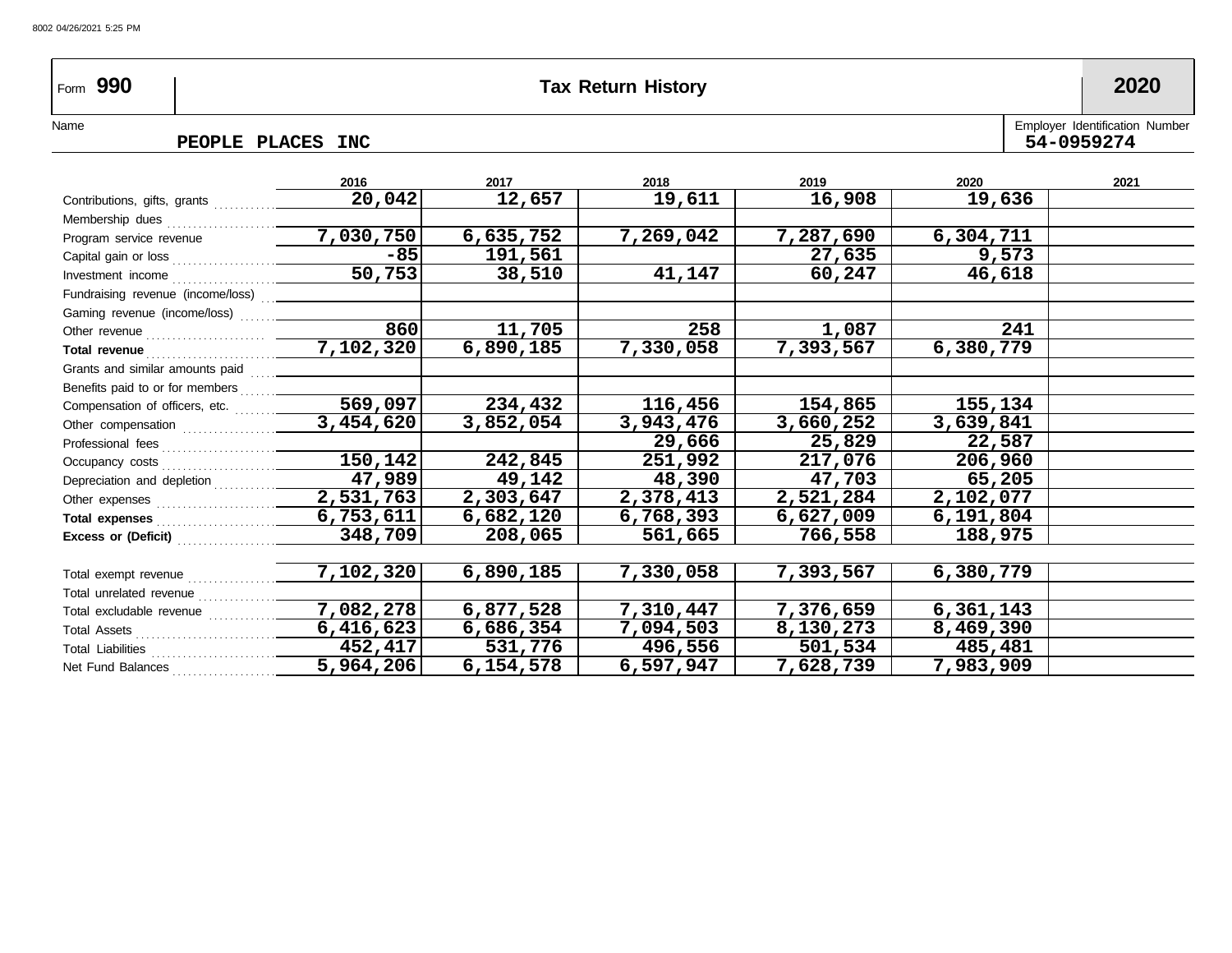Form **990** | **Tax Return History** | **2020**

Name: **PEOPLE PLACES INC**

Employer Identification Number: **54-0959274**

| | 2016 | 2017 | 2018 | 2019 | 2020 | 2021 |
|---|---|---|---|---|---|---|
| Contributions, gifts, grants | 20,042 | 12,657 | 19,611 | 16,908 | 19,636 | |
| Membership dues | | | | | | |
| Program service revenue | 7,030,750 | 6,635,752 | 7,269,042 | 7,287,690 | 6,304,711 | |
| Capital gain or loss | -85 | 191,561 | | 27,635 | 9,573 | |
| Investment income | 50,753 | 38,510 | 41,147 | 60,247 | 46,618 | |
| Fundraising revenue (income/loss) | | | | | | |
| Gaming revenue (income/loss) | | | | | | |
| Other revenue | 860 | 11,705 | 258 | 1,087 | 241 | |
| **Total revenue** | 7,102,320 | 6,890,185 | 7,330,058 | 7,393,567 | 6,380,779 | |
| Grants and similar amounts paid | | | | | | |
| Benefits paid to or for members | | | | | | |
| Compensation of officers, etc. | 569,097 | 234,432 | 116,456 | 154,865 | 155,134 | |
| Other compensation | 3,454,620 | 3,852,054 | 3,943,476 | 3,660,252 | 3,639,841 | |
| Professional fees | | | 29,666 | 25,829 | 22,587 | |
| Occupancy costs | 150,142 | 242,845 | 251,992 | 217,076 | 206,960 | |
| Depreciation and depletion | 47,989 | 49,142 | 48,390 | 47,703 | 65,205 | |
| Other expenses | 2,531,763 | 2,303,647 | 2,378,413 | 2,521,284 | 2,102,077 | |
| **Total expenses** | 6,753,611 | 6,682,120 | 6,768,393 | 6,627,009 | 6,191,804 | |
| **Excess or (Deficit)** | 348,709 | 208,065 | 561,665 | 766,558 | 188,975 | |
| | | | | | | |
| Total exempt revenue | 7,102,320 | 6,890,185 | 7,330,058 | 7,393,567 | 6,380,779 | |
| Total unrelated revenue | | | | | | |
| Total excludable revenue | 7,082,278 | 6,877,528 | 7,310,447 | 7,376,659 | 6,361,143 | |
| Total Assets | 6,416,623 | 6,686,354 | 7,094,503 | 8,130,273 | 8,469,390 | |
| Total Liabilities | 452,417 | 531,776 | 496,556 | 501,534 | 485,481 | |
| Net Fund Balances | 5,964,206 | 6,154,578 | 6,597,947 | 7,628,739 | 7,983,909 | |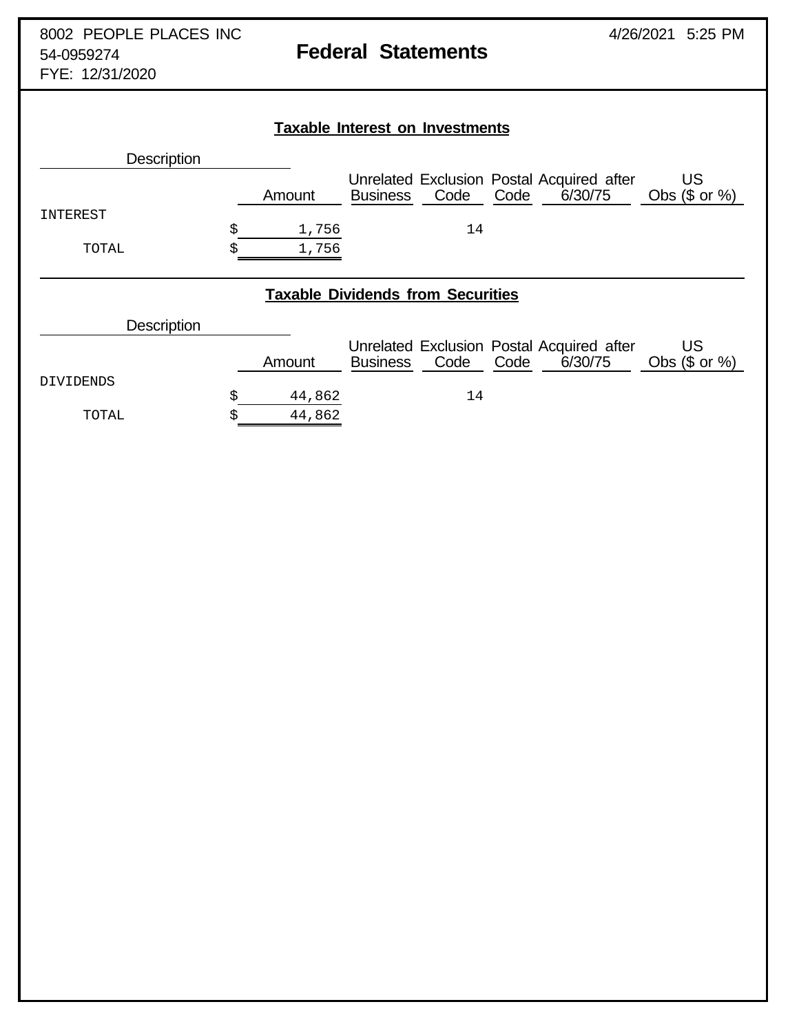8002 PEOPLE PLACES INC
54-0959274
FYE: 12/31/2020

# Federal Statements

4/26/2021 5:25 PM

## Taxable Interest on Investments

| Description | Amount | Unrelated Business | Exclusion Code | Postal Code | Acquired after 6/30/75 | US Obs ($ or %) |
|---|---|---|---|---|---|---|
| INTEREST | $ 1,756 | | 14 | | | |
| TOTAL | $ 1,756 | | | | | |

## Taxable Dividends from Securities

| Description | Amount | Unrelated Business | Exclusion Code | Postal Code | Acquired after 6/30/75 | US Obs ($ or %) |
|---|---|---|---|---|---|---|
| DIVIDENDS | $ 44,862 | | 14 | | | |
| TOTAL | $ 44,862 | | | | | |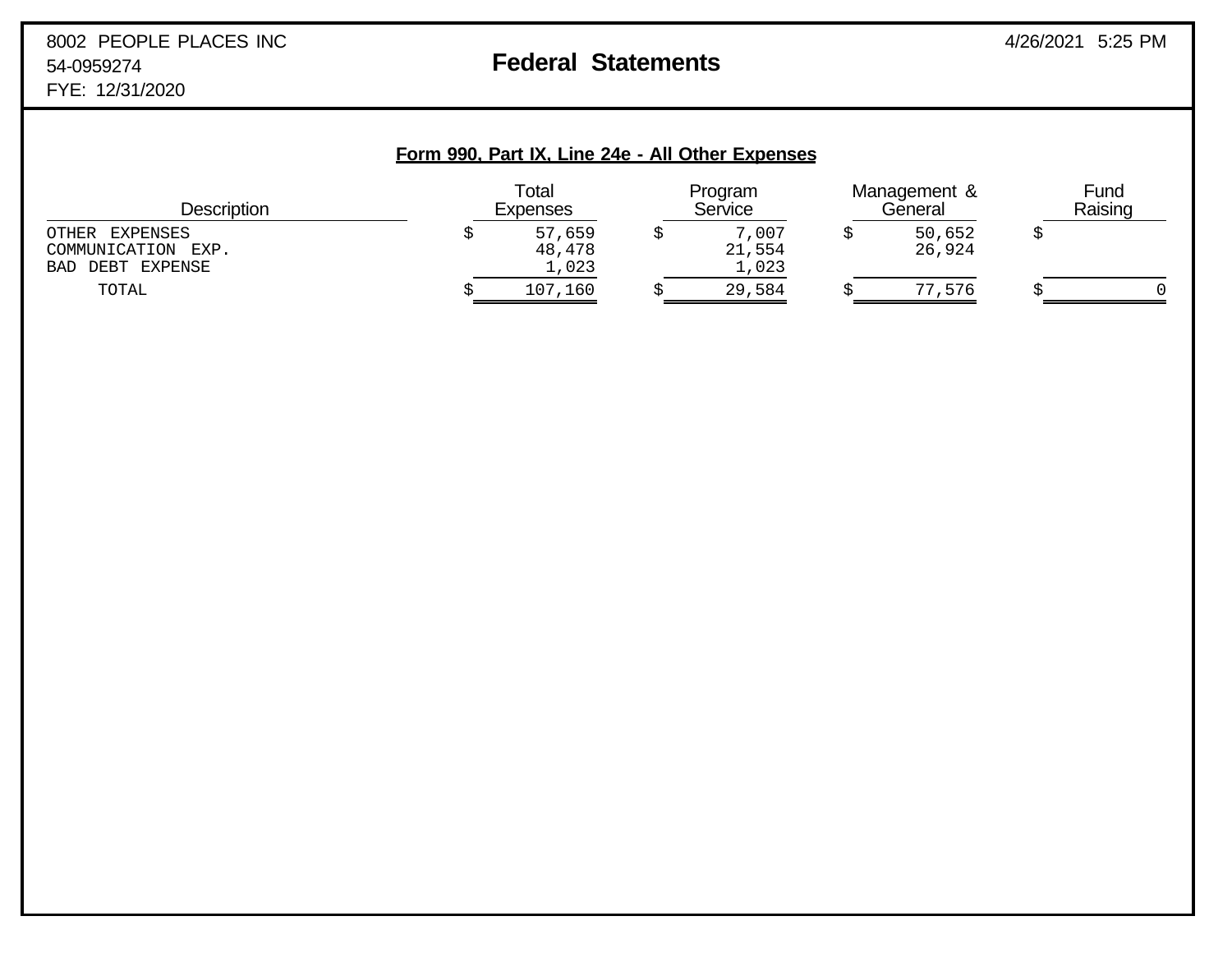8002 PEOPLE PLACES INC
54-0959274
FYE: 12/31/2020

# Federal Statements

4/26/2021 5:25 PM

## Form 990, Part IX, Line 24e - All Other Expenses

| Description | Total Expenses | Program Service | Management & General | Fund Raising |
|---|---|---|---|---|
| OTHER EXPENSES | $ 57,659 | $ 7,007 | $ 50,652 | $ |
| COMMUNICATION EXP. | 48,478 | 21,554 | 26,924 | |
| BAD DEBT EXPENSE | 1,023 | 1,023 | | |
| TOTAL | $ 107,160 | $ 29,584 | $ 77,576 | $ 0 |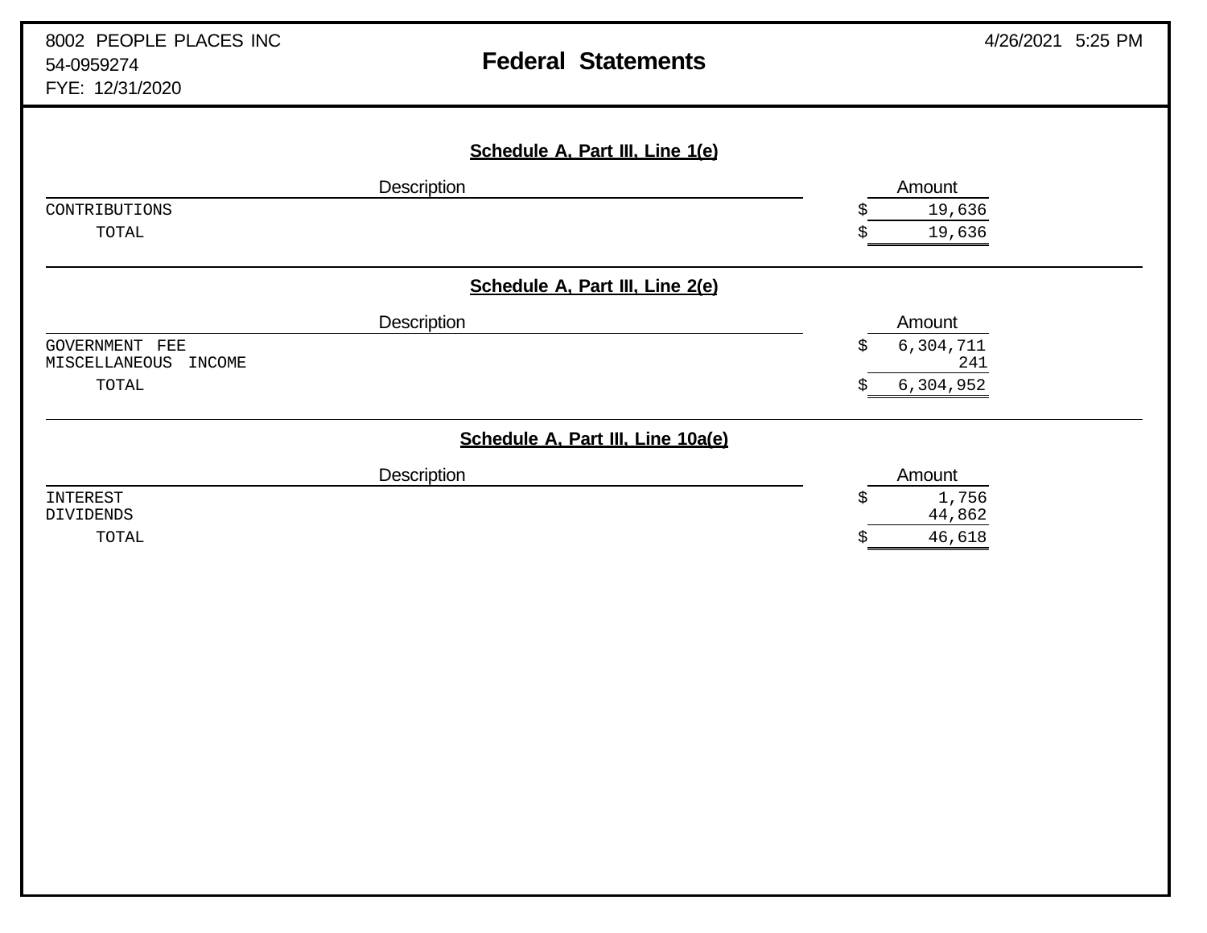8002 PEOPLE PLACES INC
54-0959274
FYE: 12/31/2020

4/26/2021 5:25 PM

# Federal Statements

## Schedule A, Part III, Line 1(e)

| Description | Amount |
|---|---|
| CONTRIBUTIONS | $ 19,636 |
| TOTAL | $ 19,636 |

## Schedule A, Part III, Line 2(e)

| Description | Amount |
|---|---|
| GOVERNMENT FEE | $ 6,304,711 |
| MISCELLANEOUS INCOME | 241 |
| TOTAL | $ 6,304,952 |

## Schedule A, Part III, Line 10a(e)

| Description | Amount |
|---|---|
| INTEREST | $ 1,756 |
| DIVIDENDS | 44,862 |
| TOTAL | $ 46,618 |